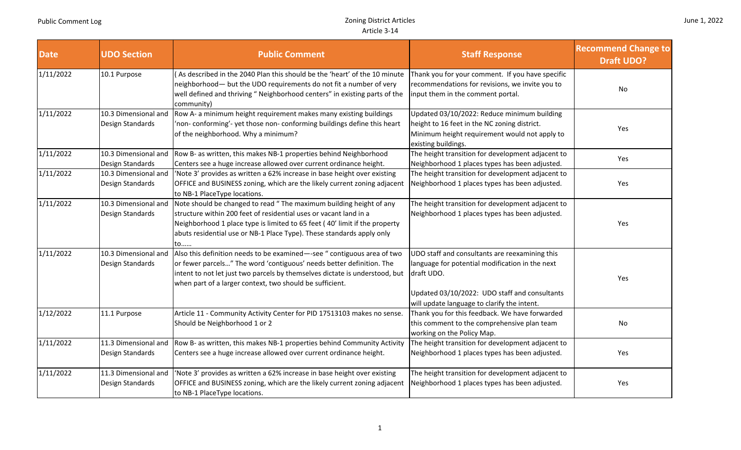| Date | UDO Section | Public Comment | Staff Response | Recommend Change to Draft UDO? |
|---|---|---|---|---|
| 1/11/2022 | 10.1 Purpose | ( As described in the 2040 Plan this should be the 'heart' of the 10 minute neighborhood— but the UDO requirements do not fit a number of very well defined and thriving " Neighborhood centers" in existing parts of the community) | Thank you for your comment. If you have specific recommendations for revisions, we invite you to input them in the comment portal. | No |
| 1/11/2022 | 10.3 Dimensional and Design Standards | Row A- a minimum height requirement makes many existing buildings 'non- conforming'- yet those non- conforming buildings define this heart of the neighborhood. Why a minimum? | Updated 03/10/2022: Reduce minimum building height to 16 feet in the NC zoning district. Minimum height requirement would not apply to existing buildings. | Yes |
| 1/11/2022 | 10.3 Dimensional and Design Standards | Row B- as written, this makes NB-1 properties behind Neighborhood Centers see a huge increase allowed over current ordinance height. | The height transition for development adjacent to Neighborhood 1 places types has been adjusted. | Yes |
| 1/11/2022 | 10.3 Dimensional and Design Standards | 'Note 3' provides as written a 62% increase in base height over existing OFFICE and BUSINESS zoning, which are the likely current zoning adjacent to NB-1 PlaceType locations. | The height transition for development adjacent to Neighborhood 1 places types has been adjusted. | Yes |
| 1/11/2022 | 10.3 Dimensional and Design Standards | Note should be changed to read " The maximum building height of any structure within 200 feet of residential uses or vacant land in a Neighborhood 1 place type is limited to 65 feet ( 40' limit if the property abuts residential use or NB-1 Place Type). These standards apply only to…… | The height transition for development adjacent to Neighborhood 1 places types has been adjusted. | Yes |
| 1/11/2022 | 10.3 Dimensional and Design Standards | Also this definition needs to be examined—-see " contiguous area of two or fewer parcels…" The word 'contiguous' needs better definition. The intent to not let just two parcels by themselves dictate is understood, but when part of a larger context, two should be sufficient. | UDO staff and consultants are reexamining this language for potential modification in the next draft UDO.<br><br>Updated 03/10/2022: UDO staff and consultants will update language to clarify the intent. | Yes |
| 1/12/2022 | 11.1 Purpose | Article 11 - Community Activity Center for PID 17513103 makes no sense. Should be Neighborhood 1 or 2 | Thank you for this feedback. We have forwarded this comment to the comprehensive plan team working on the Policy Map. | No |
| 1/11/2022 | 11.3 Dimensional and Design Standards | Row B- as written, this makes NB-1 properties behind Community Activity Centers see a huge increase allowed over current ordinance height. | The height transition for development adjacent to Neighborhood 1 places types has been adjusted. | Yes |
| 1/11/2022 | 11.3 Dimensional and Design Standards | 'Note 3' provides as written a 62% increase in base height over existing OFFICE and BUSINESS zoning, which are the likely current zoning adjacent to NB-1 PlaceType locations. | The height transition for development adjacent to Neighborhood 1 places types has been adjusted. | Yes |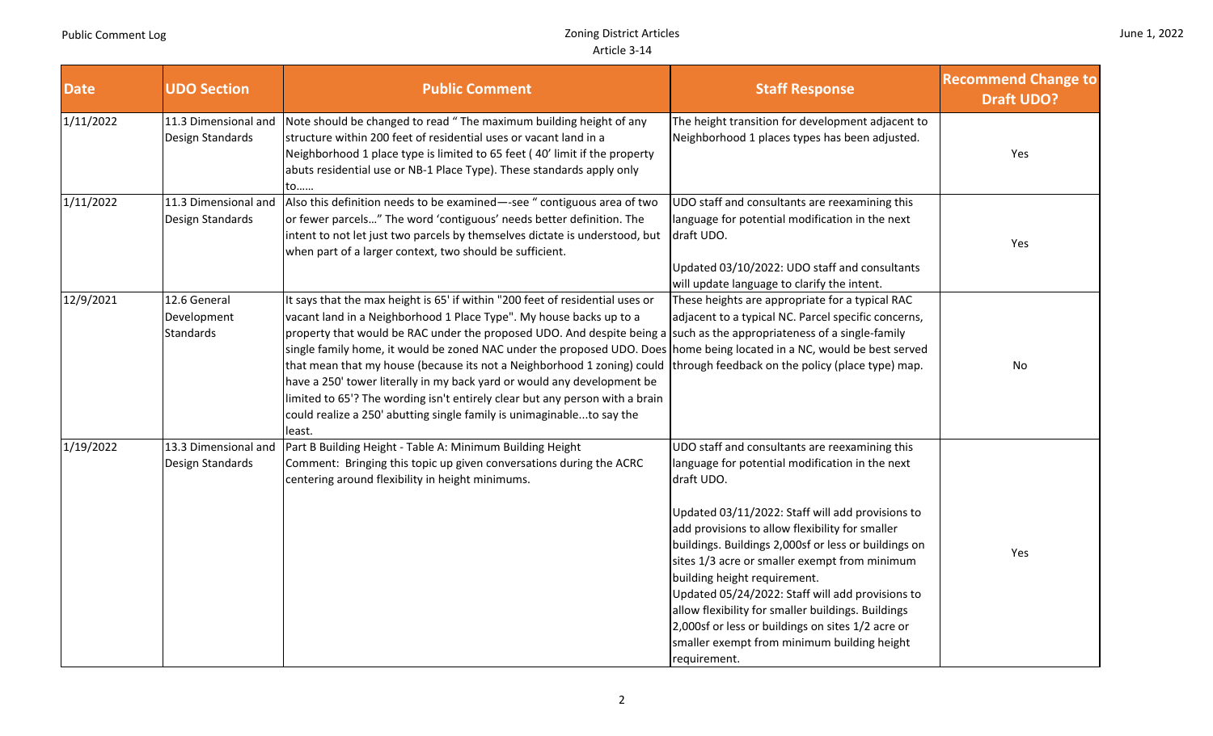| Date | UDO Section | Public Comment | Staff Response | Recommend Change to Draft UDO? |
|---|---|---|---|---|
| 1/11/2022 | 11.3 Dimensional and Design Standards | Note should be changed to read " The maximum building height of any structure within 200 feet of residential uses or vacant land in a Neighborhood 1 place type is limited to 65 feet ( 40' limit if the property abuts residential use or NB-1 Place Type). These standards apply only to…… | The height transition for development adjacent to Neighborhood 1 places types has been adjusted. | Yes |
| 1/11/2022 | 11.3 Dimensional and Design Standards | Also this definition needs to be examined—-see " contiguous area of two or fewer parcels…" The word 'contiguous' needs better definition. The intent to not let just two parcels by themselves dictate is understood, but when part of a larger context, two should be sufficient. | UDO staff and consultants are reexamining this language for potential modification in the next draft UDO.<br><br>Updated 03/10/2022: UDO staff and consultants will update language to clarify the intent. | Yes |
| 12/9/2021 | 12.6 General Development Standards | It says that the max height is 65' if within "200 feet of residential uses or vacant land in a Neighborhood 1 Place Type". My house backs up to a property that would be RAC under the proposed UDO. And despite being a single family home, it would be zoned NAC under the proposed UDO. Does that mean that my house (because its not a Neighborhood 1 zoning) could have a 250' tower literally in my back yard or would any development be limited to 65'? The wording isn't entirely clear but any person with a brain could realize a 250' abutting single family is unimaginable...to say the least. | These heights are appropriate for a typical RAC adjacent to a typical NC. Parcel specific concerns, such as the appropriateness of a single-family home being located in a NC, would be best served through feedback on the policy (place type) map. | No |
| 1/19/2022 | 13.3 Dimensional and Design Standards | Part B Building Height - Table A: Minimum Building Height<br>Comment: Bringing this topic up given conversations during the ACRC centering around flexibility in height minimums. | UDO staff and consultants are reexamining this language for potential modification in the next draft UDO.<br><br>Updated 03/11/2022: Staff will add provisions to add provisions to allow flexibility for smaller buildings. Buildings 2,000sf or less or buildings on sites 1/3 acre or smaller exempt from minimum building height requirement.<br>Updated 05/24/2022: Staff will add provisions to allow flexibility for smaller buildings. Buildings 2,000sf or less or buildings on sites 1/2 acre or smaller exempt from minimum building height requirement. | Yes |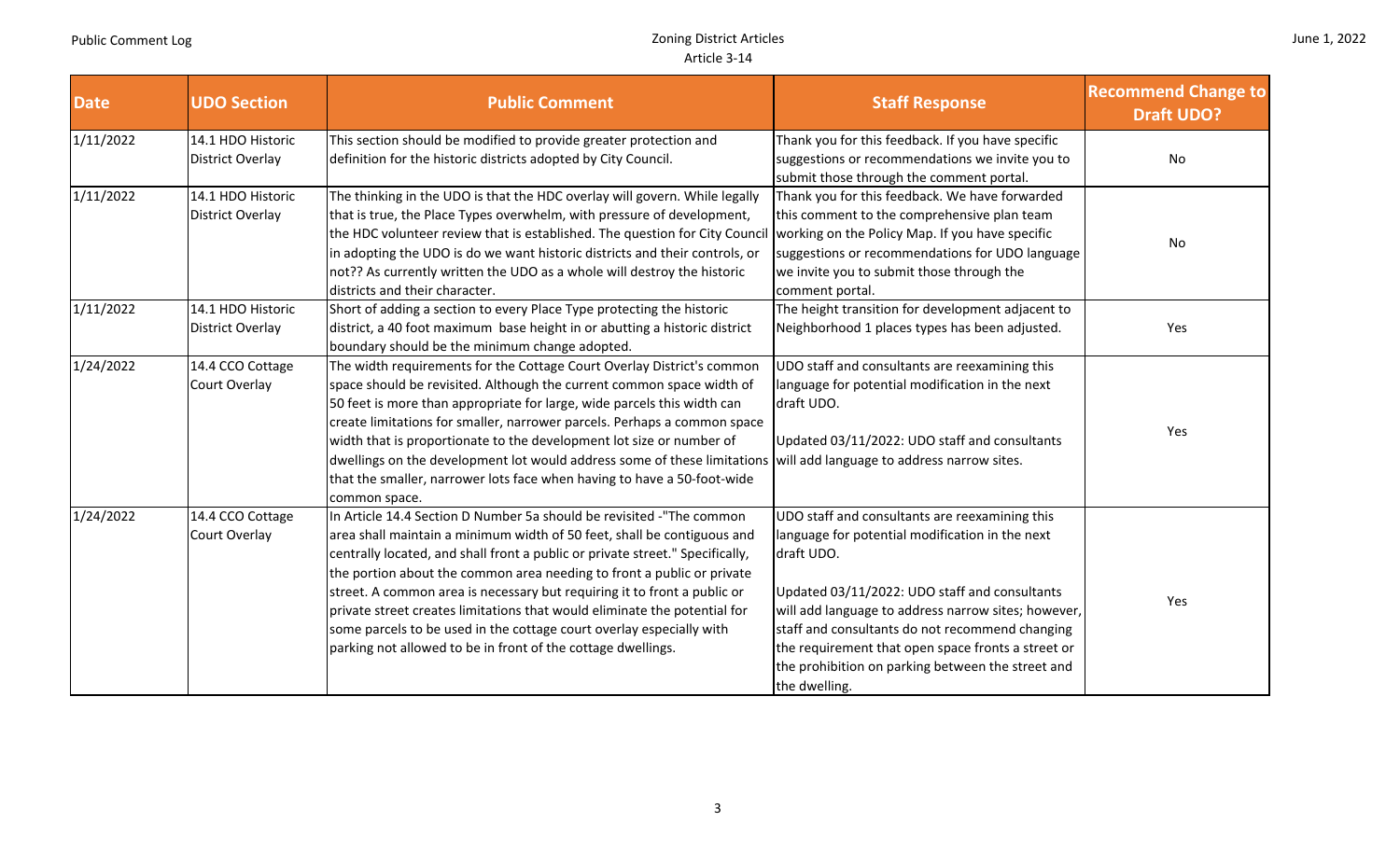| Date | UDO Section | Public Comment | Staff Response | Recommend Change to Draft UDO? |
|---|---|---|---|---|
| 1/11/2022 | 14.1 HDO Historic District Overlay | This section should be modified to provide greater protection and definition for the historic districts adopted by City Council. | Thank you for this feedback. If you have specific suggestions or recommendations we invite you to submit those through the comment portal. | No |
| 1/11/2022 | 14.1 HDO Historic District Overlay | The thinking in the UDO is that the HDC overlay will govern. While legally that is true, the Place Types overwhelm, with pressure of development, the HDC volunteer review that is established. The question for City Council in adopting the UDO is do we want historic districts and their controls, or not?? As currently written the UDO as a whole will destroy the historic districts and their character. | Thank you for this feedback. We have forwarded this comment to the comprehensive plan team working on the Policy Map. If you have specific suggestions or recommendations for UDO language we invite you to submit those through the comment portal. | No |
| 1/11/2022 | 14.1 HDO Historic District Overlay | Short of adding a section to every Place Type protecting the historic district, a 40 foot maximum base height in or abutting a historic district boundary should be the minimum change adopted. | The height transition for development adjacent to Neighborhood 1 places types has been adjusted. | Yes |
| 1/24/2022 | 14.4 CCO Cottage Court Overlay | The width requirements for the Cottage Court Overlay District's common space should be revisited. Although the current common space width of 50 feet is more than appropriate for large, wide parcels this width can create limitations for smaller, narrower parcels. Perhaps a common space width that is proportionate to the development lot size or number of dwellings on the development lot would address some of these limitations that the smaller, narrower lots face when having to have a 50-foot-wide common space. | UDO staff and consultants are reexamining this language for potential modification in the next draft UDO.<br><br>Updated 03/11/2022: UDO staff and consultants will add language to address narrow sites. | Yes |
| 1/24/2022 | 14.4 CCO Cottage Court Overlay | In Article 14.4 Section D Number 5a should be revisited -"The common area shall maintain a minimum width of 50 feet, shall be contiguous and centrally located, and shall front a public or private street." Specifically, the portion about the common area needing to front a public or private street. A common area is necessary but requiring it to front a public or private street creates limitations that would eliminate the potential for some parcels to be used in the cottage court overlay especially with parking not allowed to be in front of the cottage dwellings. | UDO staff and consultants are reexamining this language for potential modification in the next draft UDO.<br><br>Updated 03/11/2022: UDO staff and consultants will add language to address narrow sites; however, staff and consultants do not recommend changing the requirement that open space fronts a street or the prohibition on parking between the street and the dwelling. | Yes |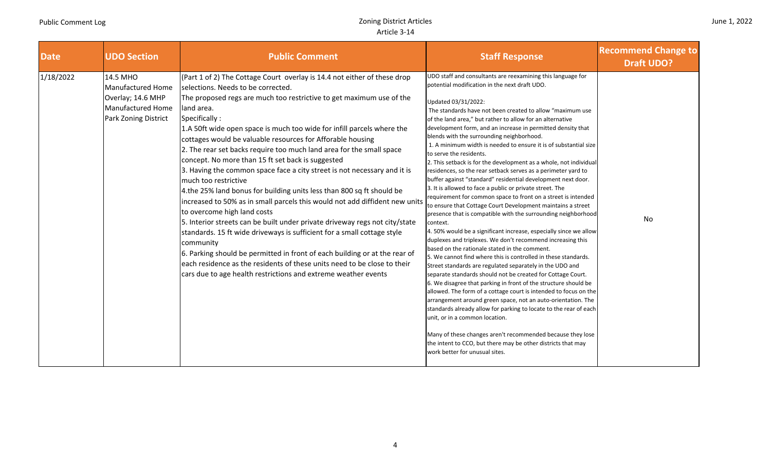| Date | UDO Section | Public Comment | Staff Response | Recommend Change to Draft UDO? |
|---|---|---|---|---|
| 1/18/2022 | 14.5 MHO Manufactured Home Overlay; 14.6 MHP Manufactured Home Park Zoning District | (Part 1 of 2) The Cottage Court overlay is 14.4 not either of these drop selections. Needs to be corrected.<br>The proposed regs are much too restrictive to get maximum use of the land area.<br>Specifically :<br>1.A 50ft wide open space is much too wide for infill parcels where the cottages would be valuable resources for Afforable housing<br>2. The rear set backs require too much land area for the small space concept. No more than 15 ft set back is suggested<br>3. Having the common space face a city street is not necessary and it is much too restrictive<br>4.the 25% land bonus for building units less than 800 sq ft should be increased to 50% as in small parcels this would not add diffident new units to overcome high land costs<br>5. Interior streets can be built under private driveway regs not city/state standards. 15 ft wide driveways is sufficient for a small cottage style community<br>6. Parking should be permitted in front of each building or at the rear of each residence as the residents of these units need to be close to their cars due to age health restrictions and extreme weather events | UDO staff and consultants are reexamining this language for potential modification in the next draft UDO.<br><br>Updated 03/31/2022:<br>The standards have not been created to allow "maximum use of the land area," but rather to allow for an alternative development form, and an increase in permitted density that blends with the surrounding neighborhood.<br>1. A minimum width is needed to ensure it is of substantial size to serve the residents.<br>2. This setback is for the development as a whole, not individual residences, so the rear setback serves as a perimeter yard to buffer against "standard" residential development next door.<br>3. It is allowed to face a public or private street. The requirement for common space to front on a street is intended to ensure that Cottage Court Development maintains a street presence that is compatible with the surrounding neighborhood context.<br>4. 50% would be a significant increase, especially since we allow duplexes and triplexes. We don't recommend increasing this based on the rationale stated in the comment.<br>5. We cannot find where this is controlled in these standards. Street standards are regulated separately in the UDO and separate standards should not be created for Cottage Court.<br>6. We disagree that parking in front of the structure should be allowed. The form of a cottage court is intended to focus on the arrangement around green space, not an auto-orientation. The standards already allow for parking to locate to the rear of each unit, or in a common location.<br><br>Many of these changes aren't recommended because they lose the intent to CCO, but there may be other districts that may work better for unusual sites. | No |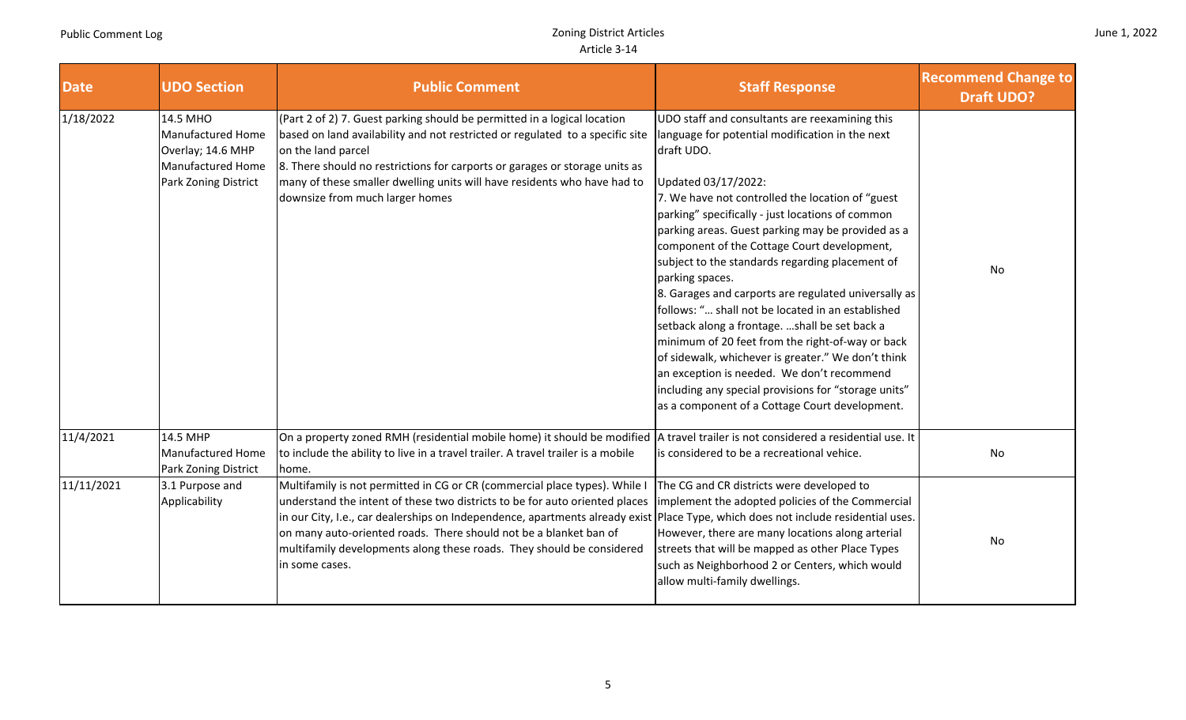| Date | UDO Section | Public Comment | Staff Response | Recommend Change to Draft UDO? |
|---|---|---|---|---|
| 1/18/2022 | 14.5 MHO Manufactured Home Overlay; 14.6 MHP Manufactured Home Park Zoning District | (Part 2 of 2) 7. Guest parking should be permitted in a logical location based on land availability and not restricted or regulated to a specific site on the land parcel<br>8. There should no restrictions for carports or garages or storage units as many of these smaller dwelling units will have residents who have had to downsize from much larger homes | UDO staff and consultants are reexamining this language for potential modification in the next draft UDO.<br><br>Updated 03/17/2022:<br>7. We have not controlled the location of "guest parking" specifically - just locations of common parking areas. Guest parking may be provided as a component of the Cottage Court development, subject to the standards regarding placement of parking spaces.<br>8. Garages and carports are regulated universally as follows: "… shall not be located in an established setback along a frontage. …shall be set back a minimum of 20 feet from the right-of-way or back of sidewalk, whichever is greater." We don't think an exception is needed. We don't recommend including any special provisions for "storage units" as a component of a Cottage Court development. | No |
| 11/4/2021 | 14.5 MHP Manufactured Home Park Zoning District | On a property zoned RMH (residential mobile home) it should be modified to include the ability to live in a travel trailer. A travel trailer is a mobile home. | A travel trailer is not considered a residential use. It is considered to be a recreational vehice. | No |
| 11/11/2021 | 3.1 Purpose and Applicability | Multifamily is not permitted in CG or CR (commercial place types). While I understand the intent of these two districts to be for auto oriented places in our City, I.e., car dealerships on Independence, apartments already exist on many auto-oriented roads. There should not be a blanket ban of multifamily developments along these roads. They should be considered in some cases. | The CG and CR districts were developed to implement the adopted policies of the Commercial Place Type, which does not include residential uses. However, there are many locations along arterial streets that will be mapped as other Place Types such as Neighborhood 2 or Centers, which would allow multi-family dwellings. | No |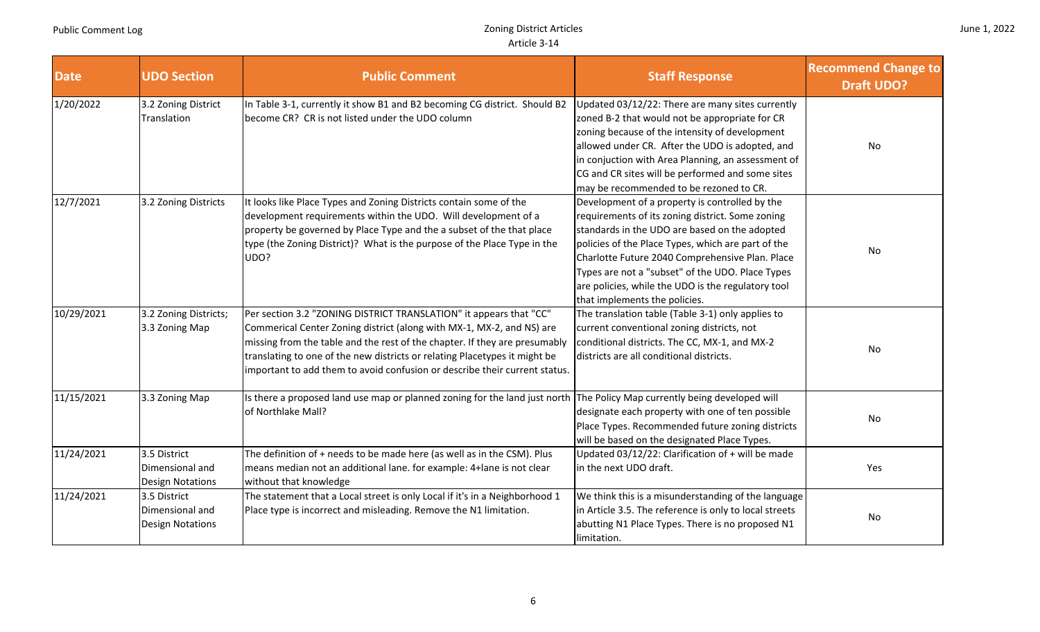| Date | UDO Section | Public Comment | Staff Response | Recommend Change to Draft UDO? |
|---|---|---|---|---|
| 1/20/2022 | 3.2 Zoning District Translation | In Table 3-1, currently it show B1 and B2 becoming CG district. Should B2 become CR? CR is not listed under the UDO column | Updated 03/12/22: There are many sites currently zoned B-2 that would not be appropriate for CR zoning because of the intensity of development allowed under CR. After the UDO is adopted, and in conjuction with Area Planning, an assessment of CG and CR sites will be performed and some sites may be recommended to be rezoned to CR. | No |
| 12/7/2021 | 3.2 Zoning Districts | It looks like Place Types and Zoning Districts contain some of the development requirements within the UDO. Will development of a property be governed by Place Type and the a subset of the that place type (the Zoning District)? What is the purpose of the Place Type in the UDO? | Development of a property is controlled by the requirements of its zoning district. Some zoning standards in the UDO are based on the adopted policies of the Place Types, which are part of the Charlotte Future 2040 Comprehensive Plan. Place Types are not a "subset" of the UDO. Place Types are policies, while the UDO is the regulatory tool that implements the policies. | No |
| 10/29/2021 | 3.2 Zoning Districts; 3.3 Zoning Map | Per section 3.2 "ZONING DISTRICT TRANSLATION" it appears that "CC" Commerical Center Zoning district (along with MX-1, MX-2, and NS) are missing from the table and the rest of the chapter. If they are presumably translating to one of the new districts or relating Placetypes it might be important to add them to avoid confusion or describe their current status. | The translation table (Table 3-1) only applies to current conventional zoning districts, not conditional districts. The CC, MX-1, and MX-2 districts are all conditional districts. | No |
| 11/15/2021 | 3.3 Zoning Map | Is there a proposed land use map or planned zoning for the land just north of Northlake Mall? | The Policy Map currently being developed will designate each property with one of ten possible Place Types. Recommended future zoning districts will be based on the designated Place Types. | No |
| 11/24/2021 | 3.5 District Dimensional and Design Notations | The definition of + needs to be made here (as well as in the CSM). Plus means median not an additional lane. for example: 4+lane is not clear without that knowledge | Updated 03/12/22: Clarification of + will be made in the next UDO draft. | Yes |
| 11/24/2021 | 3.5 District Dimensional and Design Notations | The statement that a Local street is only Local if it's in a Neighborhood 1 Place type is incorrect and misleading. Remove the N1 limitation. | We think this is a misunderstanding of the language in Article 3.5. The reference is only to local streets abutting N1 Place Types. There is no proposed N1 limitation. | No |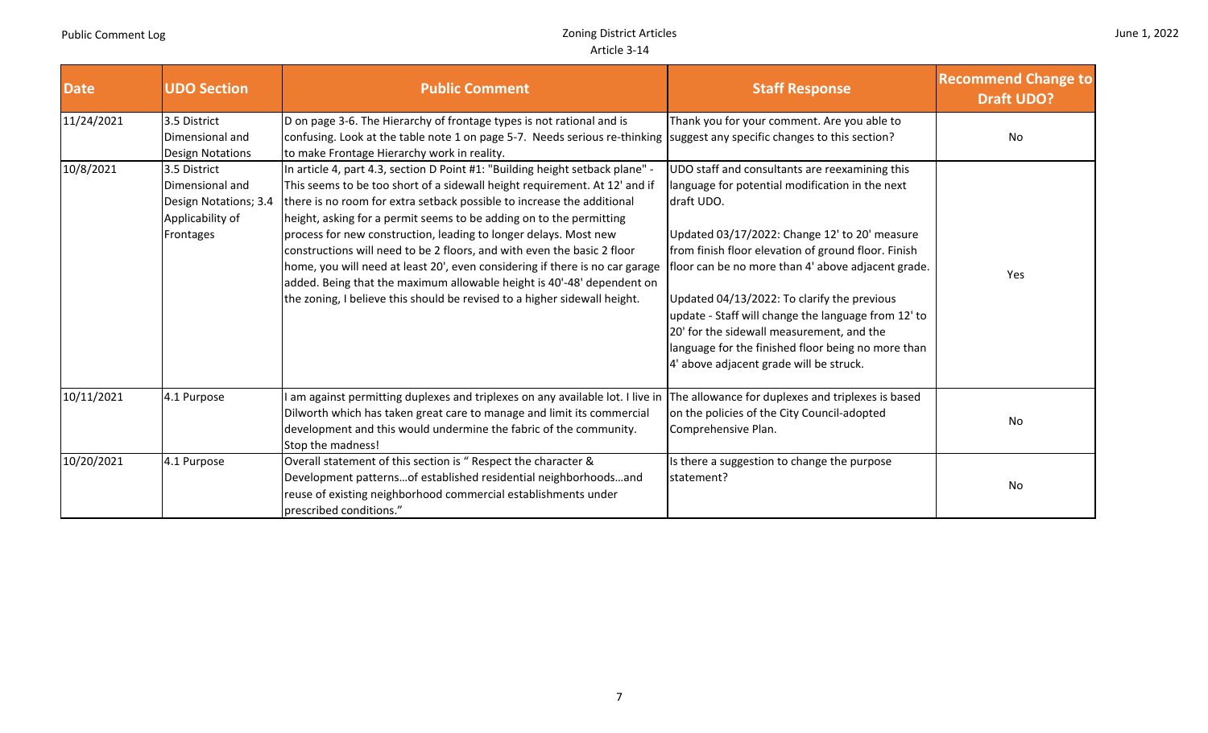| Date | UDO Section | Public Comment | Staff Response | Recommend Change to Draft UDO? |
|---|---|---|---|---|
| 11/24/2021 | 3.5 District Dimensional and Design Notations | D on page 3-6. The Hierarchy of frontage types is not rational and is confusing. Look at the table note 1 on page 5-7. Needs serious re-thinking to make Frontage Hierarchy work in reality. | Thank you for your comment. Are you able to suggest any specific changes to this section? | No |
| 10/8/2021 | 3.5 District Dimensional and Design Notations; 3.4 Applicability of Frontages | In article 4, part 4.3, section D Point #1: "Building height setback plane" - This seems to be too short of a sidewall height requirement. At 12' and if there is no room for extra setback possible to increase the additional height, asking for a permit seems to be adding on to the permitting process for new construction, leading to longer delays. Most new constructions will need to be 2 floors, and with even the basic 2 floor home, you will need at least 20', even considering if there is no car garage added. Being that the maximum allowable height is 40'-48' dependent on the zoning, I believe this should be revised to a higher sidewall height. | UDO staff and consultants are reexamining this language for potential modification in the next draft UDO.<br><br>Updated 03/17/2022: Change 12' to 20' measure from finish floor elevation of ground floor. Finish floor can be no more than 4' above adjacent grade.<br><br>Updated 04/13/2022: To clarify the previous update - Staff will change the language from 12' to 20' for the sidewall measurement, and the language for the finished floor being no more than 4' above adjacent grade will be struck. | Yes |
| 10/11/2021 | 4.1 Purpose | I am against permitting duplexes and triplexes on any available lot. I live in Dilworth which has taken great care to manage and limit its commercial development and this would undermine the fabric of the community. Stop the madness! | The allowance for duplexes and triplexes is based on the policies of the City Council-adopted Comprehensive Plan. | No |
| 10/20/2021 | 4.1 Purpose | Overall statement of this section is " Respect the character & Development patterns…of established residential neighborhoods…and reuse of existing neighborhood commercial establishments under prescribed conditions." | Is there a suggestion to change the purpose statement? | No |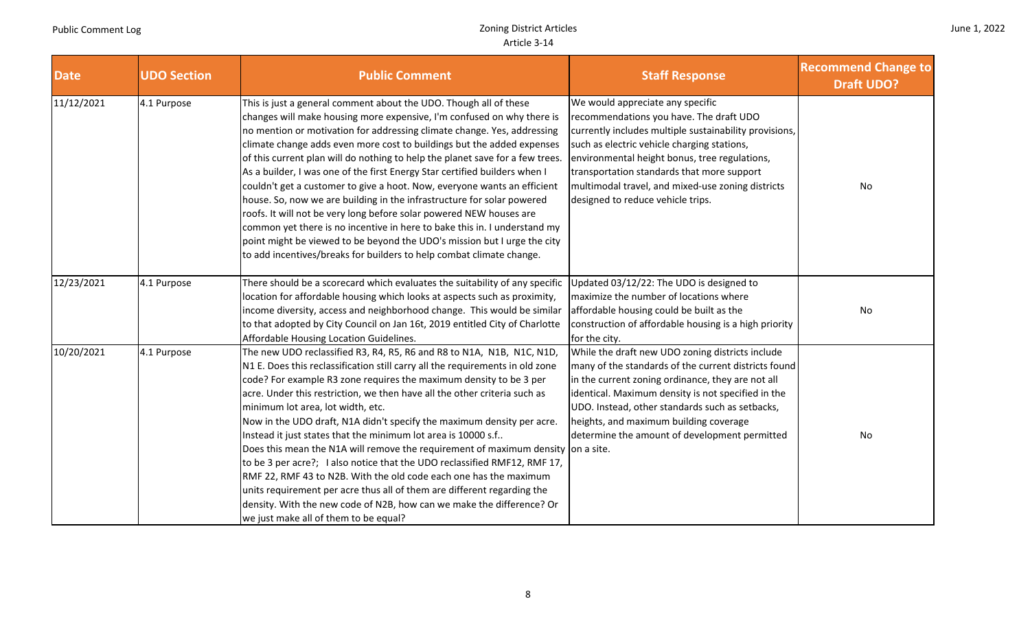| Date | UDO Section | Public Comment | Staff Response | Recommend Change to Draft UDO? |
| --- | --- | --- | --- | --- |
| 11/12/2021 | 4.1 Purpose | This is just a general comment about the UDO. Though all of these changes will make housing more expensive, I'm confused on why there is no mention or motivation for addressing climate change. Yes, addressing climate change adds even more cost to buildings but the added expenses of this current plan will do nothing to help the planet save for a few trees. As a builder, I was one of the first Energy Star certified builders when I couldn't get a customer to give a hoot. Now, everyone wants an efficient house. So, now we are building in the infrastructure for solar powered roofs. It will not be very long before solar powered NEW houses are common yet there is no incentive in here to bake this in. I understand my point might be viewed to be beyond the UDO's mission but I urge the city to add incentives/breaks for builders to help combat climate change. | We would appreciate any specific recommendations you have. The draft UDO currently includes multiple sustainability provisions, such as electric vehicle charging stations, environmental height bonus, tree regulations, transportation standards that more support multimodal travel, and mixed-use zoning districts designed to reduce vehicle trips. | No |
| 12/23/2021 | 4.1 Purpose | There should be a scorecard which evaluates the suitability of any specific location for affordable housing which looks at aspects such as proximity, income diversity, access and neighborhood change. This would be similar to that adopted by City Council on Jan 16t, 2019 entitled City of Charlotte Affordable Housing Location Guidelines. | Updated 03/12/22: The UDO is designed to maximize the number of locations where affordable housing could be built as the construction of affordable housing is a high priority for the city. | No |
| 10/20/2021 | 4.1 Purpose | The new UDO reclassified R3, R4, R5, R6 and R8 to N1A, N1B, N1C, N1D, N1 E. Does this reclassification still carry all the requirements in old zone code? For example R3 zone requires the maximum density to be 3 per acre. Under this restriction, we then have all the other criteria such as minimum lot area, lot width, etc.<br>Now in the UDO draft, N1A didn't specify the maximum density per acre. Instead it just states that the minimum lot area is 10000 s.f..<br>Does this mean the N1A will remove the requirement of maximum density to be 3 per acre?; I also notice that the UDO reclassified RMF12, RMF 17, RMF 22, RMF 43 to N2B. With the old code each one has the maximum units requirement per acre thus all of them are different regarding the density. With the new code of N2B, how can we make the difference? Or we just make all of them to be equal? | While the draft new UDO zoning districts include many of the standards of the current districts found in the current zoning ordinance, they are not all identical. Maximum density is not specified in the UDO. Instead, other standards such as setbacks, heights, and maximum building coverage determine the amount of development permitted on a site. | No |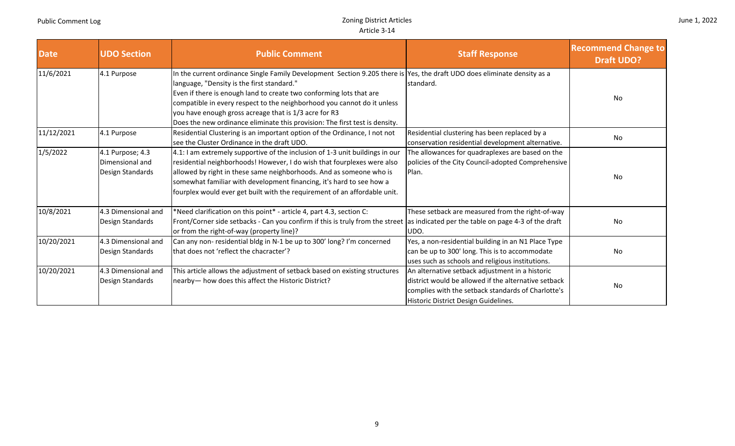| Date | UDO Section | Public Comment | Staff Response | Recommend Change to Draft UDO? |
|---|---|---|---|---|
| 11/6/2021 | 4.1 Purpose | In the current ordinance Single Family Development Section 9.205 there is language, "Density is the first standard." Even if there is enough land to create two conforming lots that are compatible in every respect to the neighborhood you cannot do it unless you have enough gross acreage that is 1/3 acre for R3 Does the new ordinance eliminate this provision: The first test is density. | Yes, the draft UDO does eliminate density as a standard. | No |
| 11/12/2021 | 4.1 Purpose | Residential Clustering is an important option of the Ordinance, I not not see the Cluster Ordinance in the draft UDO. | Residential clustering has been replaced by a conservation residential development alternative. | No |
| 1/5/2022 | 4.1 Purpose; 4.3 Dimensional and Design Standards | 4.1: I am extremely supportive of the inclusion of 1-3 unit buildings in our residential neighborhoods! However, I do wish that fourplexes were also allowed by right in these same neighborhoods. And as someone who is somewhat familiar with development financing, it's hard to see how a fourplex would ever get built with the requirement of an affordable unit. | The allowances for quadraplexes are based on the policies of the City Council-adopted Comprehensive Plan. | No |
| 10/8/2021 | 4.3 Dimensional and Design Standards | *Need clarification on this point* - article 4, part 4.3, section C: Front/Corner side setbacks - Can you confirm if this is truly from the street or from the right-of-way (property line)? | These setback are measured from the right-of-way as indicated per the table on page 4-3 of the draft UDO. | No |
| 10/20/2021 | 4.3 Dimensional and Design Standards | Can any non- residential bldg in N-1 be up to 300' long? I'm concerned that does not 'reflect the chacracter'? | Yes, a non-residential building in an N1 Place Type can be up to 300' long. This is to accommodate uses such as schools and religious institutions. | No |
| 10/20/2021 | 4.3 Dimensional and Design Standards | This article allows the adjustment of setback based on existing structures nearby— how does this affect the Historic District? | An alternative setback adjustment in a historic district would be allowed if the alternative setback complies with the setback standards of Charlotte's Historic District Design Guidelines. | No |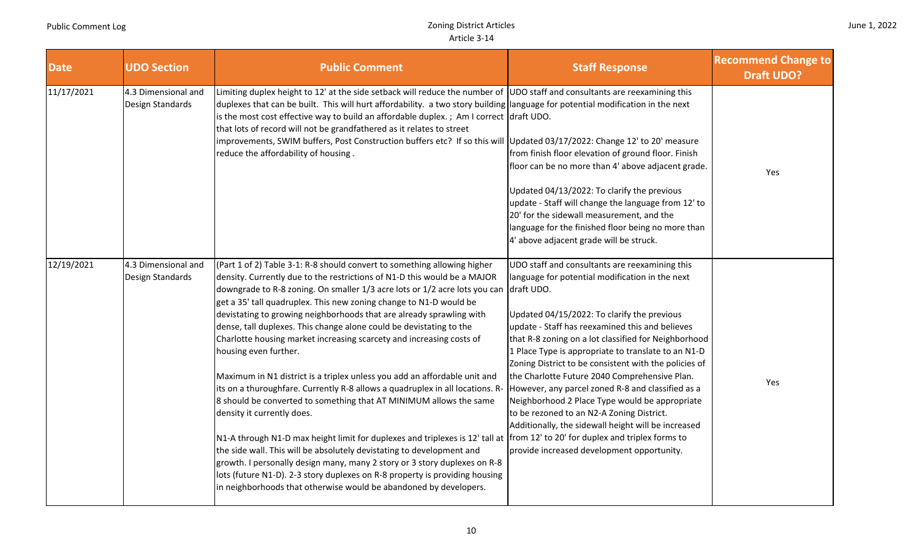| Date | UDO Section | Public Comment | Staff Response | Recommend Change to Draft UDO? |
|---|---|---|---|---|
| 11/17/2021 | 4.3 Dimensional and Design Standards | Limiting duplex height to 12' at the side setback will reduce the number of duplexes that can be built. This will hurt affordability. a two story building is the most cost effective way to build an affordable duplex. ; Am I correct that lots of record will not be grandfathered as it relates to street improvements, SWIM buffers, Post Construction buffers etc? If so this will reduce the affordability of housing . | UDO staff and consultants are reexamining this language for potential modification in the next draft UDO.<br><br>Updated 03/17/2022: Change 12' to 20' measure from finish floor elevation of ground floor. Finish floor can be no more than 4' above adjacent grade.<br><br>Updated 04/13/2022: To clarify the previous update - Staff will change the language from 12' to 20' for the sidewall measurement, and the language for the finished floor being no more than 4' above adjacent grade will be struck. | Yes |
| 12/19/2021 | 4.3 Dimensional and Design Standards | (Part 1 of 2) Table 3-1: R-8 should convert to something allowing higher density. Currently due to the restrictions of N1-D this would be a MAJOR downgrade to R-8 zoning. On smaller 1/3 acre lots or 1/2 acre lots you can get a 35' tall quadruplex. This new zoning change to N1-D would be devistating to growing neighborhoods that are already sprawling with dense, tall duplexes. This change alone could be devistating to the Charlotte housing market increasing scarcety and increasing costs of housing even further.<br><br>Maximum in N1 district is a triplex unless you add an affordable unit and its on a thuroughfare. Currently R-8 allows a quadruplex in all locations. R-8 should be converted to something that AT MINIMUM allows the same density it currently does.<br><br>N1-A through N1-D max height limit for duplexes and triplexes is 12' tall at the side wall. This will be absolutely devistating to development and growth. I personally design many, many 2 story or 3 story duplexes on R-8 lots (future N1-D). 2-3 story duplexes on R-8 property is providing housing in neighborhoods that otherwise would be abandoned by developers. | UDO staff and consultants are reexamining this language for potential modification in the next draft UDO.<br><br>Updated 04/15/2022: To clarify the previous update - Staff has reexamined this and believes that R-8 zoning on a lot classified for Neighborhood 1 Place Type is appropriate to translate to an N1-D Zoning District to be consistent with the policies of the Charlotte Future 2040 Comprehensive Plan. However, any parcel zoned R-8 and classified as a Neighborhood 2 Place Type would be appropriate to be rezoned to an N2-A Zoning District. Additionally, the sidewall height will be increased from 12' to 20' for duplex and triplex forms to provide increased development opportunity. | Yes |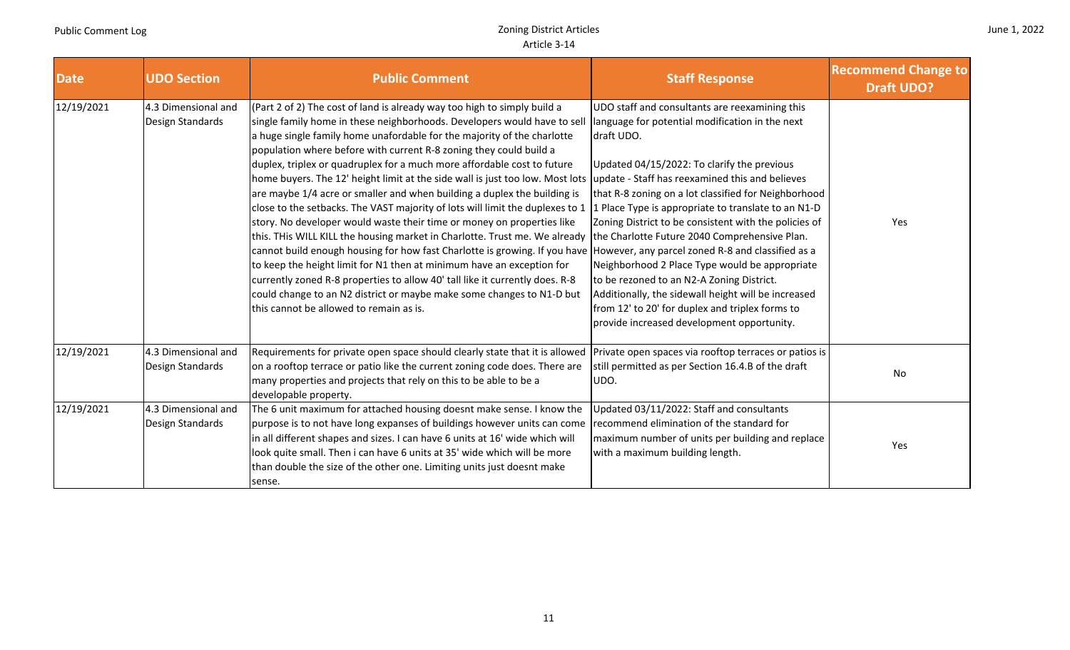| Date | UDO Section | Public Comment | Staff Response | Recommend Change to Draft UDO? |
|---|---|---|---|---|
| 12/19/2021 | 4.3 Dimensional and Design Standards | (Part 2 of 2) The cost of land is already way too high to simply build a single family home in these neighborhoods. Developers would have to sell a huge single family home unafordable for the majority of the charlotte population where before with current R-8 zoning they could build a duplex, triplex or quadruplex for a much more affordable cost to future home buyers. The 12' height limit at the side wall is just too low. Most lots are maybe 1/4 acre or smaller and when building a duplex the building is close to the setbacks. The VAST majority of lots will limit the duplexes to 1 story. No developer would waste their time or money on properties like this. THis WILL KILL the housing market in Charlotte. Trust me. We already cannot build enough housing for how fast Charlotte is growing. If you have to keep the height limit for N1 then at minimum have an exception for currently zoned R-8 properties to allow 40' tall like it currently does. R-8 could change to an N2 district or maybe make some changes to N1-D but this cannot be allowed to remain as is. | UDO staff and consultants are reexamining this language for potential modification in the next draft UDO.<br><br>Updated 04/15/2022: To clarify the previous update - Staff has reexamined this and believes that R-8 zoning on a lot classified for Neighborhood 1 Place Type is appropriate to translate to an N1-D Zoning District to be consistent with the policies of the Charlotte Future 2040 Comprehensive Plan. However, any parcel zoned R-8 and classified as a Neighborhood 2 Place Type would be appropriate to be rezoned to an N2-A Zoning District. Additionally, the sidewall height will be increased from 12' to 20' for duplex and triplex forms to provide increased development opportunity. | Yes |
| 12/19/2021 | 4.3 Dimensional and Design Standards | Requirements for private open space should clearly state that it is allowed on a rooftop terrace or patio like the current zoning code does. There are many properties and projects that rely on this to be able to be a developable property. | Private open spaces via rooftop terraces or patios is still permitted as per Section 16.4.B of the draft UDO. | No |
| 12/19/2021 | 4.3 Dimensional and Design Standards | The 6 unit maximum for attached housing doesnt make sense. I know the purpose is to not have long expanses of buildings however units can come in all different shapes and sizes. I can have 6 units at 16' wide which will look quite small. Then i can have 6 units at 35' wide which will be more than double the size of the other one. Limiting units just doesnt make sense. | Updated 03/11/2022: Staff and consultants recommend elimination of the standard for maximum number of units per building and replace with a maximum building length. | Yes |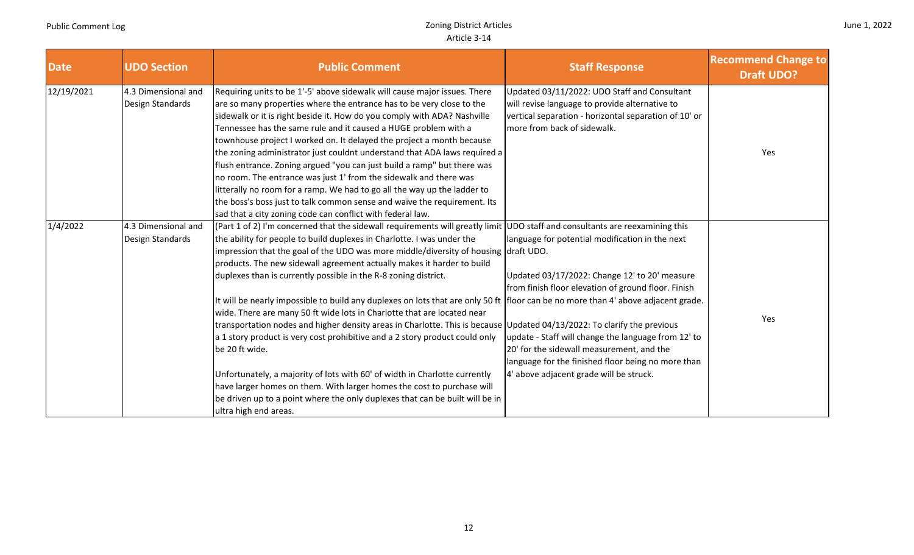| Date | UDO Section | Public Comment | Staff Response | Recommend Change to Draft UDO? |
|---|---|---|---|---|
| 12/19/2021 | 4.3 Dimensional and Design Standards | Requiring units to be 1'-5' above sidewalk will cause major issues. There are so many properties where the entrance has to be very close to the sidewalk or it is right beside it. How do you comply with ADA? Nashville Tennessee has the same rule and it caused a HUGE problem with a townhouse project I worked on. It delayed the project a month because the zoning administrator just couldnt understand that ADA laws required a flush entrance. Zoning argued "you can just build a ramp" but there was no room. The entrance was just 1' from the sidewalk and there was litterally no room for a ramp. We had to go all the way up the ladder to the boss's boss just to talk common sense and waive the requirement. Its sad that a city zoning code can conflict with federal law. | Updated 03/11/2022: UDO Staff and Consultant will revise language to provide alternative to vertical separation - horizontal separation of 10' or more from back of sidewalk. | Yes |
| 1/4/2022 | 4.3 Dimensional and Design Standards | (Part 1 of 2) I'm concerned that the sidewall requirements will greatly limit the ability for people to build duplexes in Charlotte. I was under the impression that the goal of the UDO was more middle/diversity of housing products. The new sidewall agreement actually makes it harder to build duplexes than is currently possible in the R-8 zoning district.<br><br>It will be nearly impossible to build any duplexes on lots that are only 50 ft wide. There are many 50 ft wide lots in Charlotte that are located near transportation nodes and higher density areas in Charlotte. This is because a 1 story product is very cost prohibitive and a 2 story product could only be 20 ft wide.<br><br>Unfortunately, a majority of lots with 60' of width in Charlotte currently have larger homes on them. With larger homes the cost to purchase will be driven up to a point where the only duplexes that can be built will be in ultra high end areas. | UDO staff and consultants are reexamining this language for potential modification in the next draft UDO.<br><br>Updated 03/17/2022: Change 12' to 20' measure from finish floor elevation of ground floor. Finish floor can be no more than 4' above adjacent grade.<br><br>Updated 04/13/2022: To clarify the previous update - Staff will change the language from 12' to 20' for the sidewall measurement, and the language for the finished floor being no more than 4' above adjacent grade will be struck. | Yes |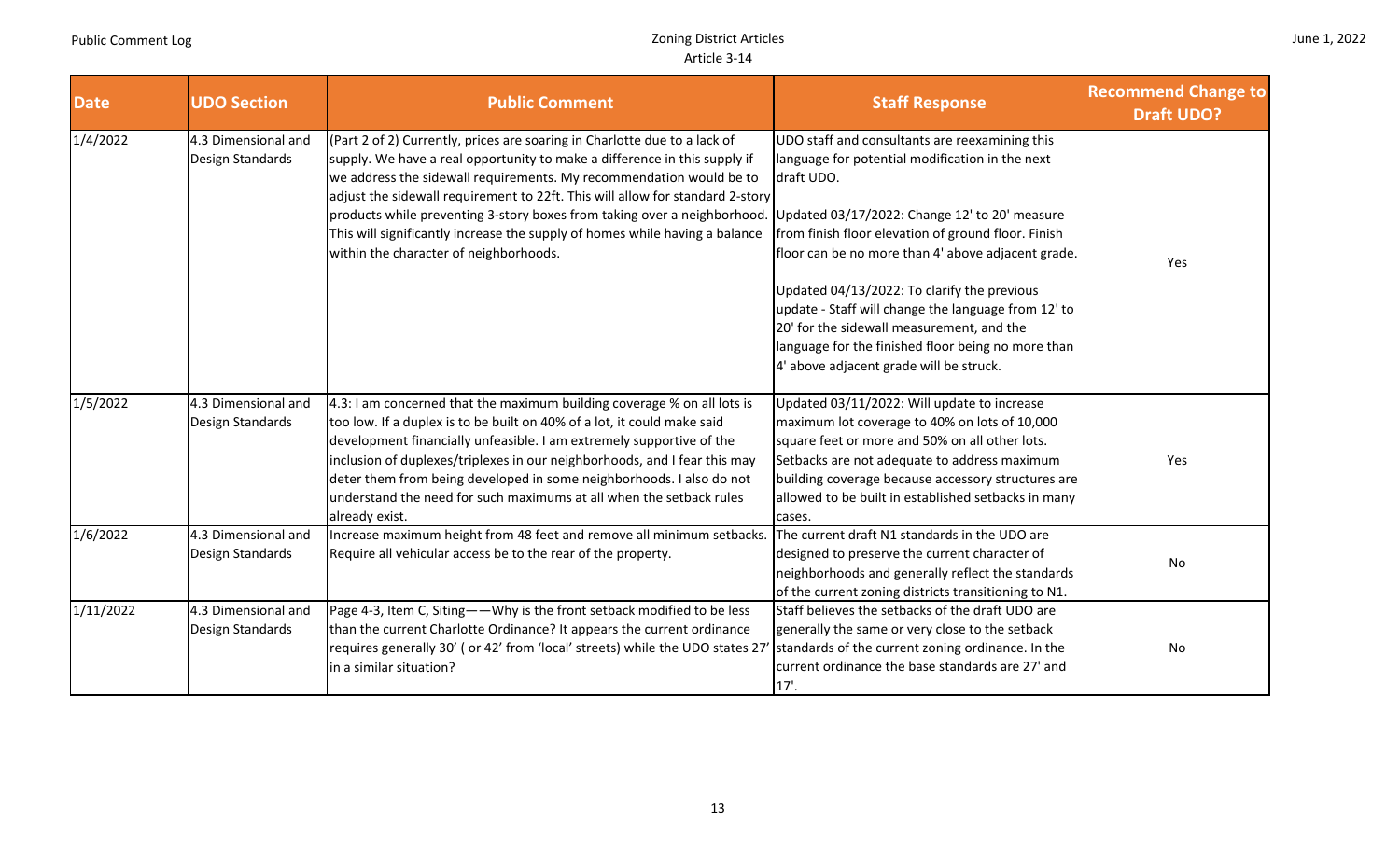| Date | UDO Section | Public Comment | Staff Response | Recommend Change to Draft UDO? |
|---|---|---|---|---|
| 1/4/2022 | 4.3 Dimensional and Design Standards | (Part 2 of 2) Currently, prices are soaring in Charlotte due to a lack of supply. We have a real opportunity to make a difference in this supply if we address the sidewall requirements. My recommendation would be to adjust the sidewall requirement to 22ft. This will allow for standard 2-story products while preventing 3-story boxes from taking over a neighborhood. This will significantly increase the supply of homes while having a balance within the character of neighborhoods. | UDO staff and consultants are reexamining this language for potential modification in the next draft UDO.<br><br>Updated 03/17/2022: Change 12' to 20' measure from finish floor elevation of ground floor. Finish floor can be no more than 4' above adjacent grade.<br><br>Updated 04/13/2022: To clarify the previous update - Staff will change the language from 12' to 20' for the sidewall measurement, and the language for the finished floor being no more than 4' above adjacent grade will be struck. | Yes |
| 1/5/2022 | 4.3 Dimensional and Design Standards | 4.3: I am concerned that the maximum building coverage % on all lots is too low. If a duplex is to be built on 40% of a lot, it could make said development financially unfeasible. I am extremely supportive of the inclusion of duplexes/triplexes in our neighborhoods, and I fear this may deter them from being developed in some neighborhoods. I also do not understand the need for such maximums at all when the setback rules already exist. | Updated 03/11/2022: Will update to increase maximum lot coverage to 40% on lots of 10,000 square feet or more and 50% on all other lots. Setbacks are not adequate to address maximum building coverage because accessory structures are allowed to be built in established setbacks in many cases. | Yes |
| 1/6/2022 | 4.3 Dimensional and Design Standards | Increase maximum height from 48 feet and remove all minimum setbacks. Require all vehicular access be to the rear of the property. | The current draft N1 standards in the UDO are designed to preserve the current character of neighborhoods and generally reflect the standards of the current zoning districts transitioning to N1. | No |
| 1/11/2022 | 4.3 Dimensional and Design Standards | Page 4-3, Item C, Siting——Why is the front setback modified to be less than the current Charlotte Ordinance? It appears the current ordinance requires generally 30' ( or 42' from 'local' streets) while the UDO states 27' in a similar situation? | Staff believes the setbacks of the draft UDO are generally the same or very close to the setback standards of the current zoning ordinance. In the current ordinance the base standards are 27' and 17'. | No |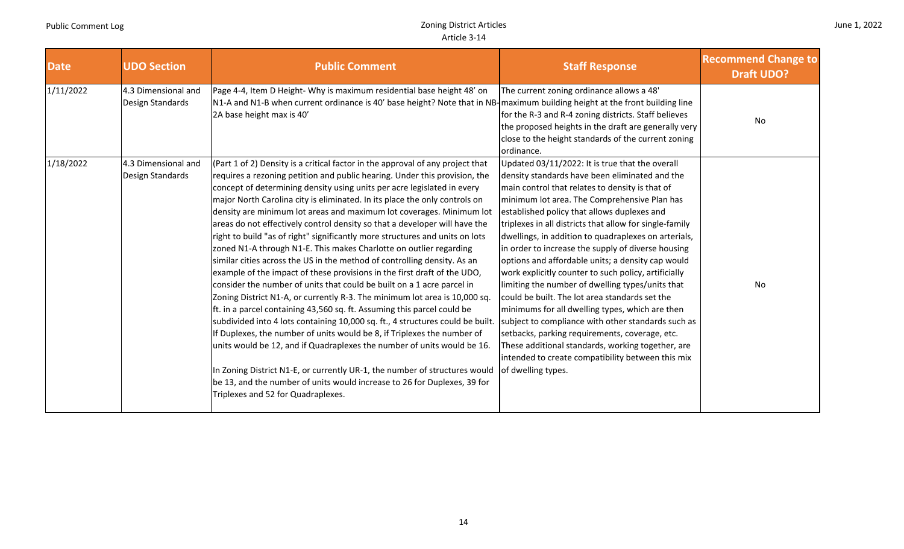| Date | UDO Section | Public Comment | Staff Response | Recommend Change to Draft UDO? |
| --- | --- | --- | --- | --- |
| 1/11/2022 | 4.3 Dimensional and Design Standards | Page 4-4, Item D Height- Why is maximum residential base height 48' on N1-A and N1-B when current ordinance is 40' base height? Note that in NB-2A base height max is 40' | The current zoning ordinance allows a 48' maximum building height at the front building line for the R-3 and R-4 zoning districts. Staff believes the proposed heights in the draft are generally very close to the height standards of the current zoning ordinance. | No |
| 1/18/2022 | 4.3 Dimensional and Design Standards | (Part 1 of 2) Density is a critical factor in the approval of any project that requires a rezoning petition and public hearing. Under this provision, the concept of determining density using units per acre legislated in every major North Carolina city is eliminated. In its place the only controls on density are minimum lot areas and maximum lot coverages. Minimum lot areas do not effectively control density so that a developer will have the right to build "as of right" significantly more structures and units on lots zoned N1-A through N1-E. This makes Charlotte on outlier regarding similar cities across the US in the method of controlling density. As an example of the impact of these provisions in the first draft of the UDO, consider the number of units that could be built on a 1 acre parcel in Zoning District N1-A, or currently R-3. The minimum lot area is 10,000 sq. ft. in a parcel containing 43,560 sq. ft. Assuming this parcel could be subdivided into 4 lots containing 10,000 sq. ft., 4 structures could be built. If Duplexes, the number of units would be 8, if Triplexes the number of units would be 12, and if Quadraplexes the number of units would be 16.<br><br>In Zoning District N1-E, or currently UR-1, the number of structures would be 13, and the number of units would increase to 26 for Duplexes, 39 for Triplexes and 52 for Quadraplexes. | Updated 03/11/2022: It is true that the overall density standards have been eliminated and the main control that relates to density is that of minimum lot area. The Comprehensive Plan has established policy that allows duplexes and triplexes in all districts that allow for single-family dwellings, in addition to quadraplexes on arterials, in order to increase the supply of diverse housing options and affordable units; a density cap would work explicitly counter to such policy, artificially limiting the number of dwelling types/units that could be built. The lot area standards set the minimums for all dwelling types, which are then subject to compliance with other standards such as setbacks, parking requirements, coverage, etc. These additional standards, working together, are intended to create compatibility between this mix of dwelling types. | No |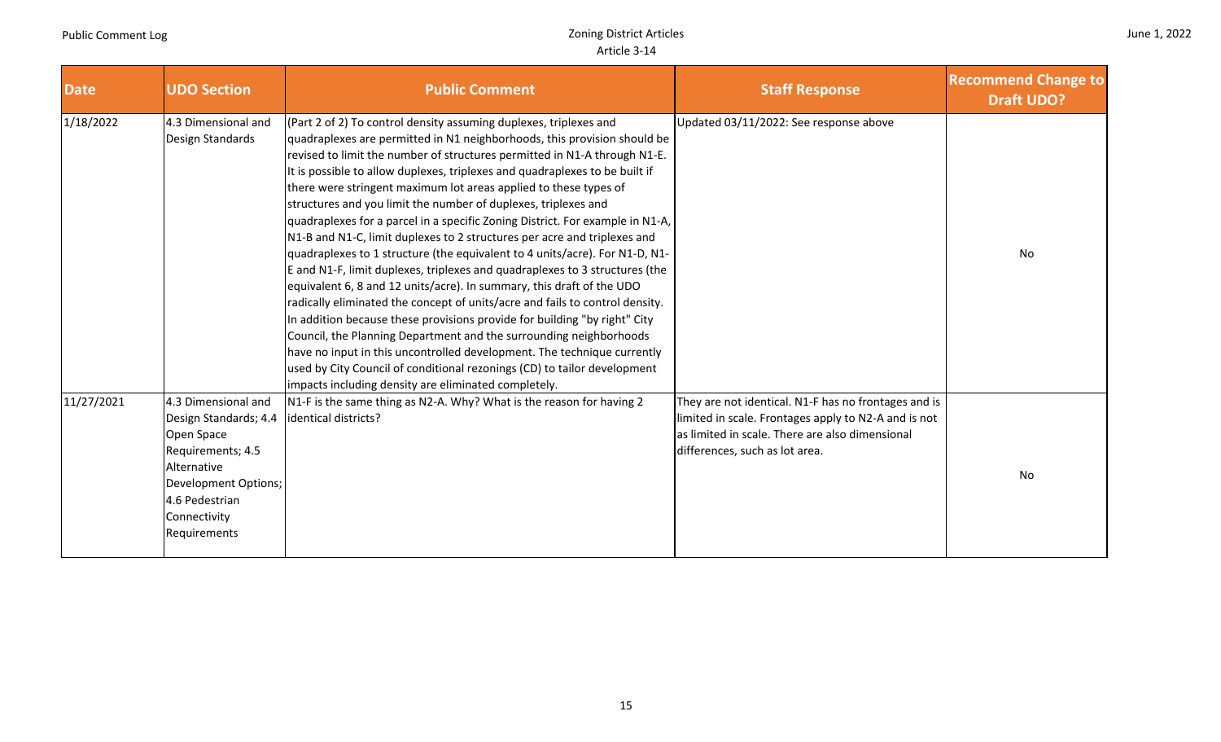| Date | UDO Section | Public Comment | Staff Response | Recommend Change to Draft UDO? |
|---|---|---|---|---|
| 1/18/2022 | 4.3 Dimensional and Design Standards | (Part 2 of 2) To control density assuming duplexes, triplexes and quadraplexes are permitted in N1 neighborhoods, this provision should be revised to limit the number of structures permitted in N1-A through N1-E. It is possible to allow duplexes, triplexes and quadraplexes to be built if there were stringent maximum lot areas applied to these types of structures and you limit the number of duplexes, triplexes and quadraplexes for a parcel in a specific Zoning District. For example in N1-A, N1-B and N1-C, limit duplexes to 2 structures per acre and triplexes and quadraplexes to 1 structure (the equivalent to 4 units/acre). For N1-D, N1-E and N1-F, limit duplexes, triplexes and quadraplexes to 3 structures (the equivalent 6, 8 and 12 units/acre). In summary, this draft of the UDO radically eliminated the concept of units/acre and fails to control density. In addition because these provisions provide for building "by right" City Council, the Planning Department and the surrounding neighborhoods have no input in this uncontrolled development. The technique currently used by City Council of conditional rezonings (CD) to tailor development impacts including density are eliminated completely. | Updated 03/11/2022: See response above | No |
| 11/27/2021 | 4.3 Dimensional and Design Standards; 4.4 Open Space Requirements; 4.5 Alternative Development Options; 4.6 Pedestrian Connectivity Requirements | N1-F is the same thing as N2-A. Why? What is the reason for having 2 identical districts? | They are not identical. N1-F has no frontages and is limited in scale. Frontages apply to N2-A and is not as limited in scale. There are also dimensional differences, such as lot area. | No |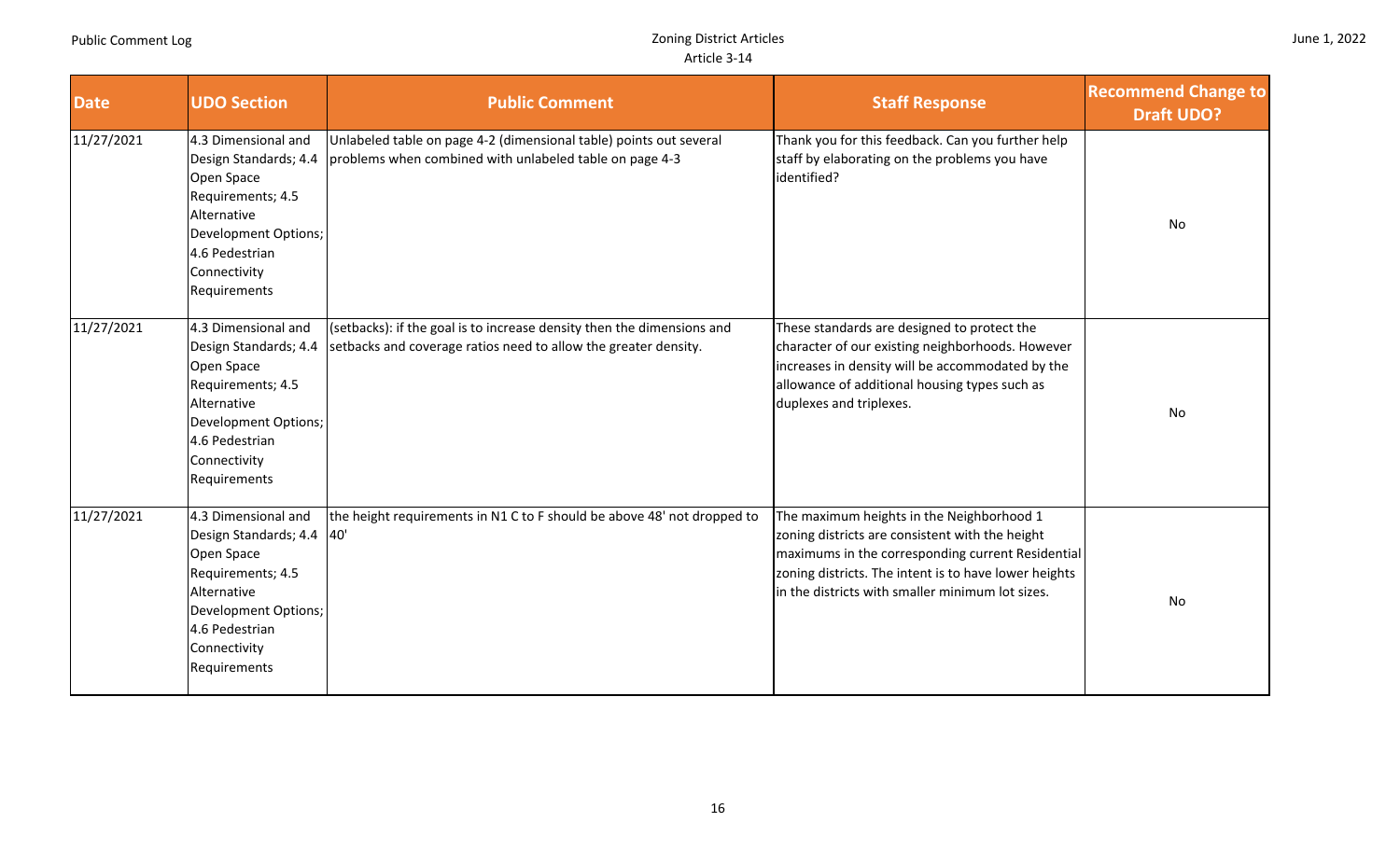| Date | UDO Section | Public Comment | Staff Response | Recommend Change to Draft UDO? |
| --- | --- | --- | --- | --- |
| 11/27/2021 | 4.3 Dimensional and Design Standards; 4.4 Open Space Requirements; 4.5 Alternative Development Options; 4.6 Pedestrian Connectivity Requirements | Unlabeled table on page 4-2 (dimensional table) points out several problems when combined with unlabeled table on page 4-3 | Thank you for this feedback. Can you further help staff by elaborating on the problems you have identified? | No |
| 11/27/2021 | 4.3 Dimensional and Design Standards; 4.4 Open Space Requirements; 4.5 Alternative Development Options; 4.6 Pedestrian Connectivity Requirements | (setbacks): if the goal is to increase density then the dimensions and setbacks and coverage ratios need to allow the greater density. | These standards are designed to protect the character of our existing neighborhoods. However increases in density will be accommodated by the allowance of additional housing types such as duplexes and triplexes. | No |
| 11/27/2021 | 4.3 Dimensional and Design Standards; 4.4 Open Space Requirements; 4.5 Alternative Development Options; 4.6 Pedestrian Connectivity Requirements | the height requirements in N1 C to F should be above 48' not dropped to 40' | The maximum heights in the Neighborhood 1 zoning districts are consistent with the height maximums in the corresponding current Residential zoning districts. The intent is to have lower heights in the districts with smaller minimum lot sizes. | No |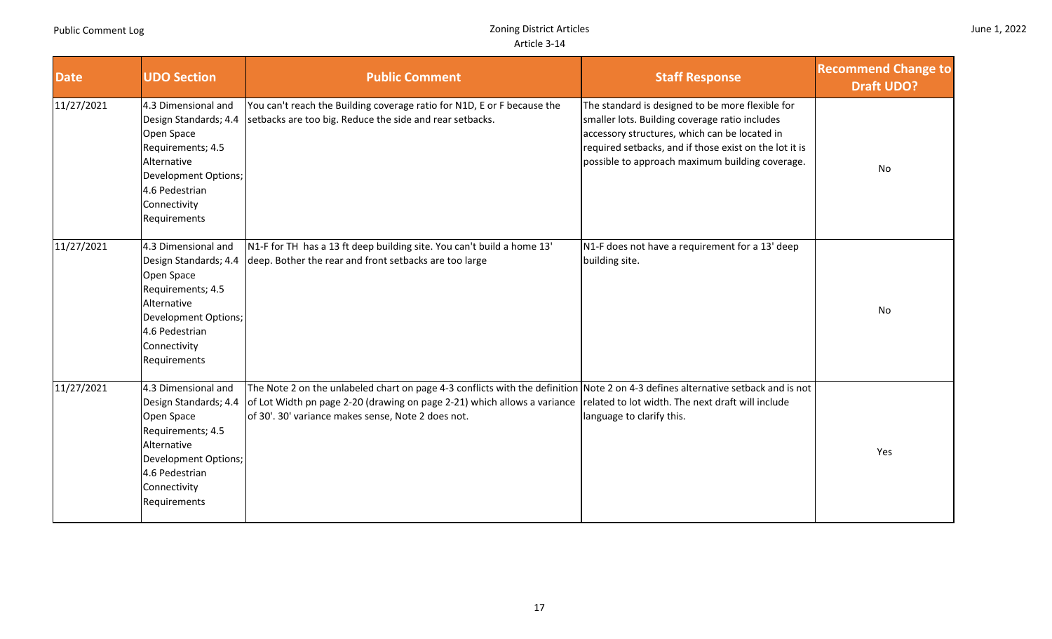| Date | UDO Section | Public Comment | Staff Response | Recommend Change to Draft UDO? |
|---|---|---|---|---|
| 11/27/2021 | 4.3 Dimensional and Design Standards; 4.4 Open Space Requirements; 4.5 Alternative Development Options; 4.6 Pedestrian Connectivity Requirements | You can't reach the Building coverage ratio for N1D, E or F because the setbacks are too big. Reduce the side and rear setbacks. | The standard is designed to be more flexible for smaller lots. Building coverage ratio includes accessory structures, which can be located in required setbacks, and if those exist on the lot it is possible to approach maximum building coverage. | No |
| 11/27/2021 | 4.3 Dimensional and Design Standards; 4.4 Open Space Requirements; 4.5 Alternative Development Options; 4.6 Pedestrian Connectivity Requirements | N1-F for TH has a 13 ft deep building site. You can't build a home 13' deep. Bother the rear and front setbacks are too large | N1-F does not have a requirement for a 13' deep building site. | No |
| 11/27/2021 | 4.3 Dimensional and Design Standards; 4.4 Open Space Requirements; 4.5 Alternative Development Options; 4.6 Pedestrian Connectivity Requirements | The Note 2 on the unlabeled chart on page 4-3 conflicts with the definition of Lot Width pn page 2-20 (drawing on page 2-21) which allows a variance of 30'. 30' variance makes sense, Note 2 does not. | Note 2 on 4-3 defines alternative setback and is not related to lot width. The next draft will include language to clarify this. | Yes |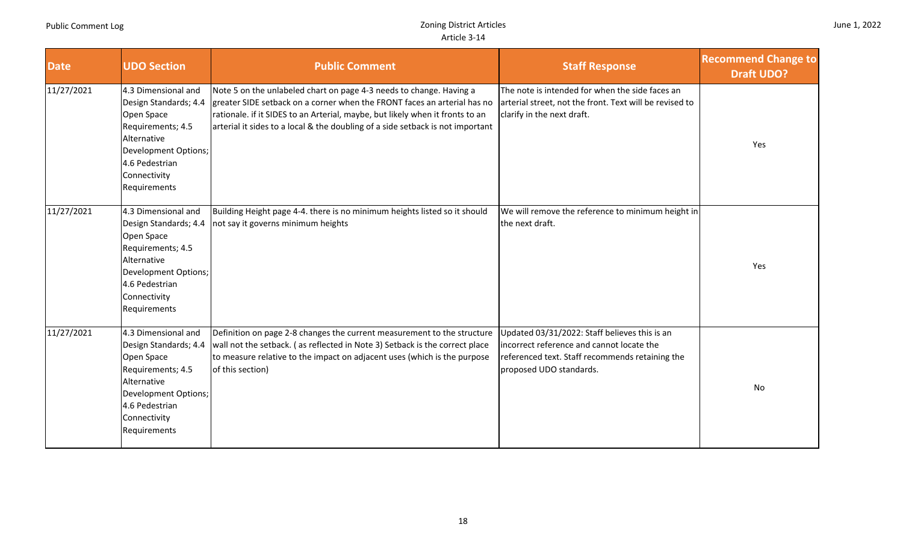| Date | UDO Section | Public Comment | Staff Response | Recommend Change to Draft UDO? |
|---|---|---|---|---|
| 11/27/2021 | 4.3 Dimensional and Design Standards; 4.4 Open Space Requirements; 4.5 Alternative Development Options; 4.6 Pedestrian Connectivity Requirements | Note 5 on the unlabeled chart on page 4-3 needs to change. Having a greater SIDE setback on a corner when the FRONT faces an arterial has no rationale. if it SIDES to an Arterial, maybe, but likely when it fronts to an arterial it sides to a local & the doubling of a side setback is not important | The note is intended for when the side faces an arterial street, not the front. Text will be revised to clarify in the next draft. | Yes |
| 11/27/2021 | 4.3 Dimensional and Design Standards; 4.4 Open Space Requirements; 4.5 Alternative Development Options; 4.6 Pedestrian Connectivity Requirements | Building Height page 4-4. there is no minimum heights listed so it should not say it governs minimum heights | We will remove the reference to minimum height in the next draft. | Yes |
| 11/27/2021 | 4.3 Dimensional and Design Standards; 4.4 Open Space Requirements; 4.5 Alternative Development Options; 4.6 Pedestrian Connectivity Requirements | Definition on page 2-8 changes the current measurement to the structure wall not the setback. ( as reflected in Note 3) Setback is the correct place to measure relative to the impact on adjacent uses (which is the purpose of this section) | Updated 03/31/2022: Staff believes this is an incorrect reference and cannot locate the referenced text. Staff recommends retaining the proposed UDO standards. | No |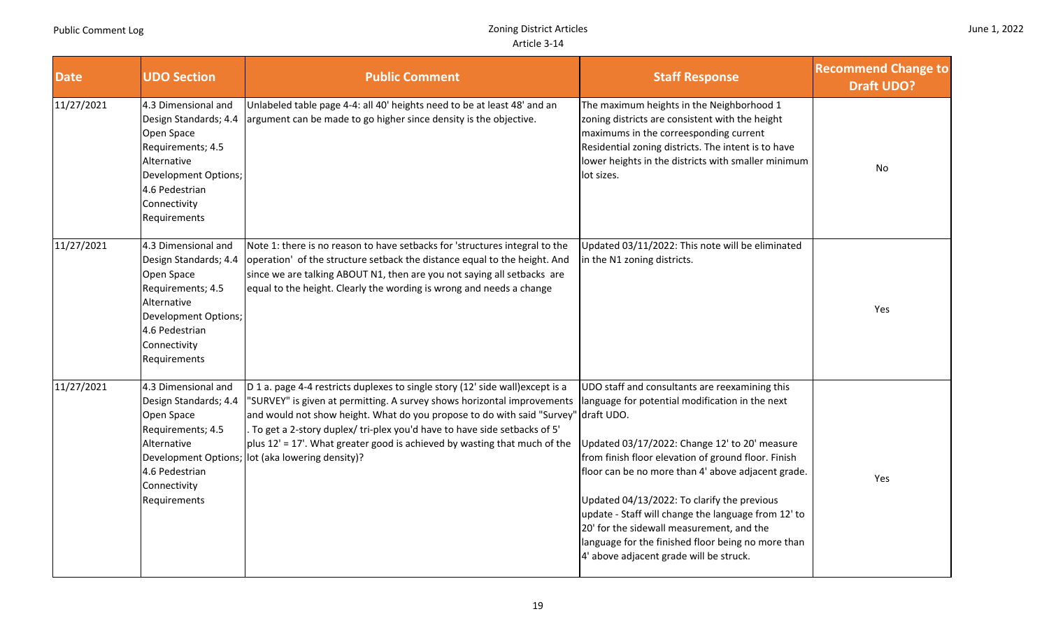| Date | UDO Section | Public Comment | Staff Response | Recommend Change to Draft UDO? |
|---|---|---|---|---|
| 11/27/2021 | 4.3 Dimensional and Design Standards; 4.4 Open Space Requirements; 4.5 Alternative Development Options; 4.6 Pedestrian Connectivity Requirements | Unlabeled table page 4-4: all 40' heights need to be at least 48' and an argument can be made to go higher since density is the objective. | The maximum heights in the Neighborhood 1 zoning districts are consistent with the height maximums in the correesponding current Residential zoning districts. The intent is to have lower heights in the districts with smaller minimum lot sizes. | No |
| 11/27/2021 | 4.3 Dimensional and Design Standards; 4.4 Open Space Requirements; 4.5 Alternative Development Options; 4.6 Pedestrian Connectivity Requirements | Note 1: there is no reason to have setbacks for 'structures integral to the operation' of the structure setback the distance equal to the height. And since we are talking ABOUT N1, then are you not saying all setbacks are equal to the height. Clearly the wording is wrong and needs a change | Updated 03/11/2022: This note will be eliminated in the N1 zoning districts. | Yes |
| 11/27/2021 | 4.3 Dimensional and Design Standards; 4.4 Open Space Requirements; 4.5 Alternative Development Options; 4.6 Pedestrian Connectivity Requirements | D 1 a. page 4-4 restricts duplexes to single story (12' side wall)except is a "SURVEY" is given at permitting. A survey shows horizontal improvements and would not show height. What do you propose to do with said "Survey". To get a 2-story duplex/ tri-plex you'd have to have side setbacks of 5' plus 12' = 17'. What greater good is achieved by wasting that much of the lot (aka lowering density)? | UDO staff and consultants are reexamining this language for potential modification in the next draft UDO.<br><br>Updated 03/17/2022: Change 12' to 20' measure from finish floor elevation of ground floor. Finish floor can be no more than 4' above adjacent grade.<br><br>Updated 04/13/2022: To clarify the previous update - Staff will change the language from 12' to 20' for the sidewall measurement, and the language for the finished floor being no more than 4' above adjacent grade will be struck. | Yes |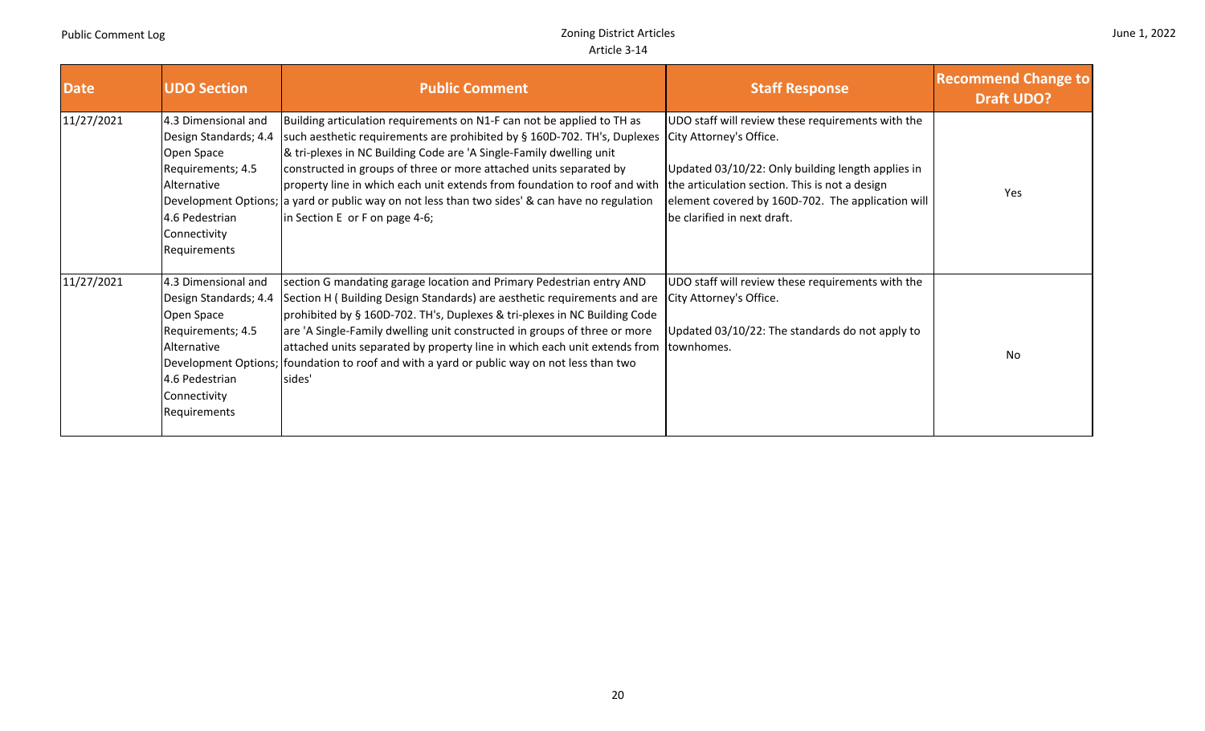| Date | UDO Section | Public Comment | Staff Response | Recommend Change to Draft UDO? |
|---|---|---|---|---|
| 11/27/2021 | 4.3 Dimensional and Design Standards; 4.4 Open Space Requirements; 4.5 Alternative Development Options; 4.6 Pedestrian Connectivity Requirements | Building articulation requirements on N1-F can not be applied to TH as such aesthetic requirements are prohibited by § 160D-702. TH's, Duplexes & tri-plexes in NC Building Code are 'A Single-Family dwelling unit constructed in groups of three or more attached units separated by property line in which each unit extends from foundation to roof and with a yard or public way on not less than two sides' & can have no regulation in Section E or F on page 4-6; | UDO staff will review these requirements with the City Attorney's Office.<br><br>Updated 03/10/22: Only building length applies in the articulation section. This is not a design element covered by 160D-702. The application will be clarified in next draft. | Yes |
| 11/27/2021 | 4.3 Dimensional and Design Standards; 4.4 Open Space Requirements; 4.5 Alternative Development Options; 4.6 Pedestrian Connectivity Requirements | section G mandating garage location and Primary Pedestrian entry AND Section H ( Building Design Standards) are aesthetic requirements and are prohibited by § 160D-702. TH's, Duplexes & tri-plexes in NC Building Code are 'A Single-Family dwelling unit constructed in groups of three or more attached units separated by property line in which each unit extends from foundation to roof and with a yard or public way on not less than two sides' | UDO staff will review these requirements with the City Attorney's Office.<br><br>Updated 03/10/22: The standards do not apply to townhomes. | No |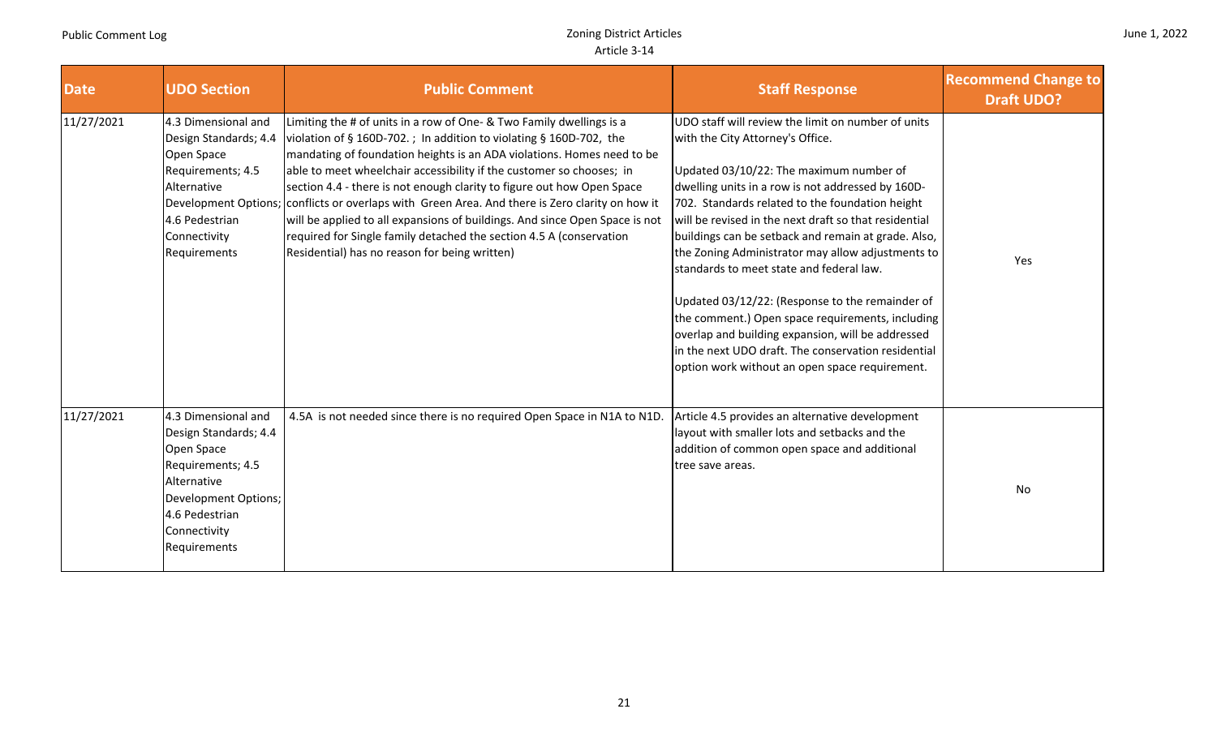| Date | UDO Section | Public Comment | Staff Response | Recommend Change to Draft UDO? |
|---|---|---|---|---|
| 11/27/2021 | 4.3 Dimensional and Design Standards; 4.4 Open Space Requirements; 4.5 Alternative Development Options; 4.6 Pedestrian Connectivity Requirements | Limiting the # of units in a row of One- & Two Family dwellings is a violation of § 160D-702. ; In addition to violating § 160D-702, the mandating of foundation heights is an ADA violations. Homes need to be able to meet wheelchair accessibility if the customer so chooses; in section 4.4 - there is not enough clarity to figure out how Open Space conflicts or overlaps with Green Area. And there is Zero clarity on how it will be applied to all expansions of buildings. And since Open Space is not required for Single family detached the section 4.5 A (conservation Residential) has no reason for being written) | UDO staff will review the limit on number of units with the City Attorney's Office.<br><br>Updated 03/10/22: The maximum number of dwelling units in a row is not addressed by 160D-702. Standards related to the foundation height will be revised in the next draft so that residential buildings can be setback and remain at grade. Also, the Zoning Administrator may allow adjustments to standards to meet state and federal law.<br><br>Updated 03/12/22: (Response to the remainder of the comment.) Open space requirements, including overlap and building expansion, will be addressed in the next UDO draft. The conservation residential option work without an open space requirement. | Yes |
| 11/27/2021 | 4.3 Dimensional and Design Standards; 4.4 Open Space Requirements; 4.5 Alternative Development Options; 4.6 Pedestrian Connectivity Requirements | 4.5A is not needed since there is no required Open Space in N1A to N1D. | Article 4.5 provides an alternative development layout with smaller lots and setbacks and the addition of common open space and additional tree save areas. | No |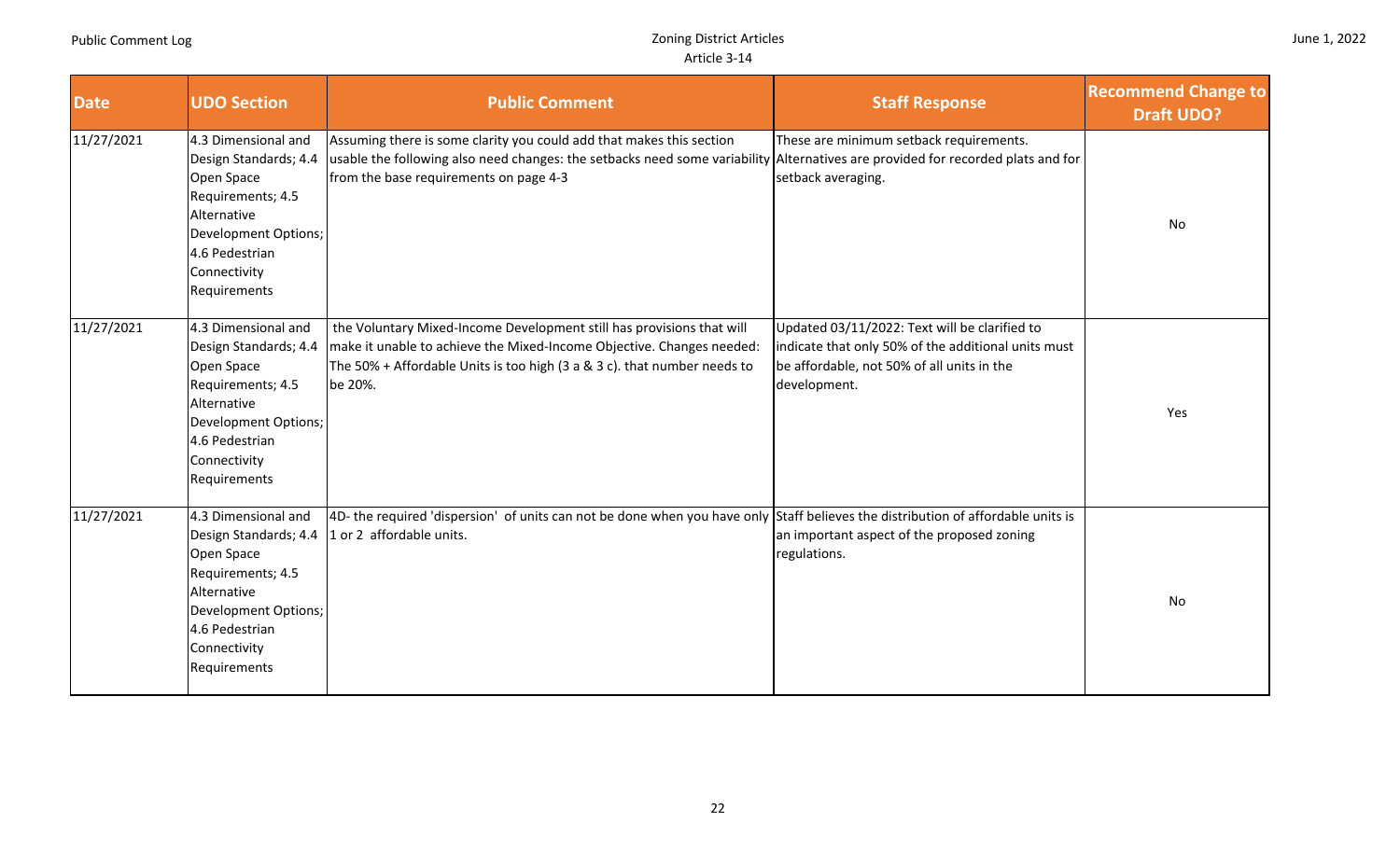| Date | UDO Section | Public Comment | Staff Response | Recommend Change to Draft UDO? |
|---|---|---|---|---|
| 11/27/2021 | 4.3 Dimensional and Design Standards; 4.4 Open Space Requirements; 4.5 Alternative Development Options; 4.6 Pedestrian Connectivity Requirements | Assuming there is some clarity you could add that makes this section usable the following also need changes: the setbacks need some variability from the base requirements on page 4-3 | These are minimum setback requirements. Alternatives are provided for recorded plats and for setback averaging. | No |
| 11/27/2021 | 4.3 Dimensional and Design Standards; 4.4 Open Space Requirements; 4.5 Alternative Development Options; 4.6 Pedestrian Connectivity Requirements | the Voluntary Mixed-Income Development still has provisions that will make it unable to achieve the Mixed-Income Objective. Changes needed: The 50% + Affordable Units is too high (3 a & 3 c). that number needs to be 20%. | Updated 03/11/2022: Text will be clarified to indicate that only 50% of the additional units must be affordable, not 50% of all units in the development. | Yes |
| 11/27/2021 | 4.3 Dimensional and Design Standards; 4.4 Open Space Requirements; 4.5 Alternative Development Options; 4.6 Pedestrian Connectivity Requirements | 4D- the required 'dispersion' of units can not be done when you have only 1 or 2 affordable units. | Staff believes the distribution of affordable units is an important aspect of the proposed zoning regulations. | No |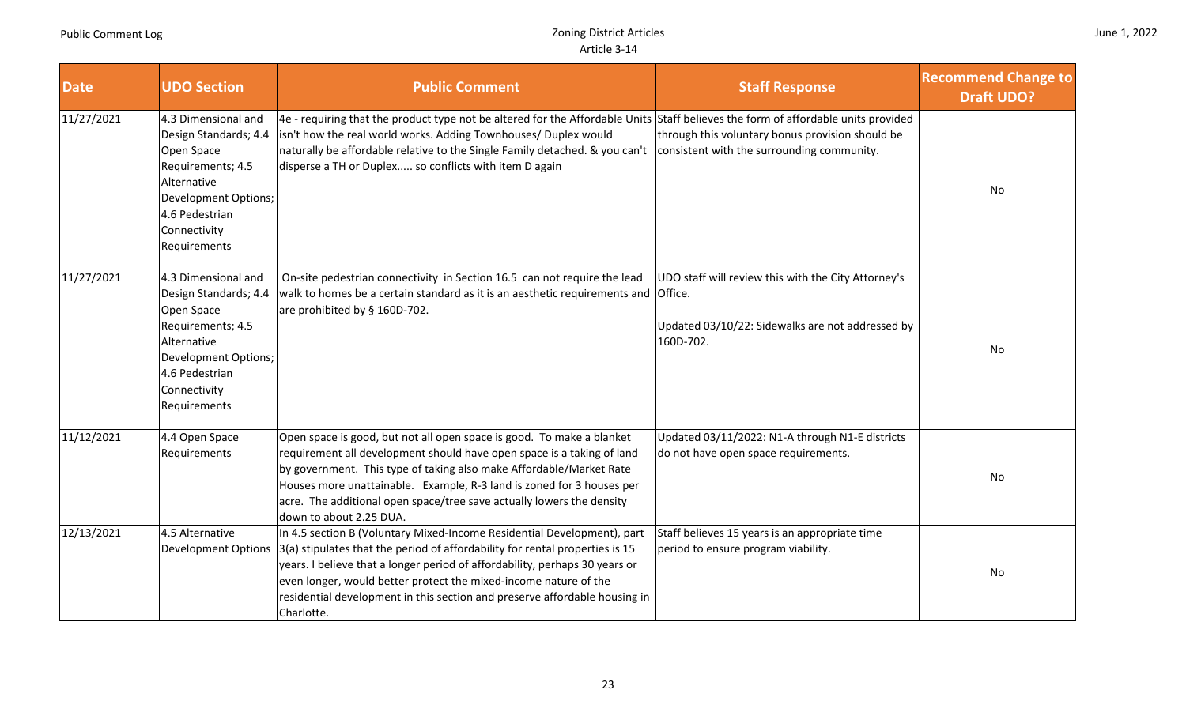| Date | UDO Section | Public Comment | Staff Response | Recommend Change to Draft UDO? |
|---|---|---|---|---|
| 11/27/2021 | 4.3 Dimensional and Design Standards; 4.4 Open Space Requirements; 4.5 Alternative Development Options; 4.6 Pedestrian Connectivity Requirements | 4e - requiring that the product type not be altered for the Affordable Units isn't how the real world works. Adding Townhouses/ Duplex would naturally be affordable relative to the Single Family detached. & you can't disperse a TH or Duplex..... so conflicts with item D again | Staff believes the form of affordable units provided through this voluntary bonus provision should be consistent with the surrounding community. | No |
| 11/27/2021 | 4.3 Dimensional and Design Standards; 4.4 Open Space Requirements; 4.5 Alternative Development Options; 4.6 Pedestrian Connectivity Requirements | On-site pedestrian connectivity in Section 16.5 can not require the lead walk to homes be a certain standard as it is an aesthetic requirements and are prohibited by § 160D-702. | UDO staff will review this with the City Attorney's Office.<br><br>Updated 03/10/22: Sidewalks are not addressed by 160D-702. | No |
| 11/12/2021 | 4.4 Open Space Requirements | Open space is good, but not all open space is good. To make a blanket requirement all development should have open space is a taking of land by government. This type of taking also make Affordable/Market Rate Houses more unattainable. Example, R-3 land is zoned for 3 houses per acre. The additional open space/tree save actually lowers the density down to about 2.25 DUA. | Updated 03/11/2022: N1-A through N1-E districts do not have open space requirements. | No |
| 12/13/2021 | 4.5 Alternative Development Options | In 4.5 section B (Voluntary Mixed-Income Residential Development), part 3(a) stipulates that the period of affordability for rental properties is 15 years. I believe that a longer period of affordability, perhaps 30 years or even longer, would better protect the mixed-income nature of the residential development in this section and preserve affordable housing in Charlotte. | Staff believes 15 years is an appropriate time period to ensure program viability. | No |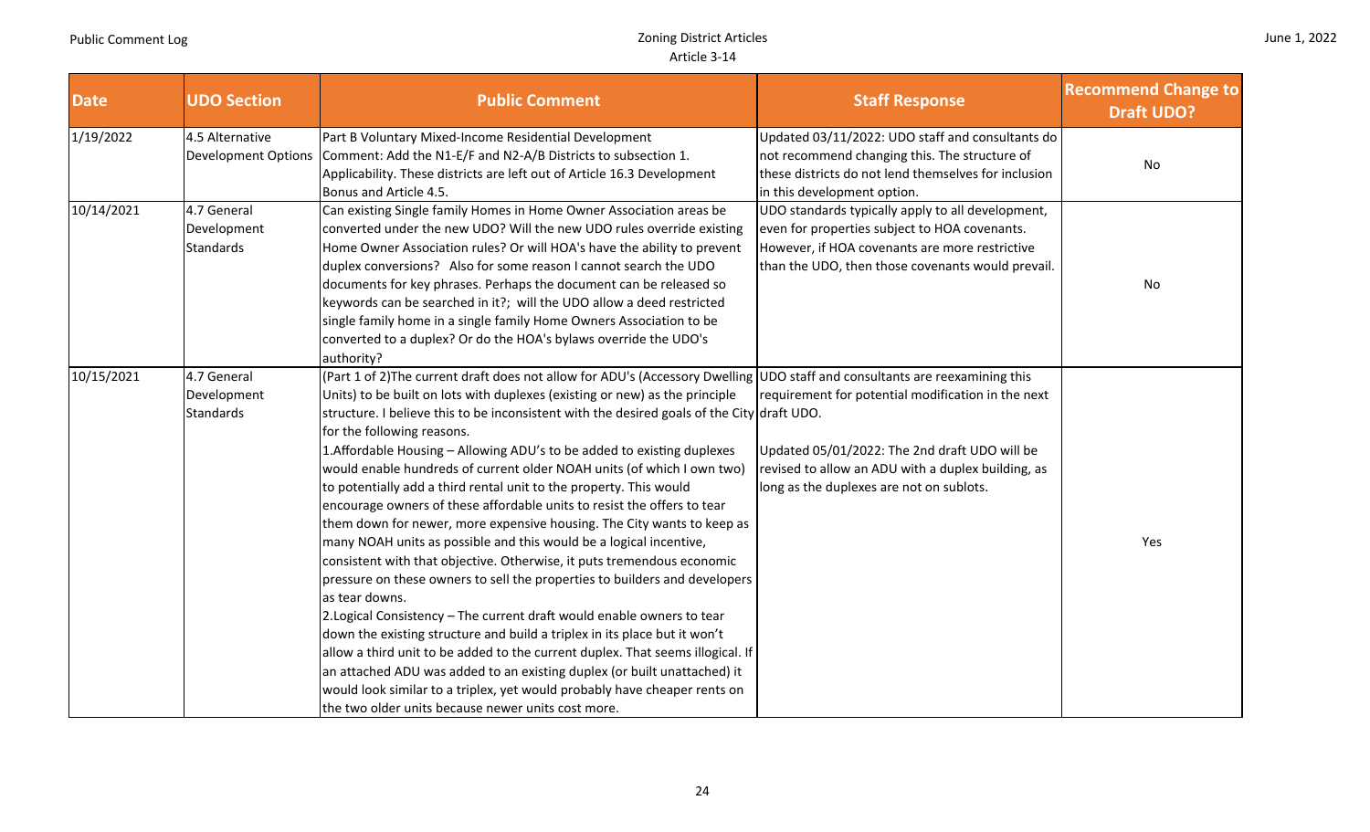| Date | UDO Section | Public Comment | Staff Response | Recommend Change to Draft UDO? |
|---|---|---|---|---|
| 1/19/2022 | 4.5 Alternative Development Options | Part B Voluntary Mixed-Income Residential Development Comment: Add the N1-E/F and N2-A/B Districts to subsection 1. Applicability. These districts are left out of Article 16.3 Development Bonus and Article 4.5. | Updated 03/11/2022: UDO staff and consultants do not recommend changing this. The structure of these districts do not lend themselves for inclusion in this development option. | No |
| 10/14/2021 | 4.7 General Development Standards | Can existing Single family Homes in Home Owner Association areas be converted under the new UDO? Will the new UDO rules override existing Home Owner Association rules? Or will HOA's have the ability to prevent duplex conversions? Also for some reason I cannot search the UDO documents for key phrases. Perhaps the document can be released so keywords can be searched in it?; will the UDO allow a deed restricted single family home in a single family Home Owners Association to be converted to a duplex? Or do the HOA's bylaws override the UDO's authority? | UDO standards typically apply to all development, even for properties subject to HOA covenants. However, if HOA covenants are more restrictive than the UDO, then those covenants would prevail. | No |
| 10/15/2021 | 4.7 General Development Standards | (Part 1 of 2)The current draft does not allow for ADU's (Accessory Dwelling Units) to be built on lots with duplexes (existing or new) as the principle structure. I believe this to be inconsistent with the desired goals of the City for the following reasons.<br>1.Affordable Housing – Allowing ADU's to be added to existing duplexes would enable hundreds of current older NOAH units (of which I own two) to potentially add a third rental unit to the property. This would encourage owners of these affordable units to resist the offers to tear them down for newer, more expensive housing. The City wants to keep as many NOAH units as possible and this would be a logical incentive, consistent with that objective. Otherwise, it puts tremendous economic pressure on these owners to sell the properties to builders and developers as tear downs.<br>2.Logical Consistency – The current draft would enable owners to tear down the existing structure and build a triplex in its place but it won't allow a third unit to be added to the current duplex. That seems illogical. If an attached ADU was added to an existing duplex (or built unattached) it would look similar to a triplex, yet would probably have cheaper rents on the two older units because newer units cost more. | UDO staff and consultants are reexamining this requirement for potential modification in the next draft UDO.<br><br>Updated 05/01/2022: The 2nd draft UDO will be revised to allow an ADU with a duplex building, as long as the duplexes are not on sublots. | Yes |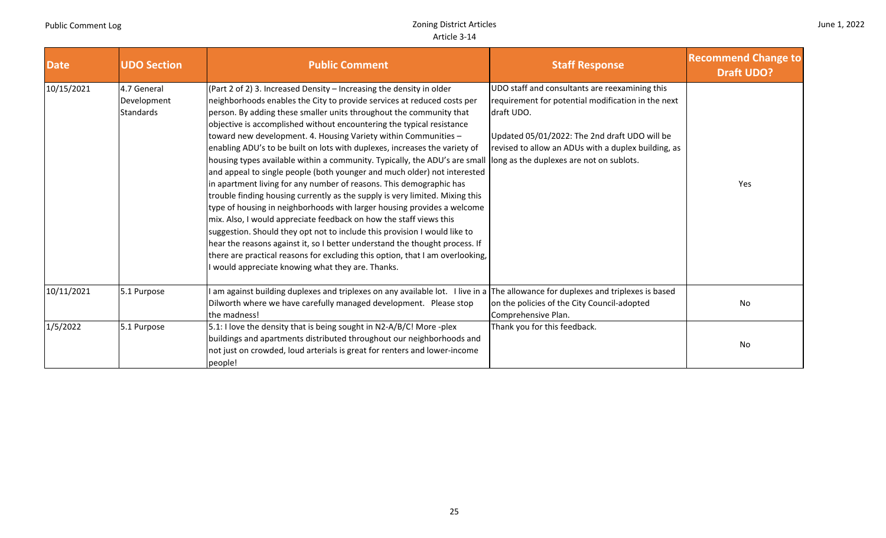| Date | UDO Section | Public Comment | Staff Response | Recommend Change to Draft UDO? |
|---|---|---|---|---|
| 10/15/2021 | 4.7 General Development Standards | (Part 2 of 2) 3. Increased Density – Increasing the density in older neighborhoods enables the City to provide services at reduced costs per person. By adding these smaller units throughout the community that objective is accomplished without encountering the typical resistance toward new development. 4. Housing Variety within Communities – enabling ADU's to be built on lots with duplexes, increases the variety of housing types available within a community. Typically, the ADU's are small and appeal to single people (both younger and much older) not interested in apartment living for any number of reasons. This demographic has trouble finding housing currently as the supply is very limited. Mixing this type of housing in neighborhoods with larger housing provides a welcome mix. Also, I would appreciate feedback on how the staff views this suggestion. Should they opt not to include this provision I would like to hear the reasons against it, so I better understand the thought process. If there are practical reasons for excluding this option, that I am overlooking, I would appreciate knowing what they are. Thanks. | UDO staff and consultants are reexamining this requirement for potential modification in the next draft UDO.<br><br>Updated 05/01/2022: The 2nd draft UDO will be revised to allow an ADUs with a duplex building, as long as the duplexes are not on sublots. | Yes |
| 10/11/2021 | 5.1 Purpose | I am against building duplexes and triplexes on any available lot. I live in a Dilworth where we have carefully managed development. Please stop the madness! | The allowance for duplexes and triplexes is based on the policies of the City Council-adopted Comprehensive Plan. | No |
| 1/5/2022 | 5.1 Purpose | 5.1: I love the density that is being sought in N2-A/B/C! More -plex buildings and apartments distributed throughout our neighborhoods and not just on crowded, loud arterials is great for renters and lower-income people! | Thank you for this feedback. | No |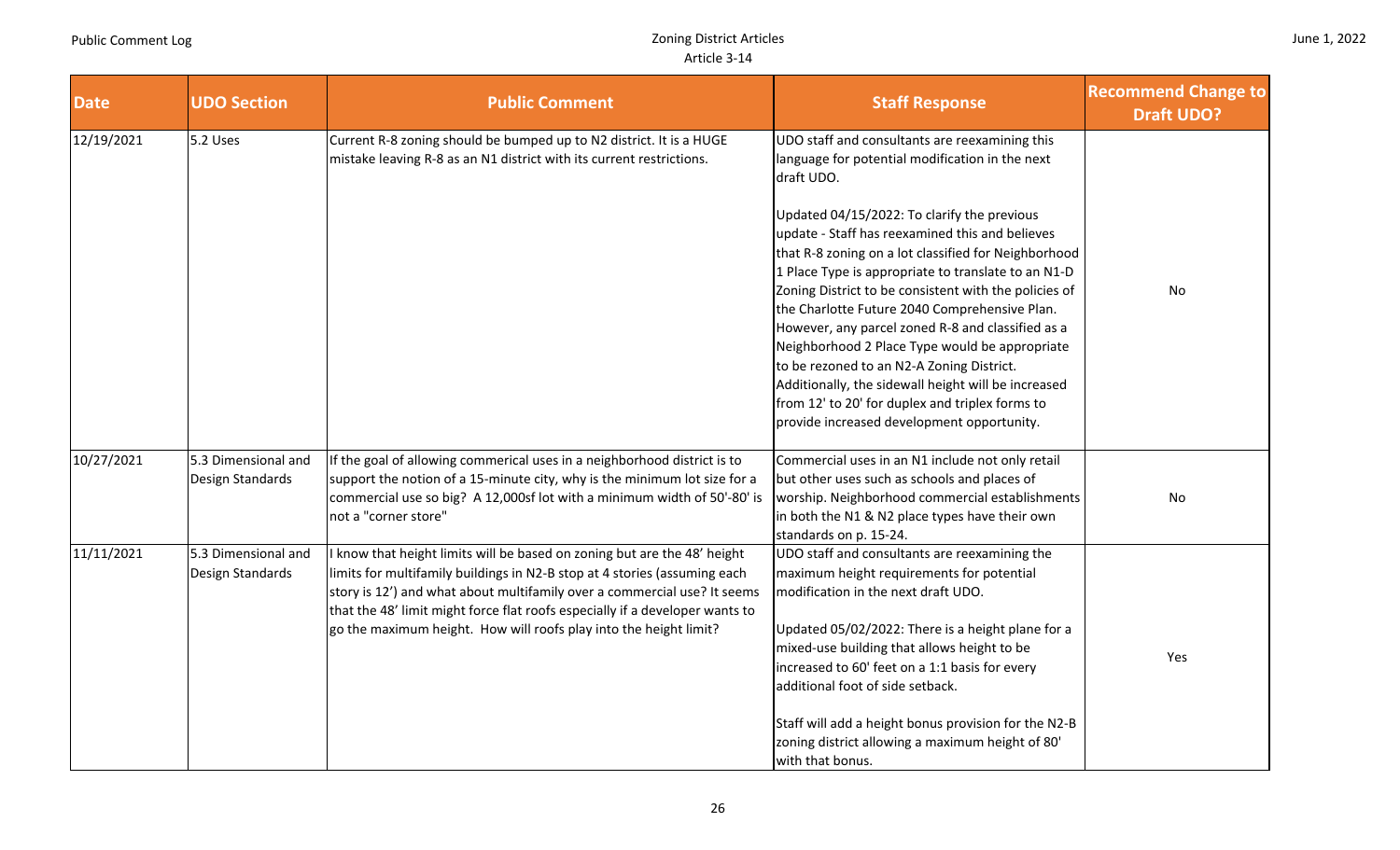| Date | UDO Section | Public Comment | Staff Response | Recommend Change to Draft UDO? |
|---|---|---|---|---|
| 12/19/2021 | 5.2 Uses | Current R-8 zoning should be bumped up to N2 district. It is a HUGE mistake leaving R-8 as an N1 district with its current restrictions. | UDO staff and consultants are reexamining this language for potential modification in the next draft UDO.<br><br>Updated 04/15/2022: To clarify the previous update - Staff has reexamined this and believes that R-8 zoning on a lot classified for Neighborhood 1 Place Type is appropriate to translate to an N1-D Zoning District to be consistent with the policies of the Charlotte Future 2040 Comprehensive Plan. However, any parcel zoned R-8 and classified as a Neighborhood 2 Place Type would be appropriate to be rezoned to an N2-A Zoning District. Additionally, the sidewall height will be increased from 12' to 20' for duplex and triplex forms to provide increased development opportunity. | No |
| 10/27/2021 | 5.3 Dimensional and Design Standards | If the goal of allowing commerical uses in a neighborhood district is to support the notion of a 15-minute city, why is the minimum lot size for a commercial use so big? A 12,000sf lot with a minimum width of 50'-80' is not a "corner store" | Commercial uses in an N1 include not only retail but other uses such as schools and places of worship. Neighborhood commercial establishments in both the N1 & N2 place types have their own standards on p. 15-24. | No |
| 11/11/2021 | 5.3 Dimensional and Design Standards | I know that height limits will be based on zoning but are the 48' height limits for multifamily buildings in N2-B stop at 4 stories (assuming each story is 12') and what about multifamily over a commercial use? It seems that the 48' limit might force flat roofs especially if a developer wants to go the maximum height. How will roofs play into the height limit? | UDO staff and consultants are reexamining the maximum height requirements for potential modification in the next draft UDO.<br><br>Updated 05/02/2022: There is a height plane for a mixed-use building that allows height to be increased to 60' feet on a 1:1 basis for every additional foot of side setback.<br><br>Staff will add a height bonus provision for the N2-B zoning district allowing a maximum height of 80' with that bonus. | Yes |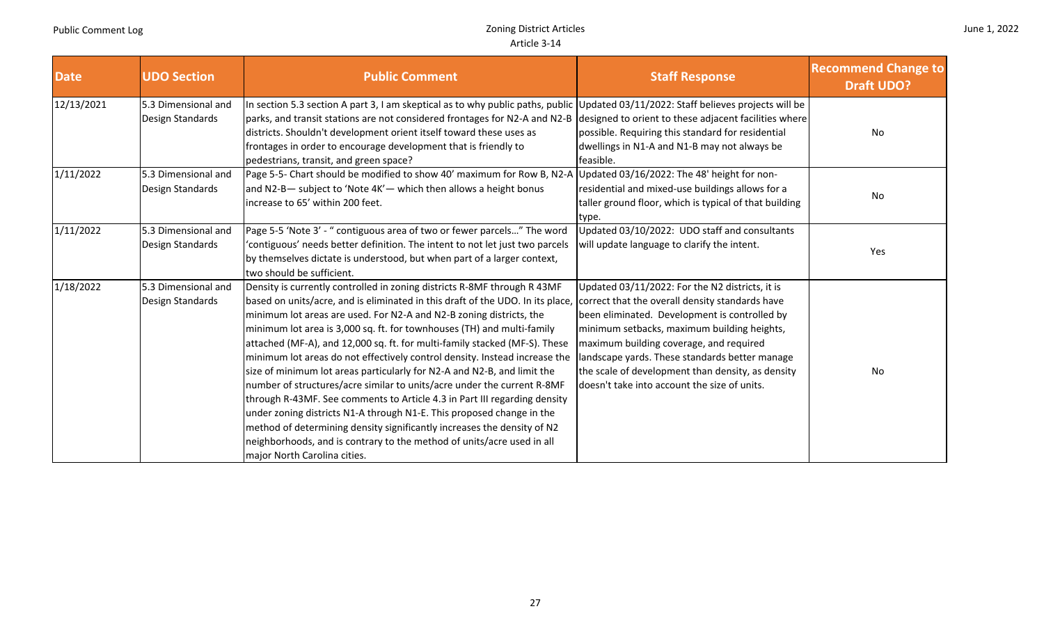| Date | UDO Section | Public Comment | Staff Response | Recommend Change to Draft UDO? |
|---|---|---|---|---|
| 12/13/2021 | 5.3 Dimensional and Design Standards | In section 5.3 section A part 3, I am skeptical as to why public paths, public parks, and transit stations are not considered frontages for N2-A and N2-B districts. Shouldn't development orient itself toward these uses as frontages in order to encourage development that is friendly to pedestrians, transit, and green space? | Updated 03/11/2022: Staff believes projects will be designed to orient to these adjacent facilities where possible. Requiring this standard for residential dwellings in N1-A and N1-B may not always be feasible. | No |
| 1/11/2022 | 5.3 Dimensional and Design Standards | Page 5-5- Chart should be modified to show 40' maximum for Row B, N2-A and N2-B— subject to 'Note 4K'— which then allows a height bonus increase to 65' within 200 feet. | Updated 03/16/2022: The 48' height for non-residential and mixed-use buildings allows for a taller ground floor, which is typical of that building type. | No |
| 1/11/2022 | 5.3 Dimensional and Design Standards | Page 5-5 'Note 3' - " contiguous area of two or fewer parcels..." The word 'contiguous' needs better definition. The intent to not let just two parcels by themselves dictate is understood, but when part of a larger context, two should be sufficient. | Updated 03/10/2022: UDO staff and consultants will update language to clarify the intent. | Yes |
| 1/18/2022 | 5.3 Dimensional and Design Standards | Density is currently controlled in zoning districts R-8MF through R 43MF based on units/acre, and is eliminated in this draft of the UDO. In its place, minimum lot areas are used. For N2-A and N2-B zoning districts, the minimum lot area is 3,000 sq. ft. for townhouses (TH) and multi-family attached (MF-A), and 12,000 sq. ft. for multi-family stacked (MF-S). These minimum lot areas do not effectively control density. Instead increase the size of minimum lot areas particularly for N2-A and N2-B, and limit the number of structures/acre similar to units/acre under the current R-8MF through R-43MF. See comments to Article 4.3 in Part III regarding density under zoning districts N1-A through N1-E. This proposed change in the method of determining density significantly increases the density of N2 neighborhoods, and is contrary to the method of units/acre used in all major North Carolina cities. | Updated 03/11/2022: For the N2 districts, it is correct that the overall density standards have been eliminated. Development is controlled by minimum setbacks, maximum building heights, maximum building coverage, and required landscape yards. These standards better manage the scale of development than density, as density doesn't take into account the size of units. | No |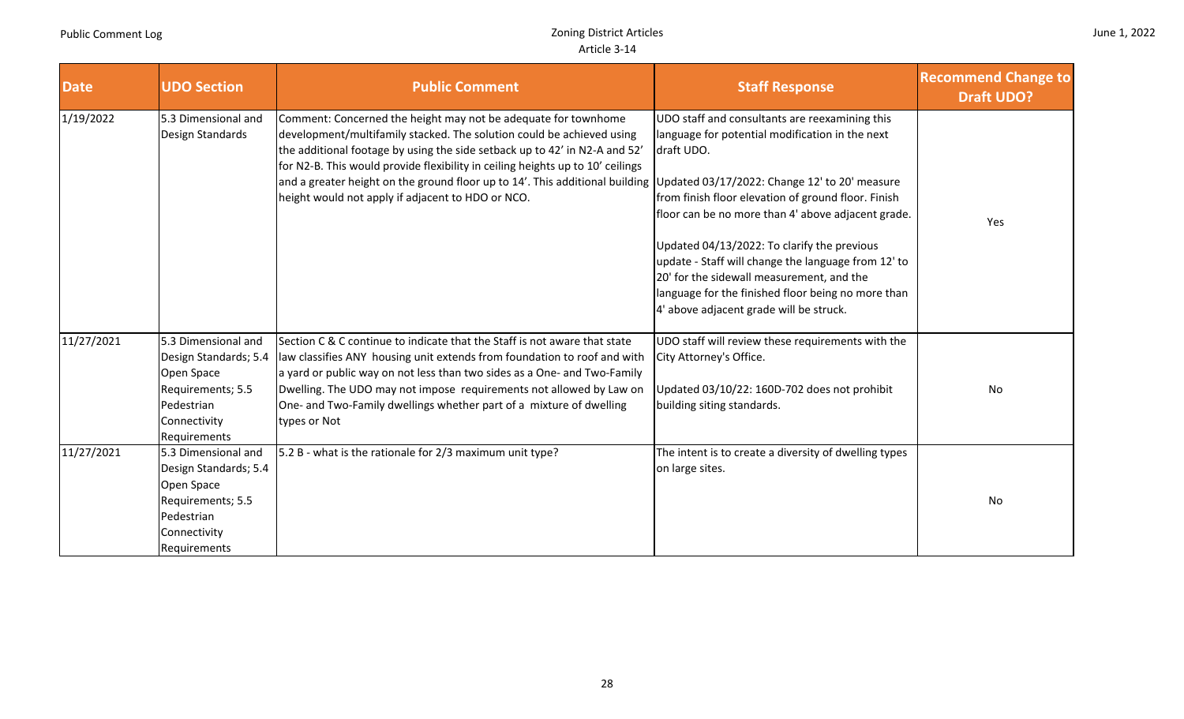| Date | UDO Section | Public Comment | Staff Response | Recommend Change to Draft UDO? |
|---|---|---|---|---|
| 1/19/2022 | 5.3 Dimensional and Design Standards | Comment: Concerned the height may not be adequate for townhome development/multifamily stacked. The solution could be achieved using the additional footage by using the side setback up to 42' in N2-A and 52' for N2-B. This would provide flexibility in ceiling heights up to 10' ceilings and a greater height on the ground floor up to 14'. This additional building height would not apply if adjacent to HDO or NCO. | UDO staff and consultants are reexamining this language for potential modification in the next draft UDO.<br><br>Updated 03/17/2022: Change 12' to 20' measure from finish floor elevation of ground floor. Finish floor can be no more than 4' above adjacent grade.<br><br>Updated 04/13/2022: To clarify the previous update - Staff will change the language from 12' to 20' for the sidewall measurement, and the language for the finished floor being no more than 4' above adjacent grade will be struck. | Yes |
| 11/27/2021 | 5.3 Dimensional and Design Standards; 5.4 Open Space Requirements; 5.5 Pedestrian Connectivity Requirements | Section C & C continue to indicate that the Staff is not aware that state law classifies ANY housing unit extends from foundation to roof and with a yard or public way on not less than two sides as a One- and Two-Family Dwelling. The UDO may not impose requirements not allowed by Law on One- and Two-Family dwellings whether part of a mixture of dwelling types or Not | UDO staff will review these requirements with the City Attorney's Office.<br><br>Updated 03/10/22: 160D-702 does not prohibit building siting standards. | No |
| 11/27/2021 | 5.3 Dimensional and Design Standards; 5.4 Open Space Requirements; 5.5 Pedestrian Connectivity Requirements | 5.2 B - what is the rationale for 2/3 maximum unit type? | The intent is to create a diversity of dwelling types on large sites. | No |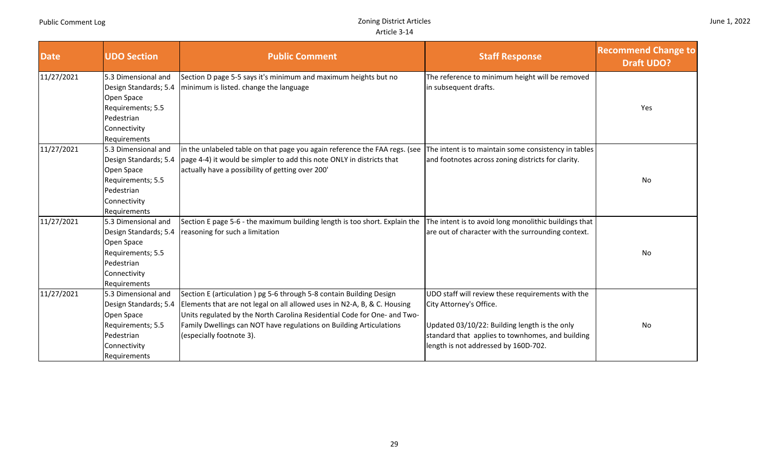| Date | UDO Section | Public Comment | Staff Response | Recommend Change to Draft UDO? |
|---|---|---|---|---|
| 11/27/2021 | 5.3 Dimensional and Design Standards; 5.4 Open Space Requirements; 5.5 Pedestrian Connectivity Requirements | Section D page 5-5 says it's minimum and maximum heights but no minimum is listed. change the language | The reference to minimum height will be removed in subsequent drafts. | Yes |
| 11/27/2021 | 5.3 Dimensional and Design Standards; 5.4 Open Space Requirements; 5.5 Pedestrian Connectivity Requirements | in the unlabeled table on that page you again reference the FAA regs. (see page 4-4) it would be simpler to add this note ONLY in districts that actually have a possibility of getting over 200' | The intent is to maintain some consistency in tables and footnotes across zoning districts for clarity. | No |
| 11/27/2021 | 5.3 Dimensional and Design Standards; 5.4 Open Space Requirements; 5.5 Pedestrian Connectivity Requirements | Section E page 5-6 - the maximum building length is too short. Explain the reasoning for such a limitation | The intent is to avoid long monolithic buildings that are out of character with the surrounding context. | No |
| 11/27/2021 | 5.3 Dimensional and Design Standards; 5.4 Open Space Requirements; 5.5 Pedestrian Connectivity Requirements | Section E (articulation ) pg 5-6 through 5-8 contain Building Design Elements that are not legal on all allowed uses in N2-A, B, & C. Housing Units regulated by the North Carolina Residential Code for One- and Two-Family Dwellings can NOT have regulations on Building Articulations (especially footnote 3). | UDO staff will review these requirements with the City Attorney's Office.<br><br>Updated 03/10/22: Building length is the only standard that applies to townhomes, and building length is not addressed by 160D-702. | No |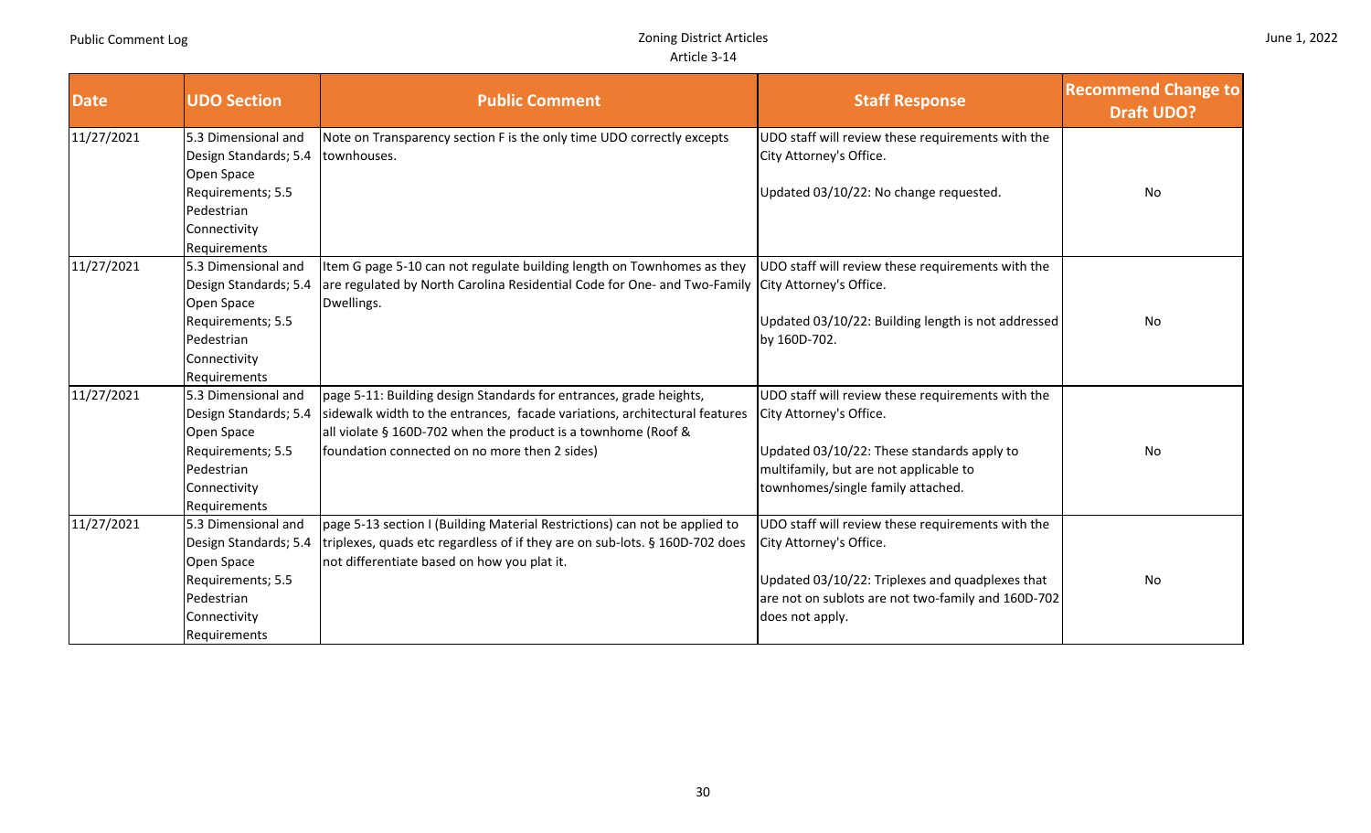| Date | UDO Section | Public Comment | Staff Response | Recommend Change to Draft UDO? |
|---|---|---|---|---|
| 11/27/2021 | 5.3 Dimensional and Design Standards; 5.4 Open Space Requirements; 5.5 Pedestrian Connectivity Requirements | Note on Transparency section F is the only time UDO correctly excepts townhouses. | UDO staff will review these requirements with the City Attorney's Office.<br><br>Updated 03/10/22: No change requested. | No |
| 11/27/2021 | 5.3 Dimensional and Design Standards; 5.4 Open Space Requirements; 5.5 Pedestrian Connectivity Requirements | Item G page 5-10 can not regulate building length on Townhomes as they are regulated by North Carolina Residential Code for One- and Two-Family Dwellings. | UDO staff will review these requirements with the City Attorney's Office.<br><br>Updated 03/10/22: Building length is not addressed by 160D-702. | No |
| 11/27/2021 | 5.3 Dimensional and Design Standards; 5.4 Open Space Requirements; 5.5 Pedestrian Connectivity Requirements | page 5-11: Building design Standards for entrances, grade heights, sidewalk width to the entrances, facade variations, architectural features all violate § 160D-702 when the product is a townhome (Roof & foundation connected on no more then 2 sides) | UDO staff will review these requirements with the City Attorney's Office.<br><br>Updated 03/10/22: These standards apply to multifamily, but are not applicable to townhomes/single family attached. | No |
| 11/27/2021 | 5.3 Dimensional and Design Standards; 5.4 Open Space Requirements; 5.5 Pedestrian Connectivity Requirements | page 5-13 section I (Building Material Restrictions) can not be applied to triplexes, quads etc regardless of if they are on sub-lots. § 160D-702 does not differentiate based on how you plat it. | UDO staff will review these requirements with the City Attorney's Office.<br><br>Updated 03/10/22: Triplexes and quadplexes that are not on sublots are not two-family and 160D-702 does not apply. | No |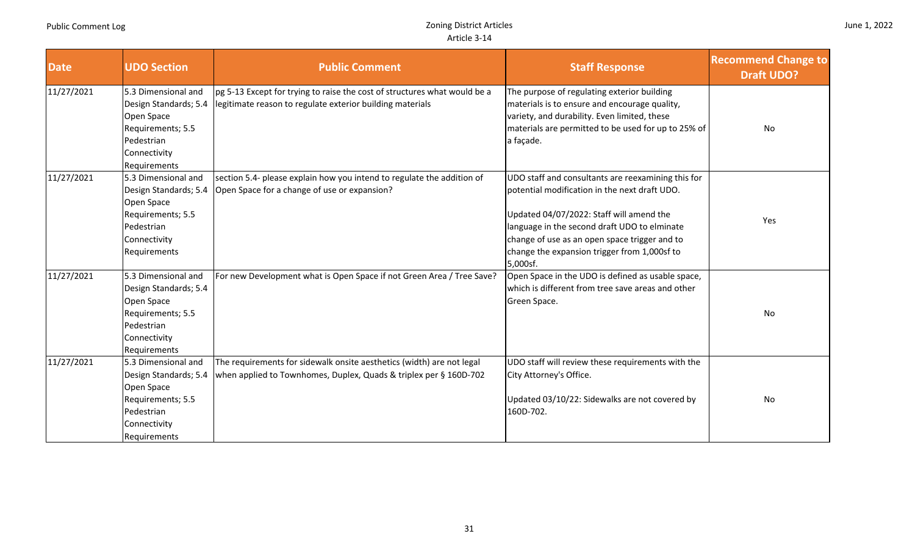| Date | UDO Section | Public Comment | Staff Response | Recommend Change to Draft UDO? |
|---|---|---|---|---|
| 11/27/2021 | 5.3 Dimensional and Design Standards; 5.4 Open Space Requirements; 5.5 Pedestrian Connectivity Requirements | pg 5-13 Except for trying to raise the cost of structures what would be a legitimate reason to regulate exterior building materials | The purpose of regulating exterior building materials is to ensure and encourage quality, variety, and durability. Even limited, these materials are permitted to be used for up to 25% of a façade. | No |
| 11/27/2021 | 5.3 Dimensional and Design Standards; 5.4 Open Space Requirements; 5.5 Pedestrian Connectivity Requirements | section 5.4- please explain how you intend to regulate the addition of Open Space for a change of use or expansion? | UDO staff and consultants are reexamining this for potential modification in the next draft UDO.<br><br>Updated 04/07/2022: Staff will amend the language in the second draft UDO to elminate change of use as an open space trigger and to change the expansion trigger from 1,000sf to 5,000sf. | Yes |
| 11/27/2021 | 5.3 Dimensional and Design Standards; 5.4 Open Space Requirements; 5.5 Pedestrian Connectivity Requirements | For new Development what is Open Space if not Green Area / Tree Save? | Open Space in the UDO is defined as usable space, which is different from tree save areas and other Green Space. | No |
| 11/27/2021 | 5.3 Dimensional and Design Standards; 5.4 Open Space Requirements; 5.5 Pedestrian Connectivity Requirements | The requirements for sidewalk onsite aesthetics (width) are not legal when applied to Townhomes, Duplex, Quads & triplex per § 160D-702 | UDO staff will review these requirements with the City Attorney's Office.<br><br>Updated 03/10/22: Sidewalks are not covered by 160D-702. | No |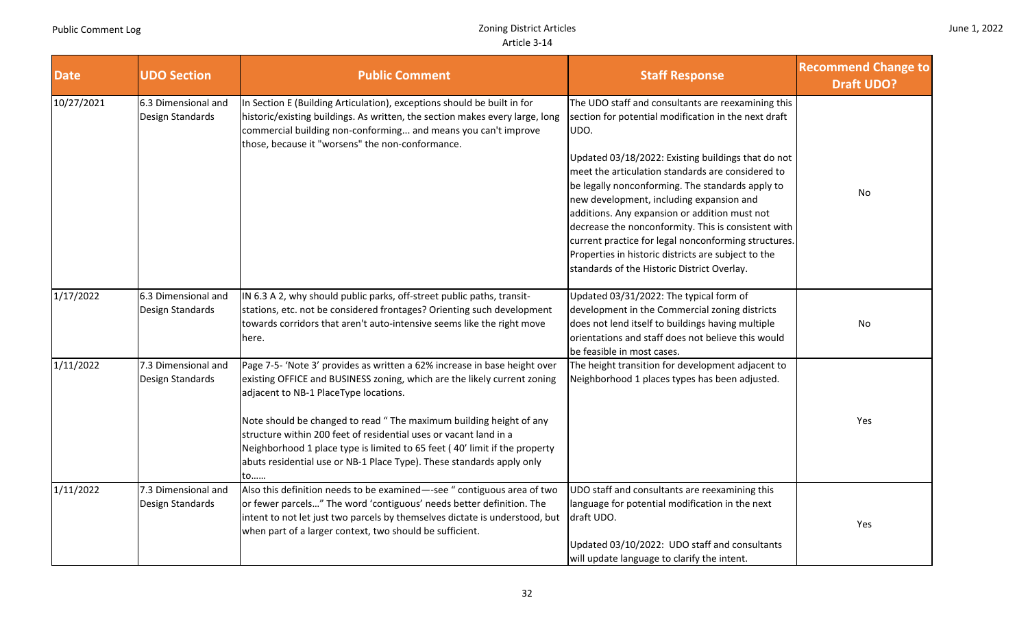| Date | UDO Section | Public Comment | Staff Response | Recommend Change to Draft UDO? |
|---|---|---|---|---|
| 10/27/2021 | 6.3 Dimensional and Design Standards | In Section E (Building Articulation), exceptions should be built in for historic/existing buildings. As written, the section makes every large, long commercial building non-conforming... and means you can't improve those, because it "worsens" the non-conformance. | The UDO staff and consultants are reexamining this section for potential modification in the next draft UDO.<br><br>Updated 03/18/2022: Existing buildings that do not meet the articulation standards are considered to be legally nonconforming. The standards apply to new development, including expansion and additions. Any expansion or addition must not decrease the nonconformity. This is consistent with current practice for legal nonconforming structures. Properties in historic districts are subject to the standards of the Historic District Overlay. | No |
| 1/17/2022 | 6.3 Dimensional and Design Standards | IN 6.3 A 2, why should public parks, off-street public paths, transit-stations, etc. not be considered frontages? Orienting such development towards corridors that aren't auto-intensive seems like the right move here. | Updated 03/31/2022: The typical form of development in the Commercial zoning districts does not lend itself to buildings having multiple orientations and staff does not believe this would be feasible in most cases. | No |
| 1/11/2022 | 7.3 Dimensional and Design Standards | Page 7-5- 'Note 3' provides as written a 62% increase in base height over existing OFFICE and BUSINESS zoning, which are the likely current zoning adjacent to NB-1 PlaceType locations.<br><br>Note should be changed to read " The maximum building height of any structure within 200 feet of residential uses or vacant land in a Neighborhood 1 place type is limited to 65 feet ( 40' limit if the property abuts residential use or NB-1 Place Type). These standards apply only to…… | The height transition for development adjacent to Neighborhood 1 places types has been adjusted. | Yes |
| 1/11/2022 | 7.3 Dimensional and Design Standards | Also this definition needs to be examined—-see " contiguous area of two or fewer parcels…" The word 'contiguous' needs better definition. The intent to not let just two parcels by themselves dictate is understood, but when part of a larger context, two should be sufficient. | UDO staff and consultants are reexamining this language for potential modification in the next draft UDO.<br><br>Updated 03/10/2022: UDO staff and consultants will update language to clarify the intent. | Yes |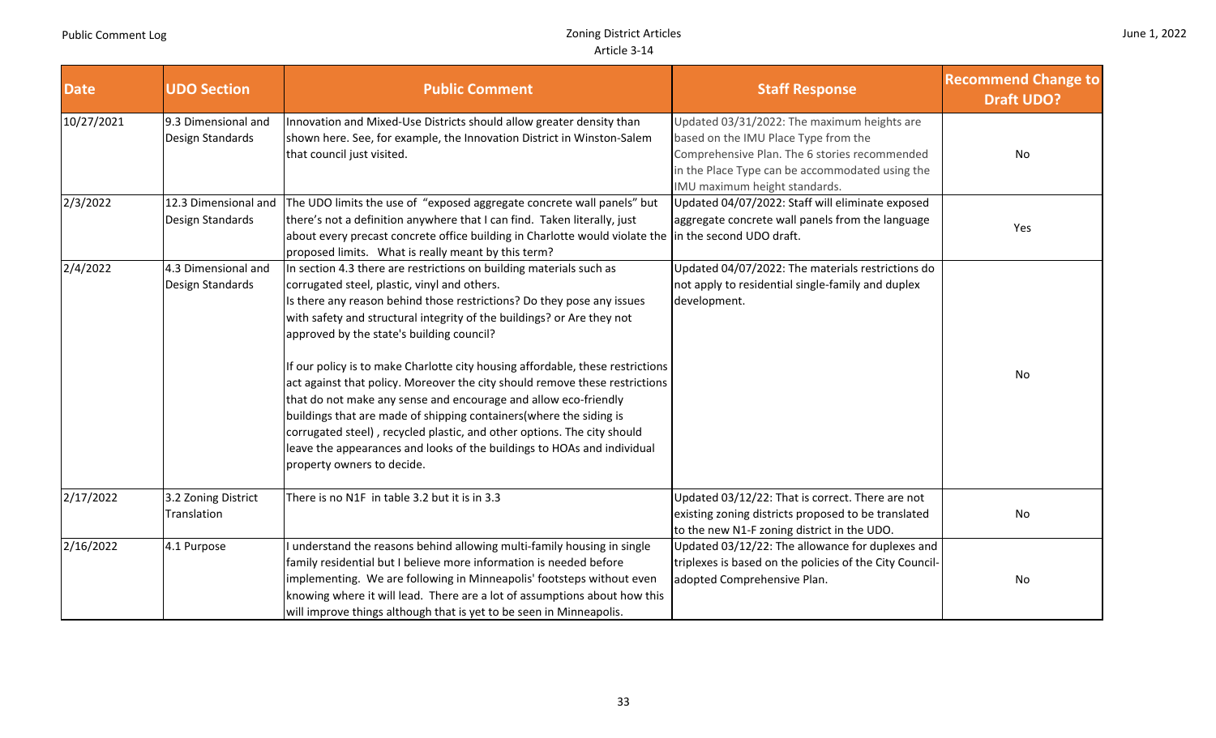| Date | UDO Section | Public Comment | Staff Response | Recommend Change to Draft UDO? |
|---|---|---|---|---|
| 10/27/2021 | 9.3 Dimensional and Design Standards | Innovation and Mixed-Use Districts should allow greater density than shown here. See, for example, the Innovation District in Winston-Salem that council just visited. | Updated 03/31/2022: The maximum heights are based on the IMU Place Type from the Comprehensive Plan. The 6 stories recommended in the Place Type can be accommodated using the IMU maximum height standards. | No |
| 2/3/2022 | 12.3 Dimensional and Design Standards | The UDO limits the use of "exposed aggregate concrete wall panels" but there's not a definition anywhere that I can find. Taken literally, just about every precast concrete office building in Charlotte would violate the proposed limits. What is really meant by this term? | Updated 04/07/2022: Staff will eliminate exposed aggregate concrete wall panels from the language in the second UDO draft. | Yes |
| 2/4/2022 | 4.3 Dimensional and Design Standards | In section 4.3 there are restrictions on building materials such as corrugated steel, plastic, vinyl and others.<br>Is there any reason behind those restrictions? Do they pose any issues with safety and structural integrity of the buildings? or Are they not approved by the state's building council?<br><br>If our policy is to make Charlotte city housing affordable, these restrictions act against that policy. Moreover the city should remove these restrictions that do not make any sense and encourage and allow eco-friendly buildings that are made of shipping containers(where the siding is corrugated steel) , recycled plastic, and other options. The city should leave the appearances and looks of the buildings to HOAs and individual property owners to decide. | Updated 04/07/2022: The materials restrictions do not apply to residential single-family and duplex development. | No |
| 2/17/2022 | 3.2 Zoning District Translation | There is no N1F in table 3.2 but it is in 3.3 | Updated 03/12/22: That is correct. There are not existing zoning districts proposed to be translated to the new N1-F zoning district in the UDO. | No |
| 2/16/2022 | 4.1 Purpose | I understand the reasons behind allowing multi-family housing in single family residential but I believe more information is needed before implementing. We are following in Minneapolis' footsteps without even knowing where it will lead. There are a lot of assumptions about how this will improve things although that is yet to be seen in Minneapolis. | Updated 03/12/22: The allowance for duplexes and triplexes is based on the policies of the City Council-adopted Comprehensive Plan. | No |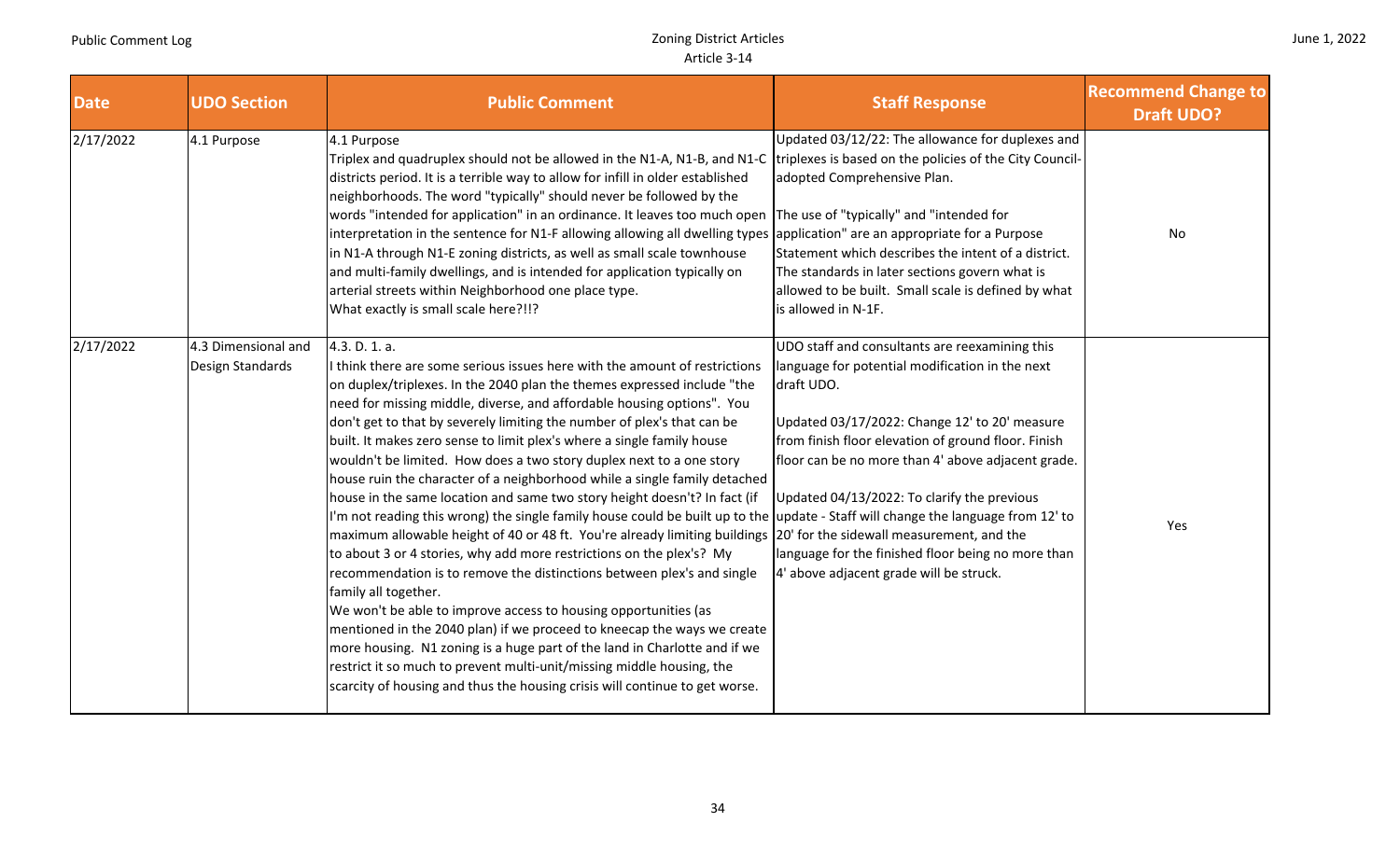| Date | UDO Section | Public Comment | Staff Response | Recommend Change to Draft UDO? |
|---|---|---|---|---|
| 2/17/2022 | 4.1 Purpose | 4.1 Purpose<br>Triplex and quadruplex should not be allowed in the N1-A, N1-B, and N1-C districts period. It is a terrible way to allow for infill in older established neighborhoods. The word "typically" should never be followed by the words "intended for application" in an ordinance. It leaves too much open interpretation in the sentence for N1-F allowing allowing all dwelling types in N1-A through N1-E zoning districts, as well as small scale townhouse and multi-family dwellings, and is intended for application typically on arterial streets within Neighborhood one place type.<br>What exactly is small scale here?!!? | Updated 03/12/22: The allowance for duplexes and triplexes is based on the policies of the City Council-adopted Comprehensive Plan.<br><br>The use of "typically" and "intended for application" are an appropriate for a Purpose Statement which describes the intent of a district. The standards in later sections govern what is allowed to be built. Small scale is defined by what is allowed in N-1F. | No |
| 2/17/2022 | 4.3 Dimensional and Design Standards | 4.3. D. 1. a.<br>I think there are some serious issues here with the amount of restrictions on duplex/triplexes. In the 2040 plan the themes expressed include "the need for missing middle, diverse, and affordable housing options". You don't get to that by severely limiting the number of plex's that can be built. It makes zero sense to limit plex's where a single family house wouldn't be limited. How does a two story duplex next to a one story house ruin the character of a neighborhood while a single family detached house in the same location and same two story height doesn't? In fact (if I'm not reading this wrong) the single family house could be built up to the maximum allowable height of 40 or 48 ft. You're already limiting buildings to about 3 or 4 stories, why add more restrictions on the plex's? My recommendation is to remove the distinctions between plex's and single family all together.<br>We won't be able to improve access to housing opportunities (as mentioned in the 2040 plan) if we proceed to kneecap the ways we create more housing. N1 zoning is a huge part of the land in Charlotte and if we restrict it so much to prevent multi-unit/missing middle housing, the scarcity of housing and thus the housing crisis will continue to get worse. | UDO staff and consultants are reexamining this language for potential modification in the next draft UDO.<br><br>Updated 03/17/2022: Change 12' to 20' measure from finish floor elevation of ground floor. Finish floor can be no more than 4' above adjacent grade.<br><br>Updated 04/13/2022: To clarify the previous update - Staff will change the language from 12' to 20' for the sidewall measurement, and the language for the finished floor being no more than 4' above adjacent grade will be struck. | Yes |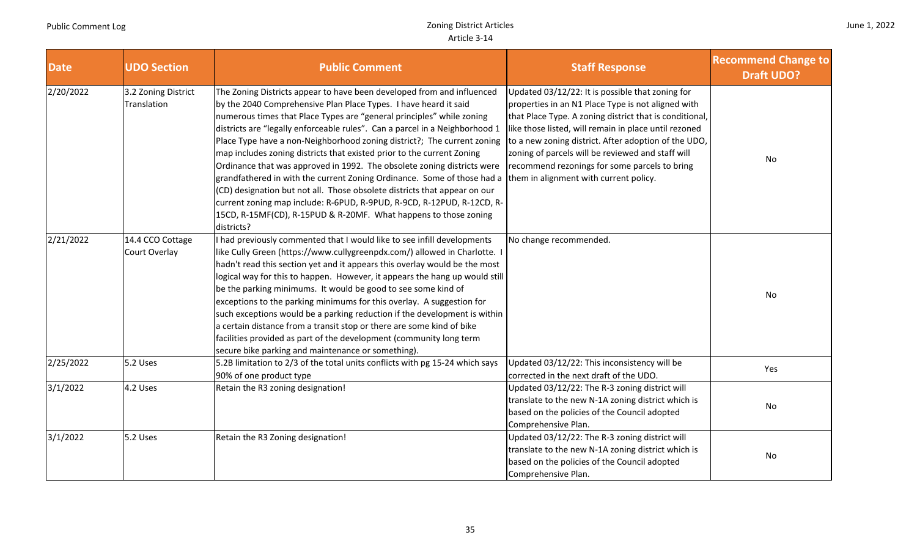| Date | UDO Section | Public Comment | Staff Response | Recommend Change to Draft UDO? |
|---|---|---|---|---|
| 2/20/2022 | 3.2 Zoning District Translation | The Zoning Districts appear to have been developed from and influenced by the 2040 Comprehensive Plan Place Types. I have heard it said numerous times that Place Types are "general principles" while zoning districts are "legally enforceable rules". Can a parcel in a Neighborhood 1 Place Type have a non-Neighborhood zoning district?; The current zoning map includes zoning districts that existed prior to the current Zoning Ordinance that was approved in 1992. The obsolete zoning districts were grandfathered in with the current Zoning Ordinance. Some of those had a (CD) designation but not all. Those obsolete districts that appear on our current zoning map include: R-6PUD, R-9PUD, R-9CD, R-12PUD, R-12CD, R-15CD, R-15MF(CD), R-15PUD & R-20MF. What happens to those zoning districts? | Updated 03/12/22: It is possible that zoning for properties in an N1 Place Type is not aligned with that Place Type. A zoning district that is conditional, like those listed, will remain in place until rezoned to a new zoning district. After adoption of the UDO, zoning of parcels will be reviewed and staff will recommend rezonings for some parcels to bring them in alignment with current policy. | No |
| 2/21/2022 | 14.4 CCO Cottage Court Overlay | I had previously commented that I would like to see infill developments like Cully Green (https://www.cullygreenpdx.com/) allowed in Charlotte. I hadn't read this section yet and it appears this overlay would be the most logical way for this to happen. However, it appears the hang up would still be the parking minimums. It would be good to see some kind of exceptions to the parking minimums for this overlay. A suggestion for such exceptions would be a parking reduction if the development is within a certain distance from a transit stop or there are some kind of bike facilities provided as part of the development (community long term secure bike parking and maintenance or something). | No change recommended. | No |
| 2/25/2022 | 5.2 Uses | 5.2B limitation to 2/3 of the total units conflicts with pg 15-24 which says 90% of one product type | Updated 03/12/22: This inconsistency will be corrected in the next draft of the UDO. | Yes |
| 3/1/2022 | 4.2 Uses | Retain the R3 zoning designation! | Updated 03/12/22: The R-3 zoning district will translate to the new N-1A zoning district which is based on the policies of the Council adopted Comprehensive Plan. | No |
| 3/1/2022 | 5.2 Uses | Retain the R3 Zoning designation! | Updated 03/12/22: The R-3 zoning district will translate to the new N-1A zoning district which is based on the policies of the Council adopted Comprehensive Plan. | No |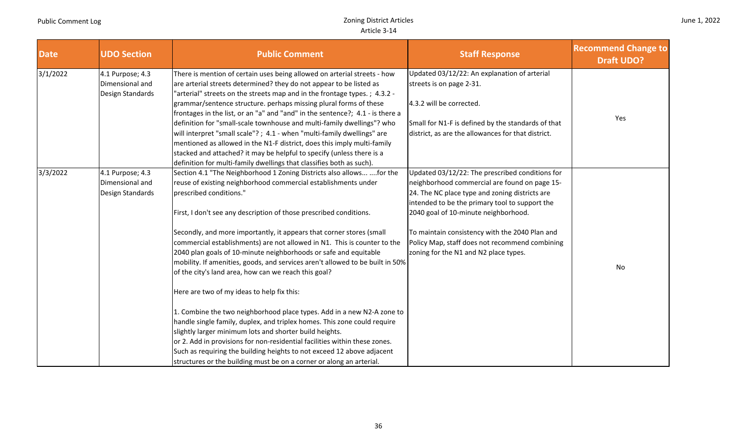| Date | UDO Section | Public Comment | Staff Response | Recommend Change to Draft UDO? |
|---|---|---|---|---|
| 3/1/2022 | 4.1 Purpose; 4.3 Dimensional and Design Standards | There is mention of certain uses being allowed on arterial streets - how are arterial streets determined? they do not appear to be listed as "arterial" streets on the streets map and in the frontage types. ; 4.3.2 - grammar/sentence structure. perhaps missing plural forms of these frontages in the list, or an "a" and "and" in the sentence?; 4.1 - is there a definition for "small-scale townhouse and multi-family dwellings"? who will interpret "small scale"? ; 4.1 - when "multi-family dwellings" are mentioned as allowed in the N1-F district, does this imply multi-family stacked and attached? it may be helpful to specify (unless there is a definition for multi-family dwellings that classifies both as such). | Updated 03/12/22: An explanation of arterial streets is on page 2-31.<br><br>4.3.2 will be corrected.<br><br>Small for N1-F is defined by the standards of that district, as are the allowances for that district. | Yes |
| 3/3/2022 | 4.1 Purpose; 4.3 Dimensional and Design Standards | Section 4.1 "The Neighborhood 1 Zoning Districts also allows... ....for the reuse of existing neighborhood commercial establishments under prescribed conditions."<br><br>First, I don't see any description of those prescribed conditions.<br><br>Secondly, and more importantly, it appears that corner stores (small commercial establishments) are not allowed in N1. This is counter to the 2040 plan goals of 10-minute neighborhoods or safe and equitable mobility. If amenities, goods, and services aren't allowed to be built in 50% of the city's land area, how can we reach this goal?<br><br>Here are two of my ideas to help fix this:<br><br>1. Combine the two neighborhood place types. Add in a new N2-A zone to handle single family, duplex, and triplex homes. This zone could require slightly larger minimum lots and shorter build heights.<br>or 2. Add in provisions for non-residential facilities within these zones. Such as requiring the building heights to not exceed 12 above adjacent structures or the building must be on a corner or along an arterial. | Updated 03/12/22: The prescribed conditions for neighborhood commercial are found on page 15-24. The NC place type and zoning districts are intended to be the primary tool to support the 2040 goal of 10-minute neighborhood.<br><br>To maintain consistency with the 2040 Plan and Policy Map, staff does not recommend combining zoning for the N1 and N2 place types. | No |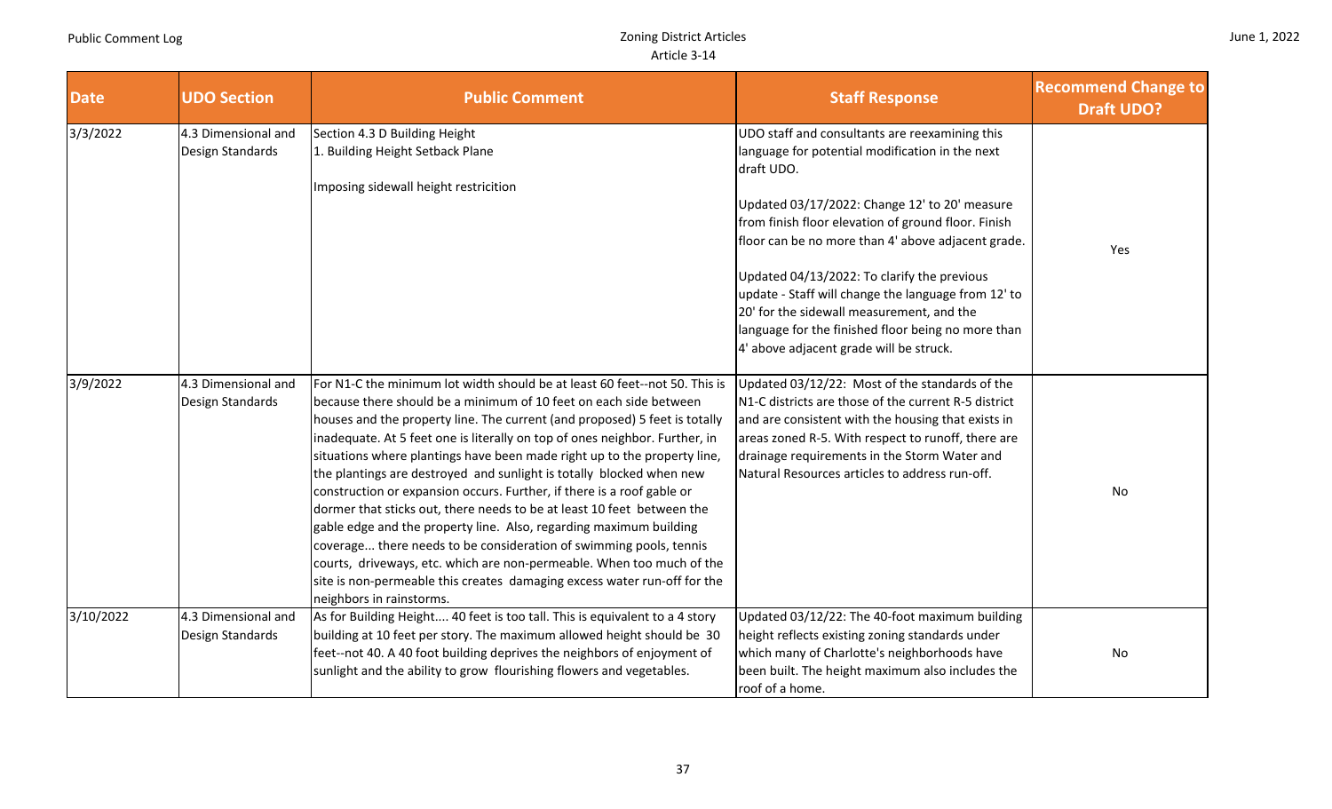| Date | UDO Section | Public Comment | Staff Response | Recommend Change to Draft UDO? |
|---|---|---|---|---|
| 3/3/2022 | 4.3 Dimensional and Design Standards | Section 4.3 D Building Height<br>1. Building Height Setback Plane<br><br>Imposing sidewall height restricition | UDO staff and consultants are reexamining this language for potential modification in the next draft UDO.<br><br>Updated 03/17/2022: Change 12' to 20' measure from finish floor elevation of ground floor. Finish floor can be no more than 4' above adjacent grade.<br><br>Updated 04/13/2022: To clarify the previous update - Staff will change the language from 12' to 20' for the sidewall measurement, and the language for the finished floor being no more than 4' above adjacent grade will be struck. | Yes |
| 3/9/2022 | 4.3 Dimensional and Design Standards | For N1-C the minimum lot width should be at least 60 feet--not 50. This is because there should be a minimum of 10 feet on each side between houses and the property line. The current (and proposed) 5 feet is totally inadequate. At 5 feet one is literally on top of ones neighbor. Further, in situations where plantings have been made right up to the property line, the plantings are destroyed and sunlight is totally blocked when new construction or expansion occurs. Further, if there is a roof gable or dormer that sticks out, there needs to be at least 10 feet between the gable edge and the property line. Also, regarding maximum building coverage... there needs to be consideration of swimming pools, tennis courts, driveways, etc. which are non-permeable. When too much of the site is non-permeable this creates damaging excess water run-off for the neighbors in rainstorms. | Updated 03/12/22: Most of the standards of the N1-C districts are those of the current R-5 district and are consistent with the housing that exists in areas zoned R-5. With respect to runoff, there are drainage requirements in the Storm Water and Natural Resources articles to address run-off. | No |
| 3/10/2022 | 4.3 Dimensional and Design Standards | As for Building Height.... 40 feet is too tall. This is equivalent to a 4 story building at 10 feet per story. The maximum allowed height should be 30 feet--not 40. A 40 foot building deprives the neighbors of enjoyment of sunlight and the ability to grow flourishing flowers and vegetables. | Updated 03/12/22: The 40-foot maximum building height reflects existing zoning standards under which many of Charlotte's neighborhoods have been built. The height maximum also includes the roof of a home. | No |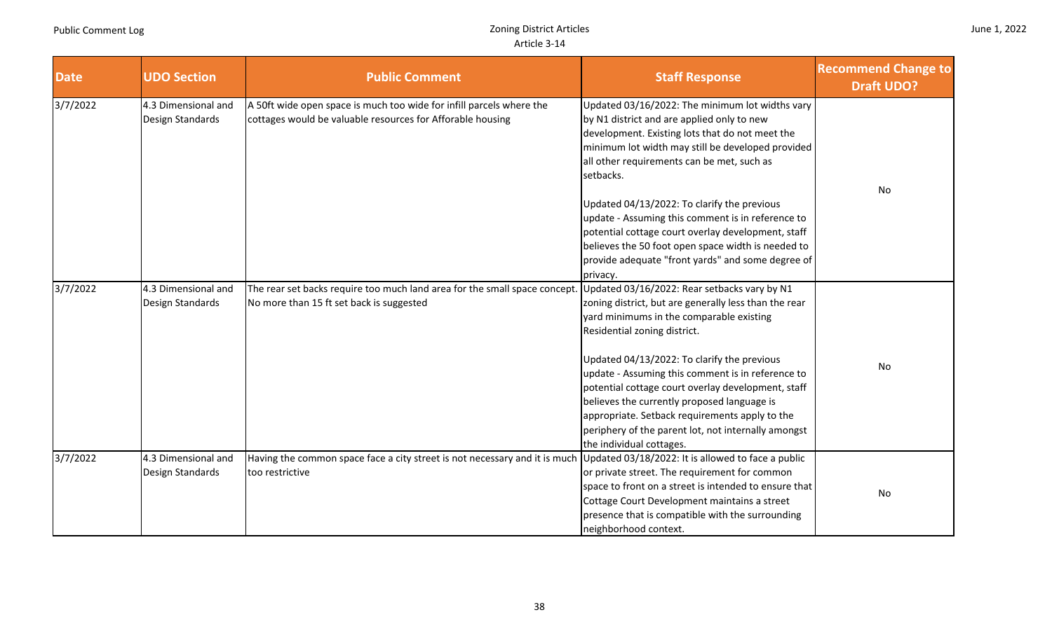| Date | UDO Section | Public Comment | Staff Response | Recommend Change to Draft UDO? |
|---|---|---|---|---|
| 3/7/2022 | 4.3 Dimensional and Design Standards | A 50ft wide open space is much too wide for infill parcels where the cottages would be valuable resources for Afforable housing | Updated 03/16/2022: The minimum lot widths vary by N1 district and are applied only to new development. Existing lots that do not meet the minimum lot width may still be developed provided all other requirements can be met, such as setbacks.<br><br>Updated 04/13/2022: To clarify the previous update - Assuming this comment is in reference to potential cottage court overlay development, staff believes the 50 foot open space width is needed to provide adequate "front yards" and some degree of privacy. | No |
| 3/7/2022 | 4.3 Dimensional and Design Standards | The rear set backs require too much land area for the small space concept. No more than 15 ft set back is suggested | Updated 03/16/2022: Rear setbacks vary by N1 zoning district, but are generally less than the rear yard minimums in the comparable existing Residential zoning district.<br><br>Updated 04/13/2022: To clarify the previous update - Assuming this comment is in reference to potential cottage court overlay development, staff believes the currently proposed language is appropriate. Setback requirements apply to the periphery of the parent lot, not internally amongst the individual cottages. | No |
| 3/7/2022 | 4.3 Dimensional and Design Standards | Having the common space face a city street is not necessary and it is much too restrictive | Updated 03/18/2022: It is allowed to face a public or private street. The requirement for common space to front on a street is intended to ensure that Cottage Court Development maintains a street presence that is compatible with the surrounding neighborhood context. | No |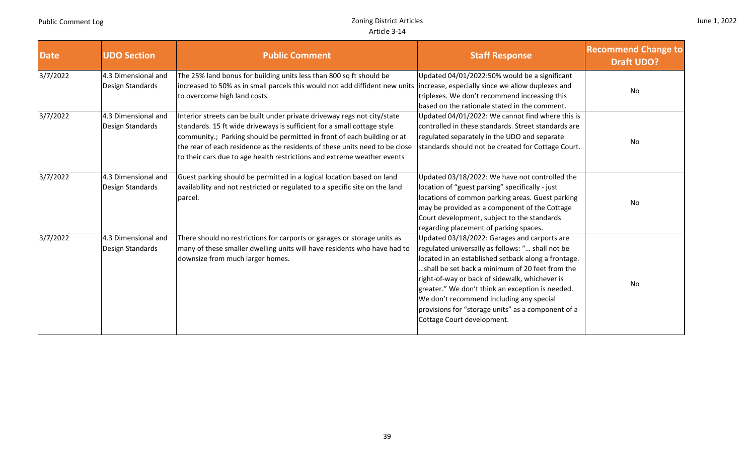| Date | UDO Section | Public Comment | Staff Response | Recommend Change to Draft UDO? |
|---|---|---|---|---|
| 3/7/2022 | 4.3 Dimensional and Design Standards | The 25% land bonus for building units less than 800 sq ft should be increased to 50% as in small parcels this would not add diffident new units to overcome high land costs. | Updated 04/01/2022:50% would be a significant increase, especially since we allow duplexes and triplexes. We don't recommend increasing this based on the rationale stated in the comment. | No |
| 3/7/2022 | 4.3 Dimensional and Design Standards | Interior streets can be built under private driveway regs not city/state standards. 15 ft wide driveways is sufficient for a small cottage style community.; Parking should be permitted in front of each building or at the rear of each residence as the residents of these units need to be close to their cars due to age health restrictions and extreme weather events | Updated 04/01/2022: We cannot find where this is controlled in these standards. Street standards are regulated separately in the UDO and separate standards should not be created for Cottage Court. | No |
| 3/7/2022 | 4.3 Dimensional and Design Standards | Guest parking should be permitted in a logical location based on land availability and not restricted or regulated to a specific site on the land parcel. | Updated 03/18/2022: We have not controlled the location of "guest parking" specifically - just locations of common parking areas. Guest parking may be provided as a component of the Cottage Court development, subject to the standards regarding placement of parking spaces. | No |
| 3/7/2022 | 4.3 Dimensional and Design Standards | There should no restrictions for carports or garages or storage units as many of these smaller dwelling units will have residents who have had to downsize from much larger homes. | Updated 03/18/2022: Garages and carports are regulated universally as follows: "... shall not be located in an established setback along a frontage. ...shall be set back a minimum of 20 feet from the right-of-way or back of sidewalk, whichever is greater." We don't think an exception is needed. We don't recommend including any special provisions for "storage units" as a component of a Cottage Court development. | No |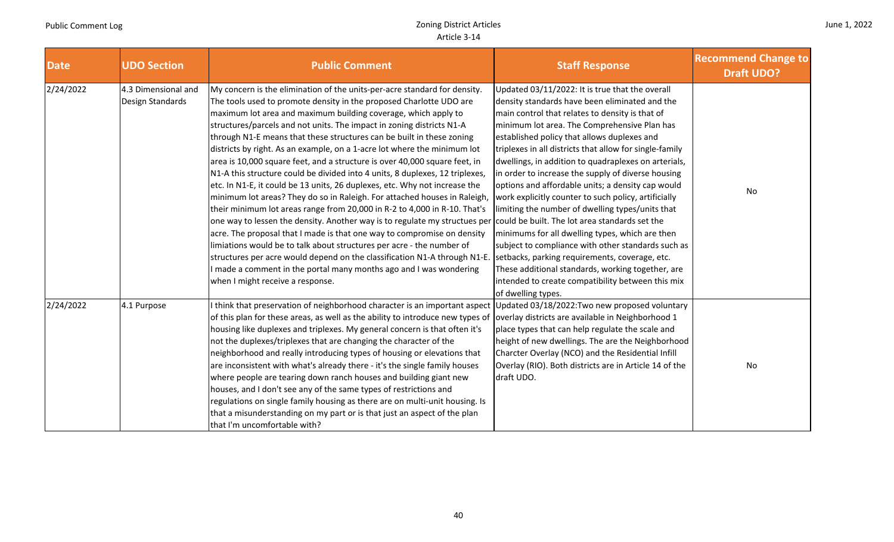| Date | UDO Section | Public Comment | Staff Response | Recommend Change to Draft UDO? |
|---|---|---|---|---|
| 2/24/2022 | 4.3 Dimensional and Design Standards | My concern is the elimination of the units-per-acre standard for density. The tools used to promote density in the proposed Charlotte UDO are maximum lot area and maximum building coverage, which apply to structures/parcels and not units. The impact in zoning districts N1-A through N1-E means that these structures can be built in these zoning districts by right. As an example, on a 1-acre lot where the minimum lot area is 10,000 square feet, and a structure is over 40,000 square feet, in N1-A this structure could be divided into 4 units, 8 duplexes, 12 triplexes, etc. In N1-E, it could be 13 units, 26 duplexes, etc. Why not increase the minimum lot areas? They do so in Raleigh. For attached houses in Raleigh, their minimum lot areas range from 20,000 in R-2 to 4,000 in R-10. That's one way to lessen the density. Another way is to regulate my structues per acre. The proposal that I made is that one way to compromise on density limiations would be to talk about structures per acre - the number of structures per acre would depend on the classification N1-A through N1-E. I made a comment in the portal many months ago and I was wondering when I might receive a response. | Updated 03/11/2022: It is true that the overall density standards have been eliminated and the main control that relates to density is that of minimum lot area. The Comprehensive Plan has established policy that allows duplexes and triplexes in all districts that allow for single-family dwellings, in addition to quadraplexes on arterials, in order to increase the supply of diverse housing options and affordable units; a density cap would work explicitly counter to such policy, artificially limiting the number of dwelling types/units that could be built. The lot area standards set the minimums for all dwelling types, which are then subject to compliance with other standards such as setbacks, parking requirements, coverage, etc. These additional standards, working together, are intended to create compatibility between this mix of dwelling types. | No |
| 2/24/2022 | 4.1 Purpose | I think that preservation of neighborhood character is an important aspect of this plan for these areas, as well as the ability to introduce new types of housing like duplexes and triplexes. My general concern is that often it's not the duplexes/triplexes that are changing the character of the neighborhood and really introducing types of housing or elevations that are inconsistent with what's already there - it's the single family houses where people are tearing down ranch houses and building giant new houses, and I don't see any of the same types of restrictions and regulations on single family housing as there are on multi-unit housing. Is that a misunderstanding on my part or is that just an aspect of the plan that I'm uncomfortable with? | Updated 03/18/2022:Two new proposed voluntary overlay districts are available in Neighborhood 1 place types that can help regulate the scale and height of new dwellings. The are the Neighborhood Charcter Overlay (NCO) and the Residential Infill Overlay (RIO). Both districts are in Article 14 of the draft UDO. | No |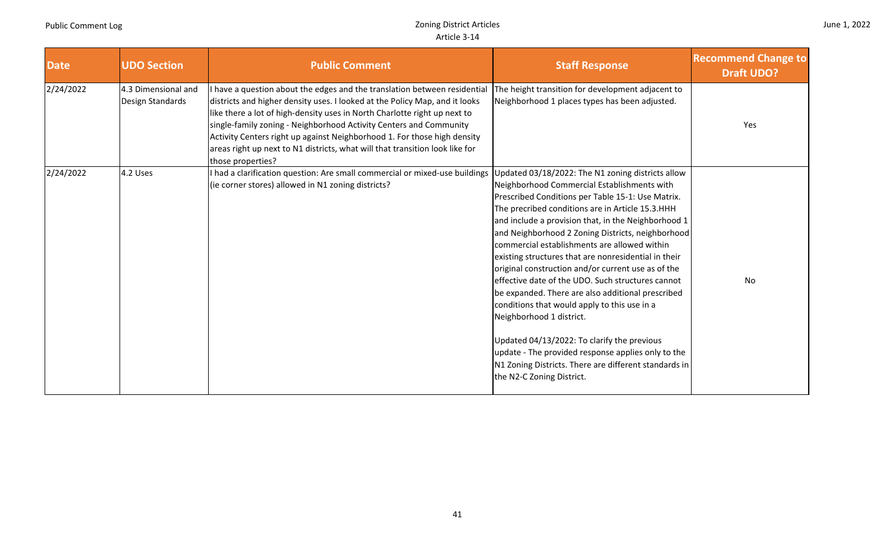| Date | UDO Section | Public Comment | Staff Response | Recommend Change to Draft UDO? |
| --- | --- | --- | --- | --- |
| 2/24/2022 | 4.3 Dimensional and Design Standards | I have a question about the edges and the translation between residential districts and higher density uses. I looked at the Policy Map, and it looks like there a lot of high-density uses in North Charlotte right up next to single-family zoning - Neighborhood Activity Centers and Community Activity Centers right up against Neighborhood 1. For those high density areas right up next to N1 districts, what will that transition look like for those properties? | The height transition for development adjacent to Neighborhood 1 places types has been adjusted. | Yes |
| 2/24/2022 | 4.2 Uses | I had a clarification question: Are small commercial or mixed-use buildings (ie corner stores) allowed in N1 zoning districts? | Updated 03/18/2022: The N1 zoning districts allow Neighborhood Commercial Establishments with Prescribed Conditions per Table 15-1: Use Matrix. The precribed conditions are in Article 15.3.HHH and include a provision that, in the Neighborhood 1 and Neighborhood 2 Zoning Districts, neighborhood commercial establishments are allowed within existing structures that are nonresidential in their original construction and/or current use as of the effective date of the UDO. Such structures cannot be expanded. There are also additional prescribed conditions that would apply to this use in a Neighborhood 1 district.<br><br>Updated 04/13/2022: To clarify the previous update - The provided response applies only to the N1 Zoning Districts. There are different standards in the N2-C Zoning District. | No |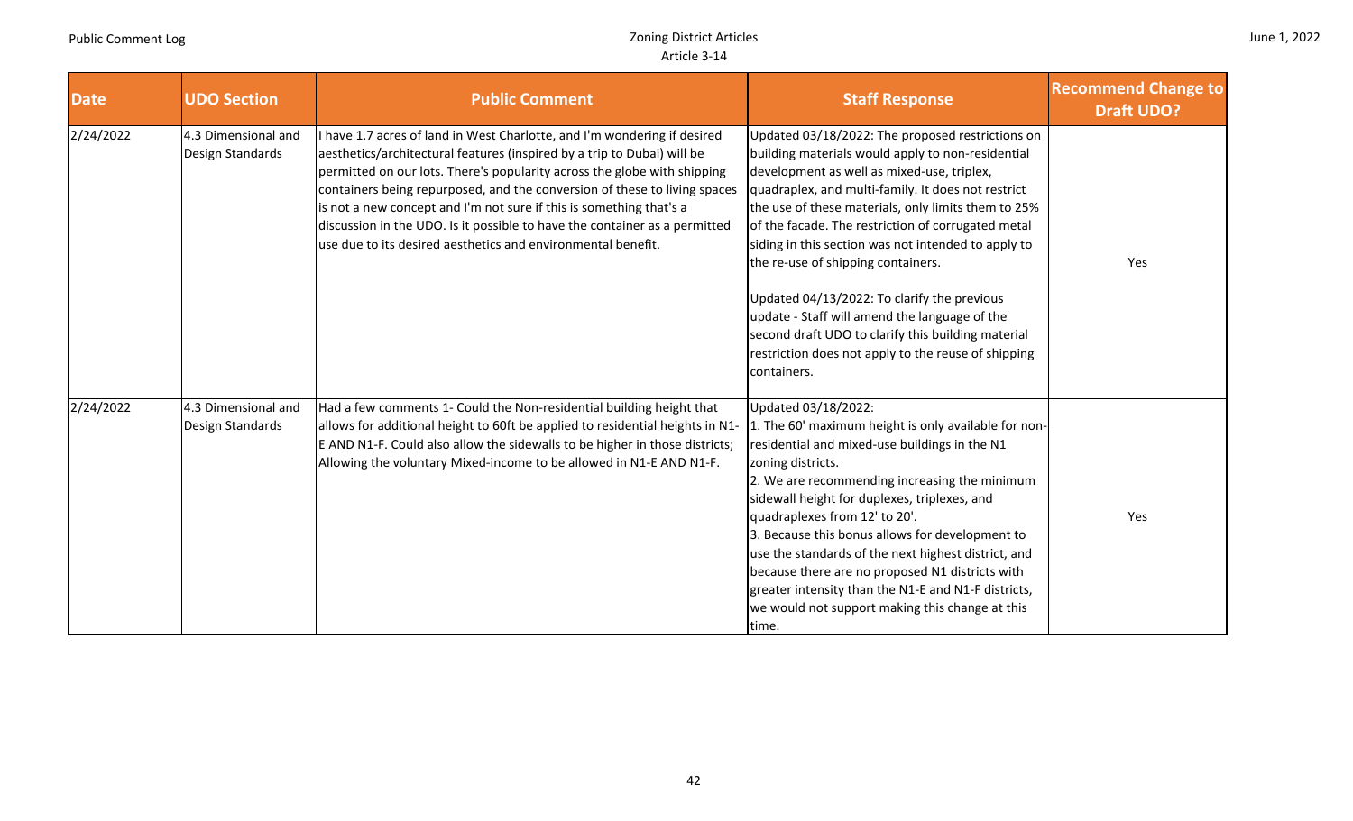| Date | UDO Section | Public Comment | Staff Response | Recommend Change to Draft UDO? |
| --- | --- | --- | --- | --- |
| 2/24/2022 | 4.3 Dimensional and Design Standards | I have 1.7 acres of land in West Charlotte, and I'm wondering if desired aesthetics/architectural features (inspired by a trip to Dubai) will be permitted on our lots. There's popularity across the globe with shipping containers being repurposed, and the conversion of these to living spaces is not a new concept and I'm not sure if this is something that's a discussion in the UDO. Is it possible to have the container as a permitted use due to its desired aesthetics and environmental benefit. | Updated 03/18/2022: The proposed restrictions on building materials would apply to non-residential development as well as mixed-use, triplex, quadraplex, and multi-family. It does not restrict the use of these materials, only limits them to 25% of the facade. The restriction of corrugated metal siding in this section was not intended to apply to the re-use of shipping containers.<br><br>Updated 04/13/2022: To clarify the previous update - Staff will amend the language of the second draft UDO to clarify this building material restriction does not apply to the reuse of shipping containers. | Yes |
| 2/24/2022 | 4.3 Dimensional and Design Standards | Had a few comments 1- Could the Non-residential building height that allows for additional height to 60ft be applied to residential heights in N1-E AND N1-F. Could also allow the sidewalls to be higher in those districts; Allowing the voluntary Mixed-income to be allowed in N1-E AND N1-F. | Updated 03/18/2022:<br>1. The 60' maximum height is only available for non-residential and mixed-use buildings in the N1 zoning districts.<br>2. We are recommending increasing the minimum sidewall height for duplexes, triplexes, and quadraplexes from 12' to 20'.<br>3. Because this bonus allows for development to use the standards of the next highest district, and because there are no proposed N1 districts with greater intensity than the N1-E and N1-F districts, we would not support making this change at this time. | Yes |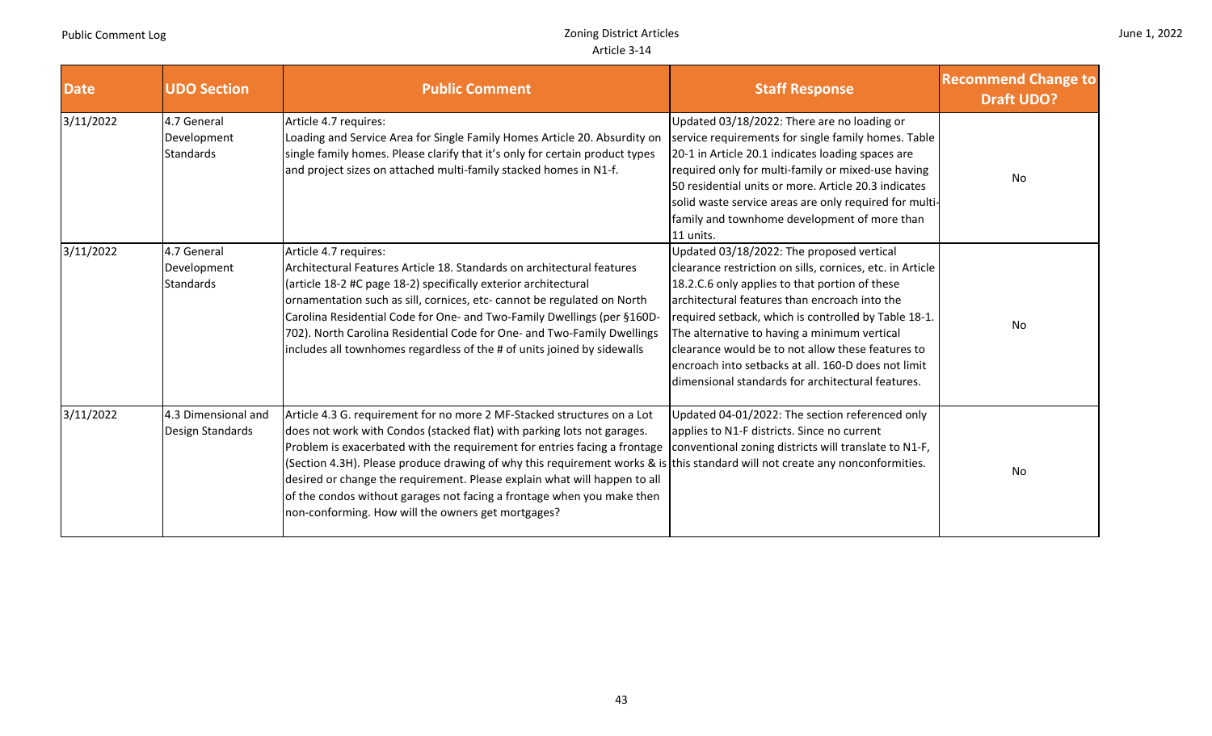| Date | UDO Section | Public Comment | Staff Response | Recommend Change to Draft UDO? |
|---|---|---|---|---|
| 3/11/2022 | 4.7 General Development Standards | Article 4.7 requires: Loading and Service Area for Single Family Homes Article 20. Absurdity on single family homes. Please clarify that it's only for certain product types and project sizes on attached multi-family stacked homes in N1-f. | Updated 03/18/2022: There are no loading or service requirements for single family homes. Table 20-1 in Article 20.1 indicates loading spaces are required only for multi-family or mixed-use having 50 residential units or more. Article 20.3 indicates solid waste service areas are only required for multi-family and townhome development of more than 11 units. | No |
| 3/11/2022 | 4.7 General Development Standards | Article 4.7 requires: Architectural Features Article 18. Standards on architectural features (article 18-2 #C page 18-2) specifically exterior architectural ornamentation such as sill, cornices, etc- cannot be regulated on North Carolina Residential Code for One- and Two-Family Dwellings (per §160D-702). North Carolina Residential Code for One- and Two-Family Dwellings includes all townhomes regardless of the # of units joined by sidewalls | Updated 03/18/2022: The proposed vertical clearance restriction on sills, cornices, etc. in Article 18.2.C.6 only applies to that portion of these architectural features than encroach into the required setback, which is controlled by Table 18-1. The alternative to having a minimum vertical clearance would be to not allow these features to encroach into setbacks at all. 160-D does not limit dimensional standards for architectural features. | No |
| 3/11/2022 | 4.3 Dimensional and Design Standards | Article 4.3 G. requirement for no more 2 MF-Stacked structures on a Lot does not work with Condos (stacked flat) with parking lots not garages. Problem is exacerbated with the requirement for entries facing a frontage (Section 4.3H). Please produce drawing of why this requirement works & is desired or change the requirement. Please explain what will happen to all of the condos without garages not facing a frontage when you make then non-conforming. How will the owners get mortgages? | Updated 04-01/2022: The section referenced only applies to N1-F districts. Since no current conventional zoning districts will translate to N1-F, this standard will not create any nonconformities. | No |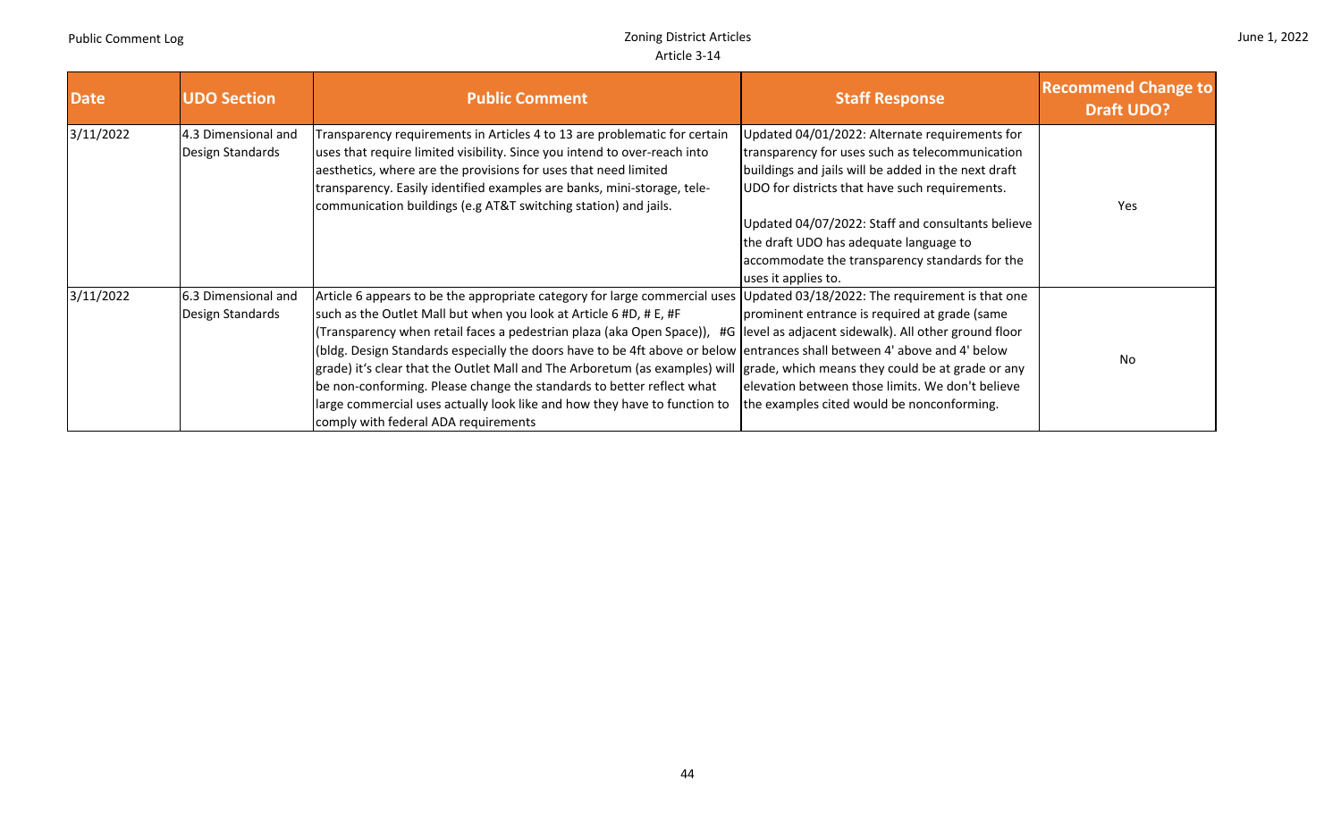| Date | UDO Section | Public Comment | Staff Response | Recommend Change to Draft UDO? |
|---|---|---|---|---|
| 3/11/2022 | 4.3 Dimensional and Design Standards | Transparency requirements in Articles 4 to 13 are problematic for certain uses that require limited visibility. Since you intend to over-reach into aesthetics, where are the provisions for uses that need limited transparency. Easily identified examples are banks, mini-storage, tele-communication buildings (e.g AT&T switching station) and jails. | Updated 04/01/2022: Alternate requirements for transparency for uses such as telecommunication buildings and jails will be added in the next draft UDO for districts that have such requirements.<br><br>Updated 04/07/2022: Staff and consultants believe the draft UDO has adequate language to accommodate the transparency standards for the uses it applies to. | Yes |
| 3/11/2022 | 6.3 Dimensional and Design Standards | Article 6 appears to be the appropriate category for large commercial uses such as the Outlet Mall but when you look at Article 6 #D, # E, #F (Transparency when retail faces a pedestrian plaza (aka Open Space)), #G (bldg. Design Standards especially the doors have to be 4ft above or below grade) it's clear that the Outlet Mall and The Arboretum (as examples) will be non-conforming. Please change the standards to better reflect what large commercial uses actually look like and how they have to function to comply with federal ADA requirements | Updated 03/18/2022: The requirement is that one prominent entrance is required at grade (same level as adjacent sidewalk). All other ground floor entrances shall between 4' above and 4' below grade, which means they could be at grade or any elevation between those limits. We don't believe the examples cited would be nonconforming. | No |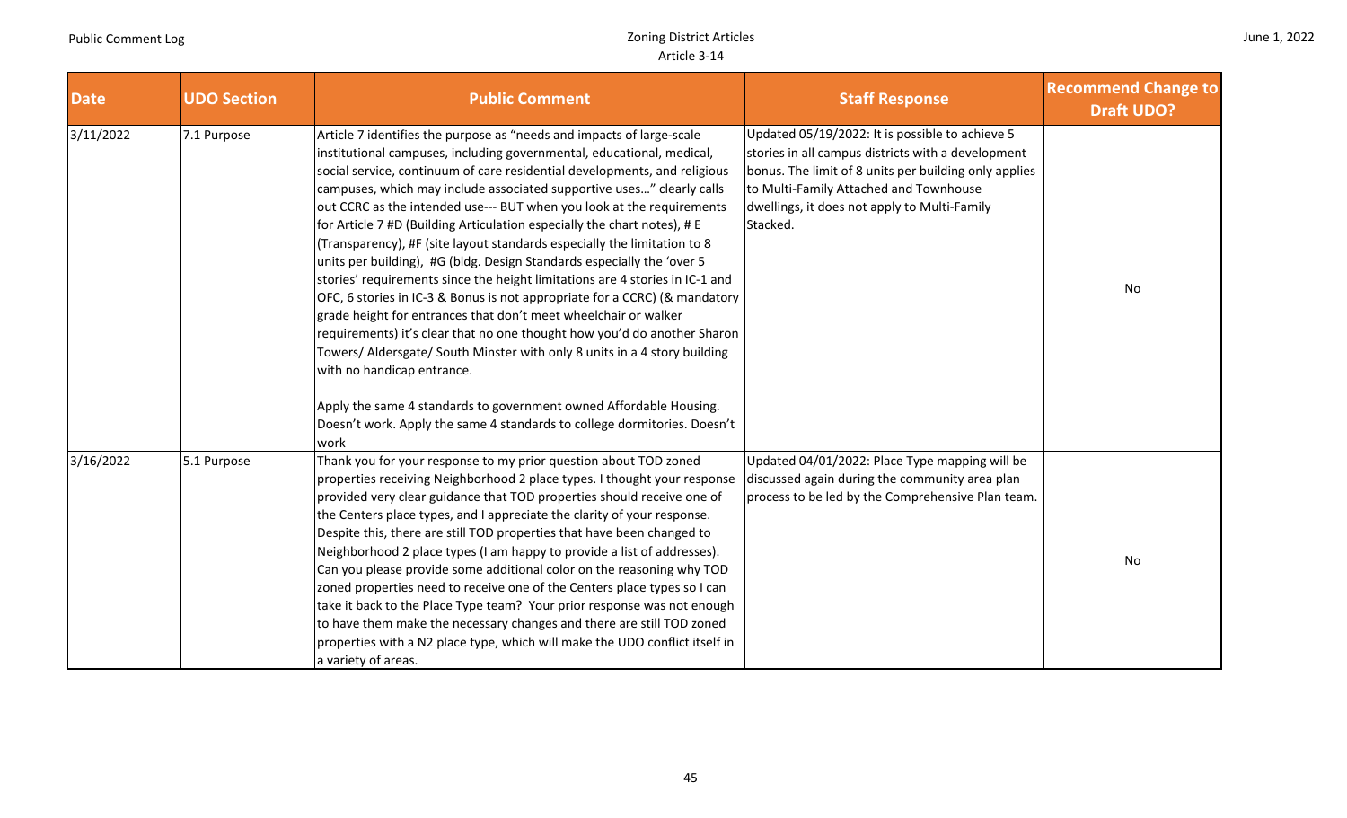| Date | UDO Section | Public Comment | Staff Response | Recommend Change to Draft UDO? |
|---|---|---|---|---|
| 3/11/2022 | 7.1 Purpose | Article 7 identifies the purpose as "needs and impacts of large-scale institutional campuses, including governmental, educational, medical, social service, continuum of care residential developments, and religious campuses, which may include associated supportive uses…" clearly calls out CCRC as the intended use--- BUT when you look at the requirements for Article 7 #D (Building Articulation especially the chart notes), # E (Transparency), #F (site layout standards especially the limitation to 8 units per building), #G (bldg. Design Standards especially the 'over 5 stories' requirements since the height limitations are 4 stories in IC-1 and OFC, 6 stories in IC-3 & Bonus is not appropriate for a CCRC) (& mandatory grade height for entrances that don't meet wheelchair or walker requirements) it's clear that no one thought how you'd do another Sharon Towers/ Aldersgate/ South Minster with only 8 units in a 4 story building with no handicap entrance.<br><br>Apply the same 4 standards to government owned Affordable Housing. Doesn't work. Apply the same 4 standards to college dormitories. Doesn't work | Updated 05/19/2022: It is possible to achieve 5 stories in all campus districts with a development bonus. The limit of 8 units per building only applies to Multi-Family Attached and Townhouse dwellings, it does not apply to Multi-Family Stacked. | No |
| 3/16/2022 | 5.1 Purpose | Thank you for your response to my prior question about TOD zoned properties receiving Neighborhood 2 place types. I thought your response provided very clear guidance that TOD properties should receive one of the Centers place types, and I appreciate the clarity of your response. Despite this, there are still TOD properties that have been changed to Neighborhood 2 place types (I am happy to provide a list of addresses). Can you please provide some additional color on the reasoning why TOD zoned properties need to receive one of the Centers place types so I can take it back to the Place Type team? Your prior response was not enough to have them make the necessary changes and there are still TOD zoned properties with a N2 place type, which will make the UDO conflict itself in a variety of areas. | Updated 04/01/2022: Place Type mapping will be discussed again during the community area plan process to be led by the Comprehensive Plan team. | No |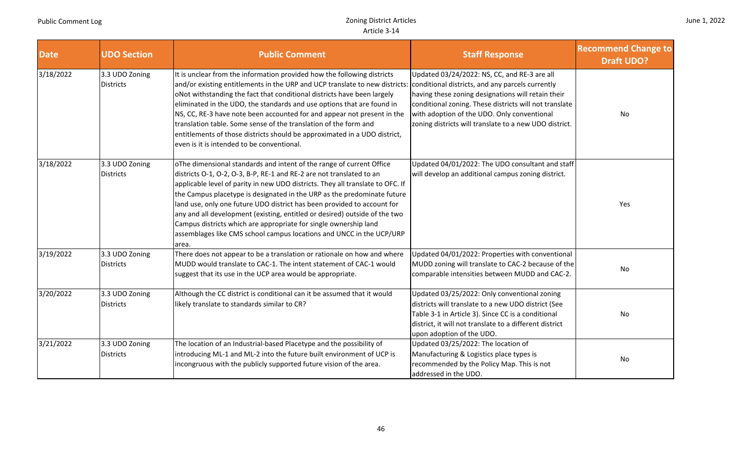| Date | UDO Section | Public Comment | Staff Response | Recommend Change to Draft UDO? |
|---|---|---|---|---|
| 3/18/2022 | 3.3 UDO Zoning Districts | It is unclear from the information provided how the following districts and/or existing entitlements in the URP and UCP translate to new districts: oNot withstanding the fact that conditional districts have been largely eliminated in the UDO, the standards and use options that are found in NS, CC, RE-3 have note been accounted for and appear not present in the translation table. Some sense of the translation of the form and entitlements of those districts should be approximated in a UDO district, even is it is intended to be conventional. | Updated 03/24/2022: NS, CC, and RE-3 are all conditional districts, and any parcels currently having these zoning designations will retain their conditional zoning. These districts will not translate with adoption of the UDO. Only conventional zoning districts will translate to a new UDO district. | No |
| 3/18/2022 | 3.3 UDO Zoning Districts | oThe dimensional standards and intent of the range of current Office districts O-1, O-2, O-3, B-P, RE-1 and RE-2 are not translated to an applicable level of parity in new UDO districts. They all translate to OFC. If the Campus placetype is designated in the URP as the predominate future land use, only one future UDO district has been provided to account for any and all development (existing, entitled or desired) outside of the two Campus districts which are appropriate for single ownership land assemblages like CMS school campus locations and UNCC in the UCP/URP area. | Updated 04/01/2022: The UDO consultant and staff will develop an additional campus zoning district. | Yes |
| 3/19/2022 | 3.3 UDO Zoning Districts | There does not appear to be a translation or rationale on how and where MUDD would translate to CAC-1. The intent statement of CAC-1 would suggest that its use in the UCP area would be appropriate. | Updated 04/01/2022: Properties with conventional MUDD zoning will translate to CAC-2 because of the comparable intensities between MUDD and CAC-2. | No |
| 3/20/2022 | 3.3 UDO Zoning Districts | Although the CC district is conditional can it be assumed that it would likely translate to standards similar to CR? | Updated 03/25/2022: Only conventional zoning districts will translate to a new UDO district (See Table 3-1 in Article 3). Since CC is a conditional district, it will not translate to a different district upon adoption of the UDO. | No |
| 3/21/2022 | 3.3 UDO Zoning Districts | The location of an Industrial-based Placetype and the possibility of introducing ML-1 and ML-2 into the future built environment of UCP is incongruous with the publicly supported future vision of the area. | Updated 03/25/2022: The location of Manufacturing & Logistics place types is recommended by the Policy Map. This is not addressed in the UDO. | No |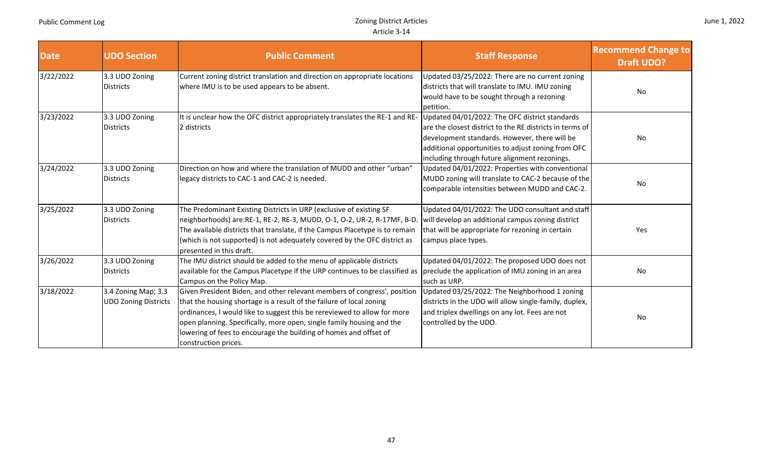| Date | UDO Section | Public Comment | Staff Response | Recommend Change to Draft UDO? |
| --- | --- | --- | --- | --- |
| 3/22/2022 | 3.3 UDO Zoning Districts | Current zoning district translation and direction on appropriate locations where IMU is to be used appears to be absent. | Updated 03/25/2022: There are no current zoning districts that will translate to IMU. IMU zoning would have to be sought through a rezoning petition. | No |
| 3/23/2022 | 3.3 UDO Zoning Districts | It is unclear how the OFC district appropriately translates the RE-1 and RE-2 districts | Updated 04/01/2022: The OFC district standards are the closest district to the RE districts in terms of development standards. However, there will be additional opportunities to adjust zoning from OFC including through future alignment rezonings. | No |
| 3/24/2022 | 3.3 UDO Zoning Districts | Direction on how and where the translation of MUDD and other "urban" legacy districts to CAC-1 and CAC-2 is needed. | Updated 04/01/2022: Properties with conventional MUDD zoning will translate to CAC-2 because of the comparable intensities between MUDD and CAC-2. | No |
| 3/25/2022 | 3.3 UDO Zoning Districts | The Predominant Existing Districts in URP (exclusive of existing SF neighborhoods) are:RE-1, RE-2, RE-3, MUDD, O-1, O-2, UR-2, R-17MF, B-D. The available districts that translate, if the Campus Placetype is to remain (which is not supported) is not adequately covered by the OFC district as presented in this draft. | Updated 04/01/2022: The UDO consultant and staff will develop an additional campus zoning district that will be appropriate for rezoning in certain campus place types. | Yes |
| 3/26/2022 | 3.3 UDO Zoning Districts | The IMU district should be added to the menu of applicable districts available for the Campus Placetype if the URP continues to be classified as Campus on the Policy Map. | Updated 04/01/2022: The proposed UDO does not preclude the application of IMU zoning in an area such as URP. | No |
| 3/18/2022 | 3.4 Zoning Map; 3.3 UDO Zoning Districts | Given President Biden, and other relevant members of congress', position that the housing shortage is a result of the failure of local zoning ordinances, I would like to suggest this be rereviewed to allow for more open planning. Specifically, more open, single family housing and the lowering of fees to encourage the building of homes and offset of construction prices. | Updated 03/25/2022: The Neighborhood 1 zoning districts in the UDO will allow single-family, duplex, and triplex dwellings on any lot. Fees are not controlled by the UDO. | No |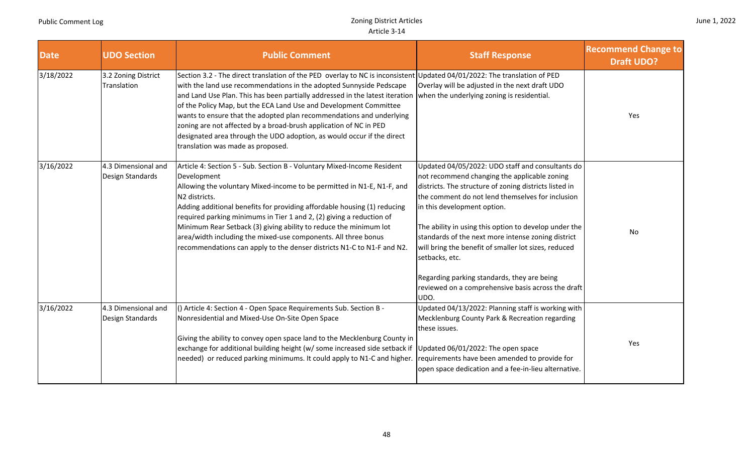| Date | UDO Section | Public Comment | Staff Response | Recommend Change to Draft UDO? |
|---|---|---|---|---|
| 3/18/2022 | 3.2 Zoning District Translation | Section 3.2 - The direct translation of the PED overlay to NC is inconsistent with the land use recommendations in the adopted Sunnyside Pedscape and Land Use Plan. This has been partially addressed in the latest iteration of the Policy Map, but the ECA Land Use and Development Committee wants to ensure that the adopted plan recommendations and underlying zoning are not affected by a broad-brush application of NC in PED designated area through the UDO adoption, as would occur if the direct translation was made as proposed. | Updated 04/01/2022: The translation of PED Overlay will be adjusted in the next draft UDO when the underlying zoning is residential. | Yes |
| 3/16/2022 | 4.3 Dimensional and Design Standards | Article 4: Section 5 - Sub. Section B - Voluntary Mixed-Income Resident Development<br>Allowing the voluntary Mixed-income to be permitted in N1-E, N1-F, and N2 districts.<br>Adding additional benefits for providing affordable housing (1) reducing required parking minimums in Tier 1 and 2, (2) giving a reduction of Minimum Rear Setback (3) giving ability to reduce the minimum lot area/width including the mixed-use components. All three bonus recommendations can apply to the denser districts N1-C to N1-F and N2. | Updated 04/05/2022: UDO staff and consultants do not recommend changing the applicable zoning districts. The structure of zoning districts listed in the comment do not lend themselves for inclusion in this development option.<br><br>The ability in using this option to develop under the standards of the next more intense zoning district will bring the benefit of smaller lot sizes, reduced setbacks, etc.<br><br>Regarding parking standards, they are being reviewed on a comprehensive basis across the draft UDO. | No |
| 3/16/2022 | 4.3 Dimensional and Design Standards | () Article 4: Section 4 - Open Space Requirements Sub. Section B - Nonresidential and Mixed-Use On-Site Open Space<br><br>Giving the ability to convey open space land to the Mecklenburg County in exchange for additional building height (w/ some increased side setback if needed) or reduced parking minimums. It could apply to N1-C and higher. | Updated 04/13/2022: Planning staff is working with Mecklenburg County Park & Recreation regarding these issues.<br><br>Updated 06/01/2022: The open space requirements have been amended to provide for open space dedication and a fee-in-lieu alternative. | Yes |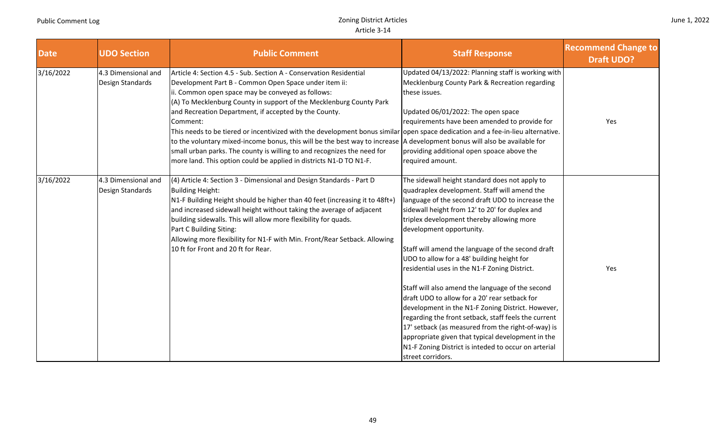| Date | UDO Section | Public Comment | Staff Response | Recommend Change to Draft UDO? |
|---|---|---|---|---|
| 3/16/2022 | 4.3 Dimensional and Design Standards | Article 4: Section 4.5 - Sub. Section A - Conservation Residential Development Part B - Common Open Space under item ii:<br>ii. Common open space may be conveyed as follows:<br>(A) To Mecklenburg County in support of the Mecklenburg County Park and Recreation Department, if accepted by the County.<br>Comment:<br>This needs to be tiered or incentivized with the development bonus similar to the voluntary mixed-income bonus, this will be the best way to increase small urban parks. The county is willing to and recognizes the need for more land. This option could be applied in districts N1-D TO N1-F. | Updated 04/13/2022: Planning staff is working with Mecklenburg County Park & Recreation regarding these issues.<br><br>Updated 06/01/2022: The open space requirements have been amended to provide for open space dedication and a fee-in-lieu alternative. A development bonus will also be available for providing additional open spoace above the required amount. | Yes |
| 3/16/2022 | 4.3 Dimensional and Design Standards | (4) Article 4: Section 3 - Dimensional and Design Standards - Part D Building Height:<br>N1-F Building Height should be higher than 40 feet (increasing it to 48ft+) and increased sidewall height without taking the average of adjacent building sidewalls. This will allow more flexibility for quads.<br>Part C Building Siting:<br>Allowing more flexibility for N1-F with Min. Front/Rear Setback. Allowing 10 ft for Front and 20 ft for Rear. | The sidewall height standard does not apply to quadraplex development. Staff will amend the language of the second draft UDO to increase the sidewall height from 12' to 20' for duplex and triplex development thereby allowing more development opportunity.<br><br>Staff will amend the language of the second draft UDO to allow for a 48' building height for residential uses in the N1-F Zoning District.<br><br>Staff will also amend the language of the second draft UDO to allow for a 20' rear setback for development in the N1-F Zoning District. However, regarding the front setback, staff feels the current 17' setback (as measured from the right-of-way) is appropriate given that typical development in the N1-F Zoning District is inteded to occur on arterial street corridors. | Yes |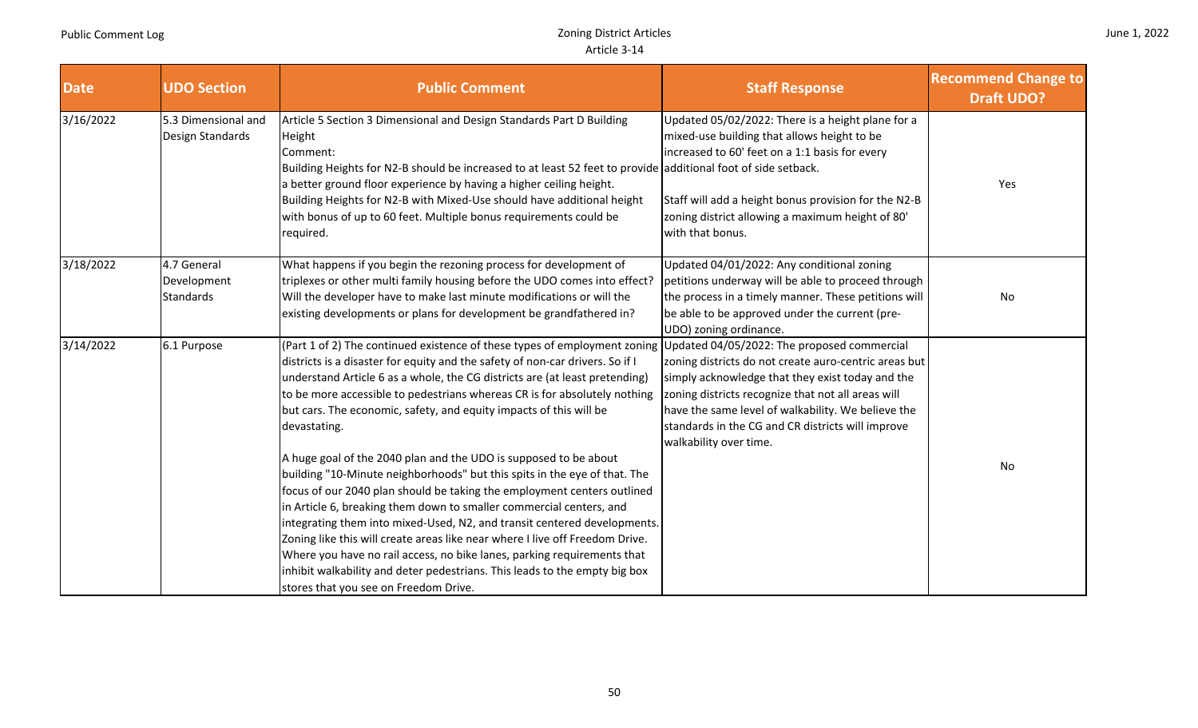| Date | UDO Section | Public Comment | Staff Response | Recommend Change to Draft UDO? |
|---|---|---|---|---|
| 3/16/2022 | 5.3 Dimensional and Design Standards | Article 5 Section 3 Dimensional and Design Standards Part D Building Height<br>Comment:<br>Building Heights for N2-B should be increased to at least 52 feet to provide a better ground floor experience by having a higher ceiling height.<br>Building Heights for N2-B with Mixed-Use should have additional height with bonus of up to 60 feet. Multiple bonus requirements could be required. | Updated 05/02/2022: There is a height plane for a mixed-use building that allows height to be increased to 60' feet on a 1:1 basis for every additional foot of side setback.<br><br>Staff will add a height bonus provision for the N2-B zoning district allowing a maximum height of 80' with that bonus. | Yes |
| 3/18/2022 | 4.7 General Development Standards | What happens if you begin the rezoning process for development of triplexes or other multi family housing before the UDO comes into effect? Will the developer have to make last minute modifications or will the existing developments or plans for development be grandfathered in? | Updated 04/01/2022: Any conditional zoning petitions underway will be able to proceed through the process in a timely manner. These petitions will be able to be approved under the current (pre-UDO) zoning ordinance. | No |
| 3/14/2022 | 6.1 Purpose | (Part 1 of 2) The continued existence of these types of employment zoning districts is a disaster for equity and the safety of non-car drivers. So if I understand Article 6 as a whole, the CG districts are (at least pretending) to be more accessible to pedestrians whereas CR is for absolutely nothing but cars. The economic, safety, and equity impacts of this will be devastating.<br><br>A huge goal of the 2040 plan and the UDO is supposed to be about building "10-Minute neighborhoods" but this spits in the eye of that. The focus of our 2040 plan should be taking the employment centers outlined in Article 6, breaking them down to smaller commercial centers, and integrating them into mixed-Used, N2, and transit centered developments. Zoning like this will create areas like near where I live off Freedom Drive. Where you have no rail access, no bike lanes, parking requirements that inhibit walkability and deter pedestrians. This leads to the empty big box stores that you see on Freedom Drive. | Updated 04/05/2022: The proposed commercial zoning districts do not create auro-centric areas but simply acknowledge that they exist today and the zoning districts recognize that not all areas will have the same level of walkability. We believe the standards in the CG and CR districts will improve walkability over time. | No |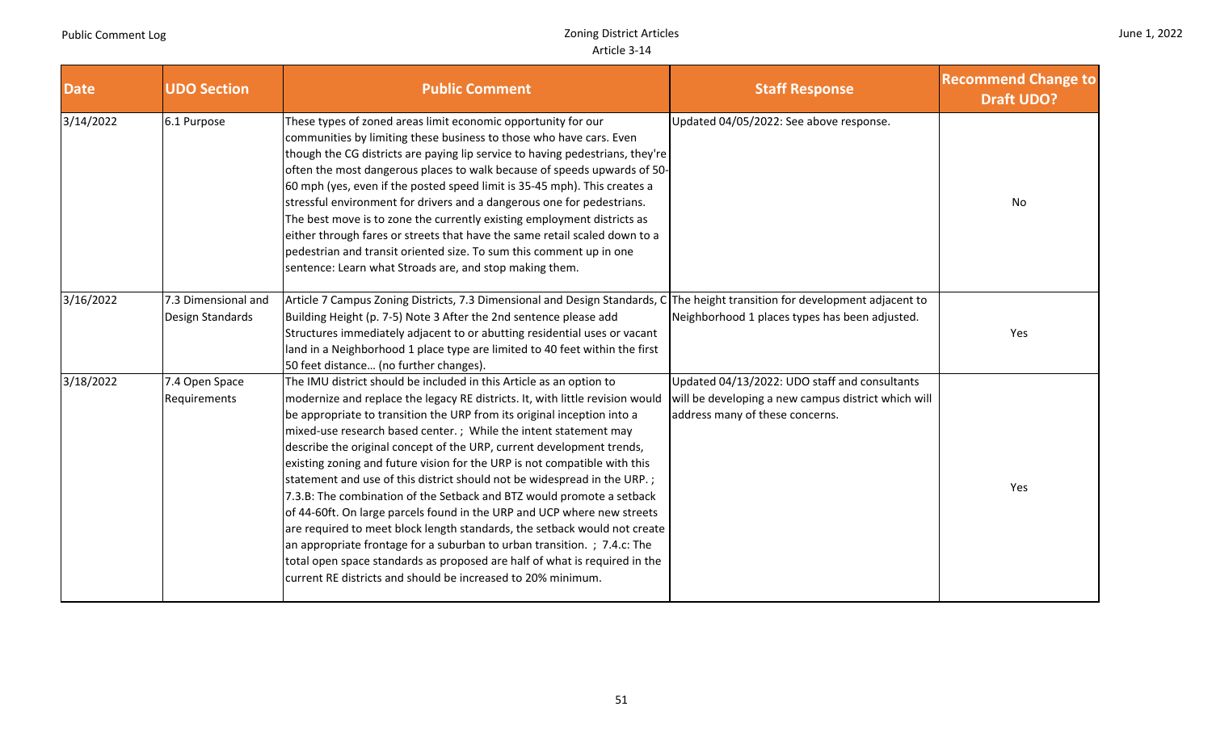| Date | UDO Section | Public Comment | Staff Response | Recommend Change to Draft UDO? |
|---|---|---|---|---|
| 3/14/2022 | 6.1 Purpose | These types of zoned areas limit economic opportunity for our communities by limiting these business to those who have cars. Even though the CG districts are paying lip service to having pedestrians, they're often the most dangerous places to walk because of speeds upwards of 50-60 mph (yes, even if the posted speed limit is 35-45 mph). This creates a stressful environment for drivers and a dangerous one for pedestrians. The best move is to zone the currently existing employment districts as either through fares or streets that have the same retail scaled down to a pedestrian and transit oriented size. To sum this comment up in one sentence: Learn what Stroads are, and stop making them. | Updated 04/05/2022: See above response. | No |
| 3/16/2022 | 7.3 Dimensional and Design Standards | Article 7 Campus Zoning Districts, 7.3 Dimensional and Design Standards, C Building Height (p. 7-5) Note 3 After the 2nd sentence please add Structures immediately adjacent to or abutting residential uses or vacant land in a Neighborhood 1 place type are limited to 40 feet within the first 50 feet distance… (no further changes). | The height transition for development adjacent to Neighborhood 1 places types has been adjusted. | Yes |
| 3/18/2022 | 7.4 Open Space Requirements | The IMU district should be included in this Article as an option to modernize and replace the legacy RE districts. It, with little revision would be appropriate to transition the URP from its original inception into a mixed-use research based center. ; While the intent statement may describe the original concept of the URP, current development trends, existing zoning and future vision for the URP is not compatible with this statement and use of this district should not be widespread in the URP. ; 7.3.B: The combination of the Setback and BTZ would promote a setback of 44-60ft. On large parcels found in the URP and UCP where new streets are required to meet block length standards, the setback would not create an appropriate frontage for a suburban to urban transition. ; 7.4.c: The total open space standards as proposed are half of what is required in the current RE districts and should be increased to 20% minimum. | Updated 04/13/2022: UDO staff and consultants will be developing a new campus district which will address many of these concerns. | Yes |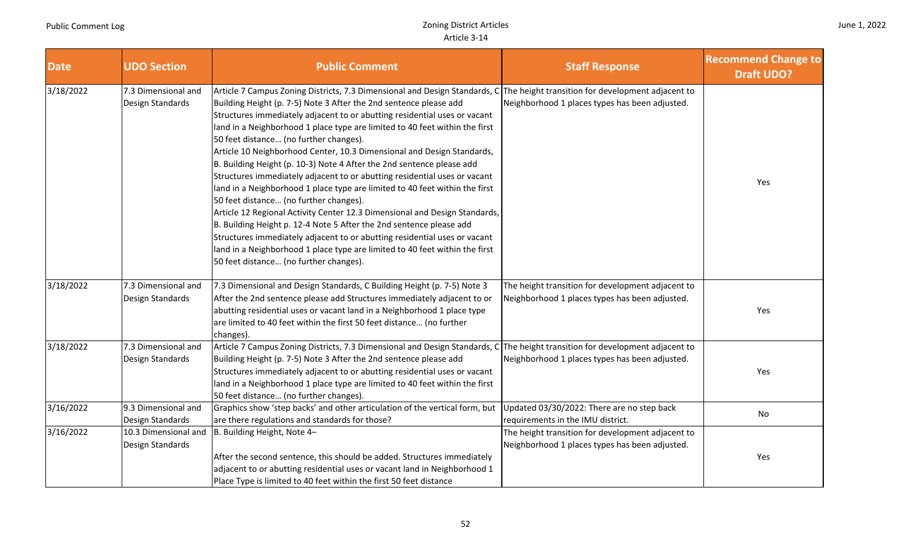| Date | UDO Section | Public Comment | Staff Response | Recommend Change to Draft UDO? |
|---|---|---|---|---|
| 3/18/2022 | 7.3 Dimensional and Design Standards | Article 7 Campus Zoning Districts, 7.3 Dimensional and Design Standards, C Building Height (p. 7-5) Note 3 After the 2nd sentence please add Structures immediately adjacent to or abutting residential uses or vacant land in a Neighborhood 1 place type are limited to 40 feet within the first 50 feet distance… (no further changes).<br>Article 10 Neighborhood Center, 10.3 Dimensional and Design Standards, B. Building Height (p. 10-3) Note 4 After the 2nd sentence please add Structures immediately adjacent to or abutting residential uses or vacant land in a Neighborhood 1 place type are limited to 40 feet within the first 50 feet distance… (no further changes).<br>Article 12 Regional Activity Center 12.3 Dimensional and Design Standards, B. Building Height p. 12-4 Note 5 After the 2nd sentence please add Structures immediately adjacent to or abutting residential uses or vacant land in a Neighborhood 1 place type are limited to 40 feet within the first 50 feet distance… (no further changes). | The height transition for development adjacent to Neighborhood 1 places types has been adjusted. | Yes |
| 3/18/2022 | 7.3 Dimensional and Design Standards | 7.3 Dimensional and Design Standards, C Building Height (p. 7-5) Note 3 After the 2nd sentence please add Structures immediately adjacent to or abutting residential uses or vacant land in a Neighborhood 1 place type are limited to 40 feet within the first 50 feet distance… (no further changes). | The height transition for development adjacent to Neighborhood 1 places types has been adjusted. | Yes |
| 3/18/2022 | 7.3 Dimensional and Design Standards | Article 7 Campus Zoning Districts, 7.3 Dimensional and Design Standards, C Building Height (p. 7-5) Note 3 After the 2nd sentence please add Structures immediately adjacent to or abutting residential uses or vacant land in a Neighborhood 1 place type are limited to 40 feet within the first 50 feet distance… (no further changes). | The height transition for development adjacent to Neighborhood 1 places types has been adjusted. | Yes |
| 3/16/2022 | 9.3 Dimensional and Design Standards | Graphics show 'step backs' and other articulation of the vertical form, but are there regulations and standards for those? | Updated 03/30/2022: There are no step back requirements in the IMU district. | No |
| 3/16/2022 | 10.3 Dimensional and Design Standards | B. Building Height, Note 4–<br><br>After the second sentence, this should be added. Structures immediately adjacent to or abutting residential uses or vacant land in Neighborhood 1 Place Type is limited to 40 feet within the first 50 feet distance | The height transition for development adjacent to Neighborhood 1 places types has been adjusted. | Yes |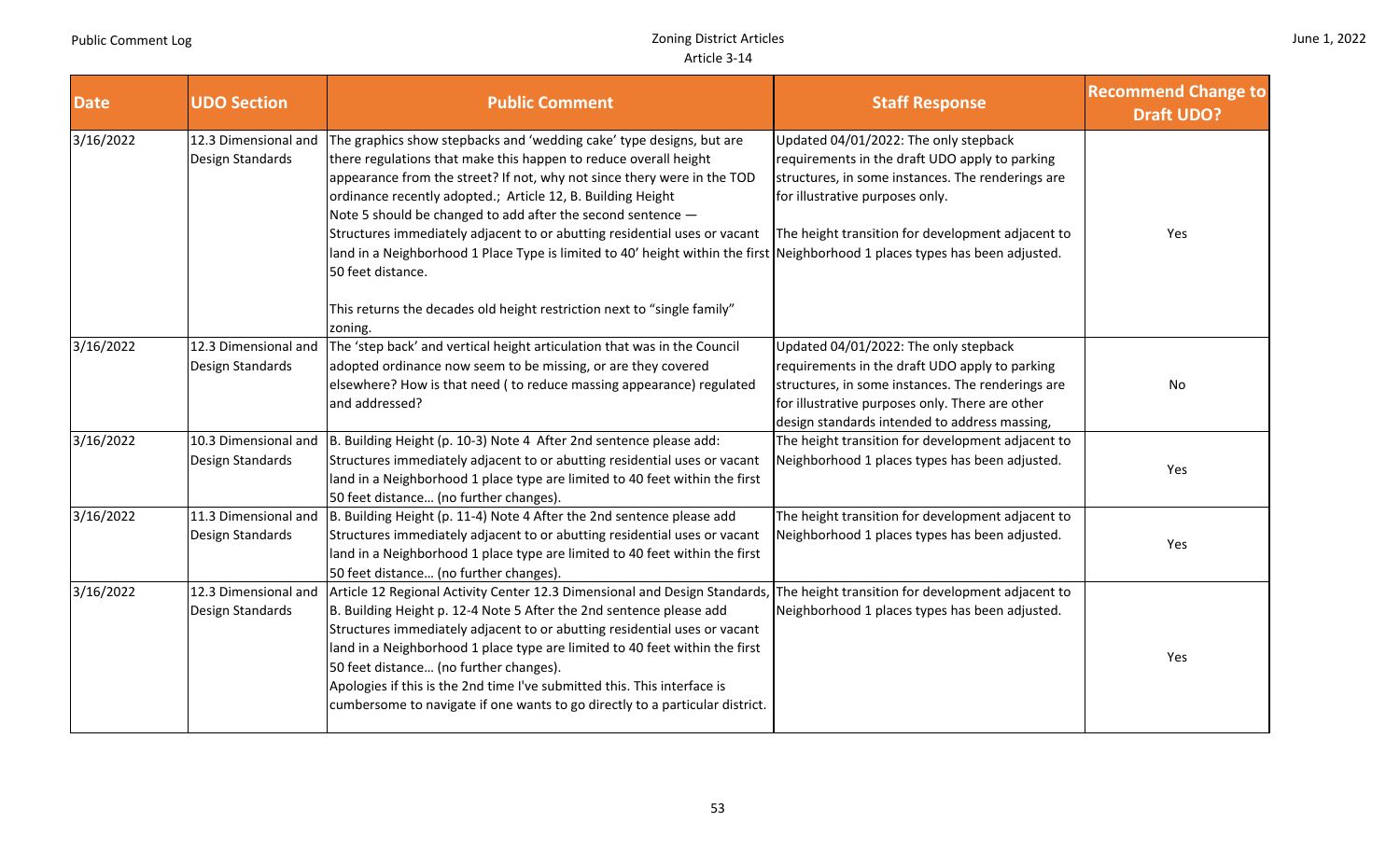| Date | UDO Section | Public Comment | Staff Response | Recommend Change to Draft UDO? |
|---|---|---|---|---|
| 3/16/2022 | 12.3 Dimensional and Design Standards | The graphics show stepbacks and 'wedding cake' type designs, but are there regulations that make this happen to reduce overall height appearance from the street? If not, why not since thery were in the TOD ordinance recently adopted.; Article 12, B. Building Height Note 5 should be changed to add after the second sentence — Structures immediately adjacent to or abutting residential uses or vacant land in a Neighborhood 1 Place Type is limited to 40' height within the first 50 feet distance.<br><br>This returns the decades old height restriction next to "single family" zoning. | Updated 04/01/2022: The only stepback requirements in the draft UDO apply to parking structures, in some instances. The renderings are for illustrative purposes only.<br><br>The height transition for development adjacent to Neighborhood 1 places types has been adjusted. | Yes |
| 3/16/2022 | 12.3 Dimensional and Design Standards | The 'step back' and vertical height articulation that was in the Council adopted ordinance now seem to be missing, or are they covered elsewhere? How is that need ( to reduce massing appearance) regulated and addressed? | Updated 04/01/2022: The only stepback requirements in the draft UDO apply to parking structures, in some instances. The renderings are for illustrative purposes only. There are other design standards intended to address massing, | No |
| 3/16/2022 | 10.3 Dimensional and Design Standards | B. Building Height (p. 10-3) Note 4 After 2nd sentence please add: Structures immediately adjacent to or abutting residential uses or vacant land in a Neighborhood 1 place type are limited to 40 feet within the first 50 feet distance… (no further changes). | The height transition for development adjacent to Neighborhood 1 places types has been adjusted. | Yes |
| 3/16/2022 | 11.3 Dimensional and Design Standards | B. Building Height (p. 11-4) Note 4 After the 2nd sentence please add Structures immediately adjacent to or abutting residential uses or vacant land in a Neighborhood 1 place type are limited to 40 feet within the first 50 feet distance… (no further changes). | The height transition for development adjacent to Neighborhood 1 places types has been adjusted. | Yes |
| 3/16/2022 | 12.3 Dimensional and Design Standards | Article 12 Regional Activity Center 12.3 Dimensional and Design Standards, B. Building Height p. 12-4 Note 5 After the 2nd sentence please add Structures immediately adjacent to or abutting residential uses or vacant land in a Neighborhood 1 place type are limited to 40 feet within the first 50 feet distance… (no further changes).<br>Apologies if this is the 2nd time I've submitted this. This interface is cumbersome to navigate if one wants to go directly to a particular district. | The height transition for development adjacent to Neighborhood 1 places types has been adjusted. | Yes |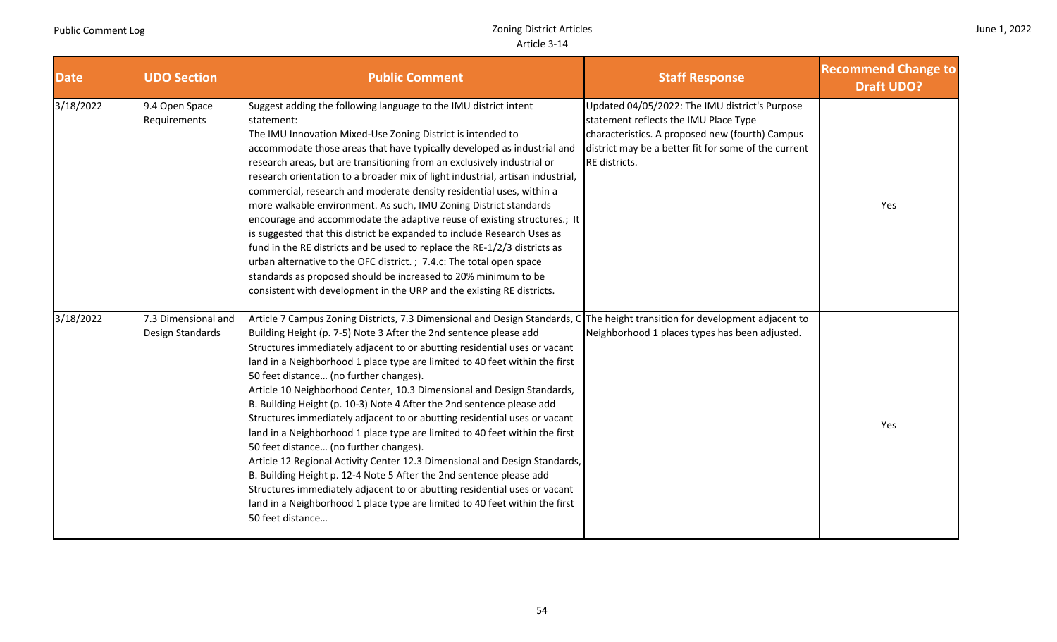| Date | UDO Section | Public Comment | Staff Response | Recommend Change to Draft UDO? |
|---|---|---|---|---|
| 3/18/2022 | 9.4 Open Space Requirements | Suggest adding the following language to the IMU district intent statement:<br>The IMU Innovation Mixed-Use Zoning District is intended to accommodate those areas that have typically developed as industrial and research areas, but are transitioning from an exclusively industrial or research orientation to a broader mix of light industrial, artisan industrial, commercial, research and moderate density residential uses, within a more walkable environment. As such, IMU Zoning District standards encourage and accommodate the adaptive reuse of existing structures.; It is suggested that this district be expanded to include Research Uses as fund in the RE districts and be used to replace the RE-1/2/3 districts as urban alternative to the OFC district. ; 7.4.c: The total open space standards as proposed should be increased to 20% minimum to be consistent with development in the URP and the existing RE districts. | Updated 04/05/2022: The IMU district's Purpose statement reflects the IMU Place Type characteristics. A proposed new (fourth) Campus district may be a better fit for some of the current RE districts. | Yes |
| 3/18/2022 | 7.3 Dimensional and Design Standards | Article 7 Campus Zoning Districts, 7.3 Dimensional and Design Standards, C Building Height (p. 7-5) Note 3 After the 2nd sentence please add Structures immediately adjacent to or abutting residential uses or vacant land in a Neighborhood 1 place type are limited to 40 feet within the first 50 feet distance… (no further changes).<br>Article 10 Neighborhood Center, 10.3 Dimensional and Design Standards, B. Building Height (p. 10-3) Note 4 After the 2nd sentence please add Structures immediately adjacent to or abutting residential uses or vacant land in a Neighborhood 1 place type are limited to 40 feet within the first 50 feet distance… (no further changes).<br>Article 12 Regional Activity Center 12.3 Dimensional and Design Standards, B. Building Height p. 12-4 Note 5 After the 2nd sentence please add Structures immediately adjacent to or abutting residential uses or vacant land in a Neighborhood 1 place type are limited to 40 feet within the first 50 feet distance… | The height transition for development adjacent to Neighborhood 1 places types has been adjusted. | Yes |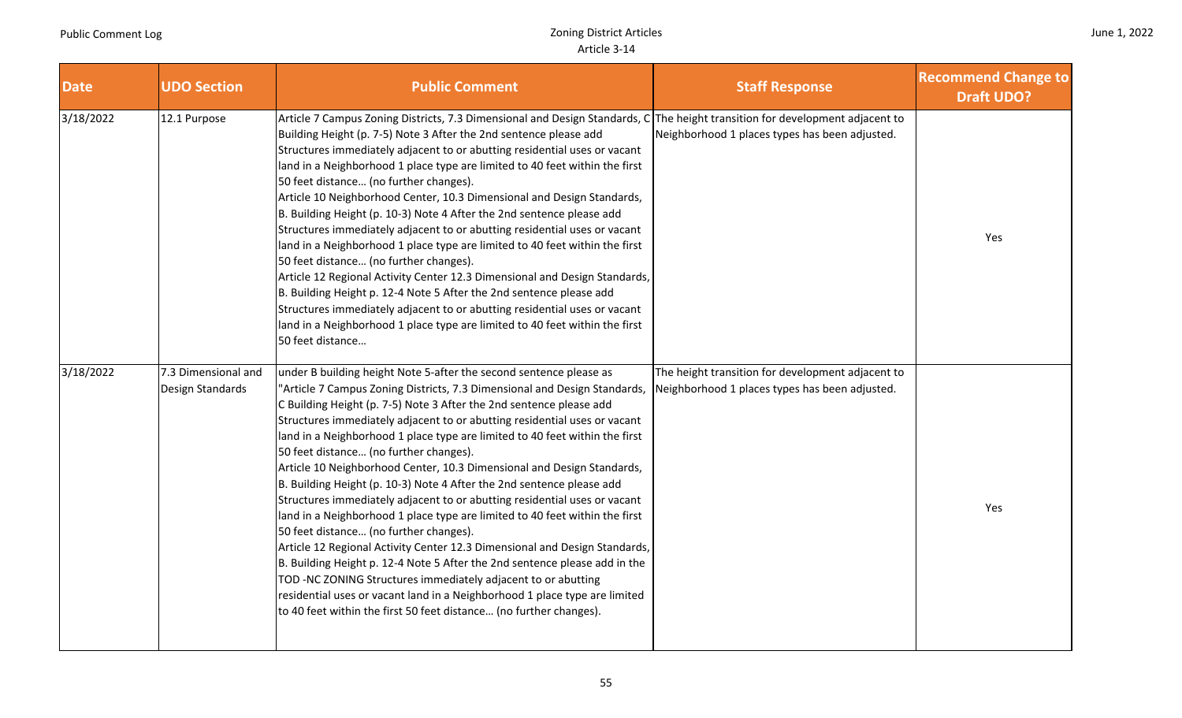| Date | UDO Section | Public Comment | Staff Response | Recommend Change to Draft UDO? |
|---|---|---|---|---|
| 3/18/2022 | 12.1 Purpose | Article 7 Campus Zoning Districts, 7.3 Dimensional and Design Standards, C Building Height (p. 7-5) Note 3 After the 2nd sentence please add Structures immediately adjacent to or abutting residential uses or vacant land in a Neighborhood 1 place type are limited to 40 feet within the first 50 feet distance… (no further changes). Article 10 Neighborhood Center, 10.3 Dimensional and Design Standards, B. Building Height (p. 10-3) Note 4 After the 2nd sentence please add Structures immediately adjacent to or abutting residential uses or vacant land in a Neighborhood 1 place type are limited to 40 feet within the first 50 feet distance… (no further changes). Article 12 Regional Activity Center 12.3 Dimensional and Design Standards, B. Building Height p. 12-4 Note 5 After the 2nd sentence please add Structures immediately adjacent to or abutting residential uses or vacant land in a Neighborhood 1 place type are limited to 40 feet within the first 50 feet distance… | The height transition for development adjacent to Neighborhood 1 places types has been adjusted. | Yes |
| 3/18/2022 | 7.3 Dimensional and Design Standards | under B building height Note 5-after the second sentence please as "Article 7 Campus Zoning Districts, 7.3 Dimensional and Design Standards, C Building Height (p. 7-5) Note 3 After the 2nd sentence please add Structures immediately adjacent to or abutting residential uses or vacant land in a Neighborhood 1 place type are limited to 40 feet within the first 50 feet distance… (no further changes). Article 10 Neighborhood Center, 10.3 Dimensional and Design Standards, B. Building Height (p. 10-3) Note 4 After the 2nd sentence please add Structures immediately adjacent to or abutting residential uses or vacant land in a Neighborhood 1 place type are limited to 40 feet within the first 50 feet distance… (no further changes). Article 12 Regional Activity Center 12.3 Dimensional and Design Standards, B. Building Height p. 12-4 Note 5 After the 2nd sentence please add in the TOD -NC ZONING Structures immediately adjacent to or abutting residential uses or vacant land in a Neighborhood 1 place type are limited to 40 feet within the first 50 feet distance… (no further changes). | The height transition for development adjacent to Neighborhood 1 places types has been adjusted. | Yes |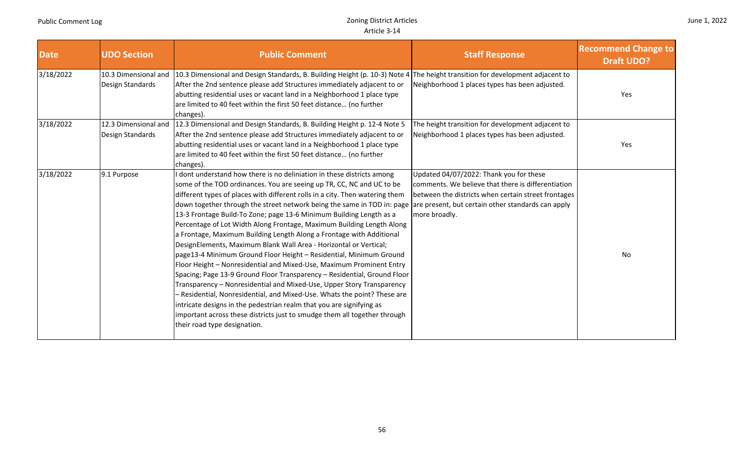| Date | UDO Section | Public Comment | Staff Response | Recommend Change to Draft UDO? |
|---|---|---|---|---|
| 3/18/2022 | 10.3 Dimensional and Design Standards | 10.3 Dimensional and Design Standards, B. Building Height (p. 10-3) Note 4 After the 2nd sentence please add Structures immediately adjacent to or abutting residential uses or vacant land in a Neighborhood 1 place type are limited to 40 feet within the first 50 feet distance… (no further changes). | The height transition for development adjacent to Neighborhood 1 places types has been adjusted. | Yes |
| 3/18/2022 | 12.3 Dimensional and Design Standards | 12.3 Dimensional and Design Standards, B. Building Height p. 12-4 Note 5 After the 2nd sentence please add Structures immediately adjacent to or abutting residential uses or vacant land in a Neighborhood 1 place type are limited to 40 feet within the first 50 feet distance… (no further changes). | The height transition for development adjacent to Neighborhood 1 places types has been adjusted. | Yes |
| 3/18/2022 | 9.1 Purpose | I dont understand how there is no deliniation in these districts among some of the TOD ordinances. You are seeing up TR, CC, NC and UC to be different types of places with different rolls in a city. Then watering them down together through the street network being the same in TOD in: page 13-3 Frontage Build-To Zone; page 13-6 Minimum Building Length as a Percentage of Lot Width Along Frontage, Maximum Building Length Along a Frontage, Maximum Building Length Along a Frontage with Additional DesignElements, Maximum Blank Wall Area - Horizontal or Vertical; page13-4 Minimum Ground Floor Height – Residential, Minimum Ground Floor Height – Nonresidential and Mixed-Use, Maximum Prominent Entry Spacing; Page 13-9 Ground Floor Transparency – Residential, Ground Floor Transparency – Nonresidential and Mixed-Use, Upper Story Transparency – Residential, Nonresidential, and Mixed-Use. Whats the point? These are intricate designs in the pedestrian realm that you are signifying as important across these districts just to smudge them all together through their road type designation. | Updated 04/07/2022: Thank you for these comments. We believe that there is differentiation between the districts when certain street frontages are present, but certain other standards can apply more broadly. | No |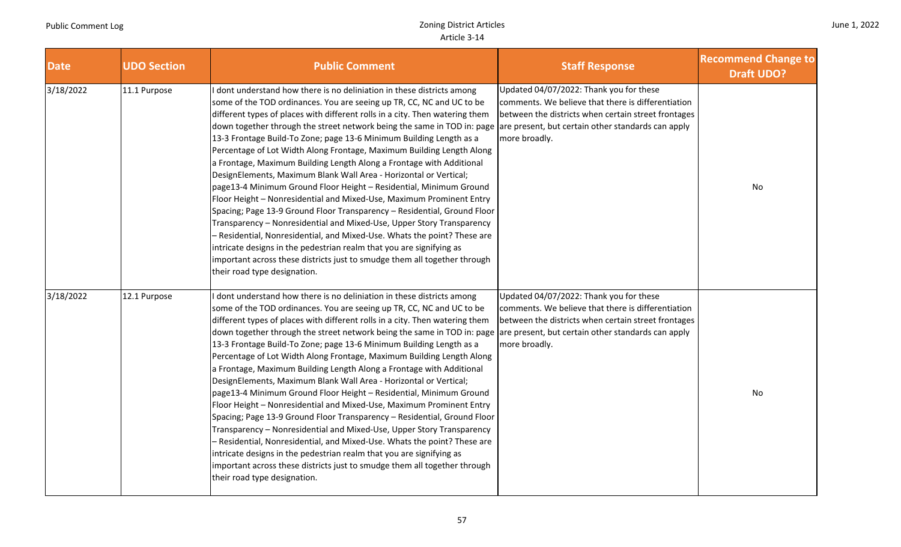| Date | UDO Section | Public Comment | Staff Response | Recommend Change to Draft UDO? |
|---|---|---|---|---|
| 3/18/2022 | 11.1 Purpose | I dont understand how there is no deliniation in these districts among some of the TOD ordinances. You are seeing up TR, CC, NC and UC to be different types of places with different rolls in a city. Then watering them down together through the street network being the same in TOD in: page 13-3 Frontage Build-To Zone; page 13-6 Minimum Building Length as a Percentage of Lot Width Along Frontage, Maximum Building Length Along a Frontage, Maximum Building Length Along a Frontage with Additional DesignElements, Maximum Blank Wall Area - Horizontal or Vertical; page13-4 Minimum Ground Floor Height – Residential, Minimum Ground Floor Height – Nonresidential and Mixed-Use, Maximum Prominent Entry Spacing; Page 13-9 Ground Floor Transparency – Residential, Ground Floor Transparency – Nonresidential and Mixed-Use, Upper Story Transparency – Residential, Nonresidential, and Mixed-Use. Whats the point? These are intricate designs in the pedestrian realm that you are signifying as important across these districts just to smudge them all together through their road type designation. | Updated 04/07/2022: Thank you for these comments. We believe that there is differentiation between the districts when certain street frontages are present, but certain other standards can apply more broadly. | No |
| 3/18/2022 | 12.1 Purpose | I dont understand how there is no deliniation in these districts among some of the TOD ordinances. You are seeing up TR, CC, NC and UC to be different types of places with different rolls in a city. Then watering them down together through the street network being the same in TOD in: page 13-3 Frontage Build-To Zone; page 13-6 Minimum Building Length as a Percentage of Lot Width Along Frontage, Maximum Building Length Along a Frontage, Maximum Building Length Along a Frontage with Additional DesignElements, Maximum Blank Wall Area - Horizontal or Vertical; page13-4 Minimum Ground Floor Height – Residential, Minimum Ground Floor Height – Nonresidential and Mixed-Use, Maximum Prominent Entry Spacing; Page 13-9 Ground Floor Transparency – Residential, Ground Floor Transparency – Nonresidential and Mixed-Use, Upper Story Transparency – Residential, Nonresidential, and Mixed-Use. Whats the point? These are intricate designs in the pedestrian realm that you are signifying as important across these districts just to smudge them all together through their road type designation. | Updated 04/07/2022: Thank you for these comments. We believe that there is differentiation between the districts when certain street frontages are present, but certain other standards can apply more broadly. | No |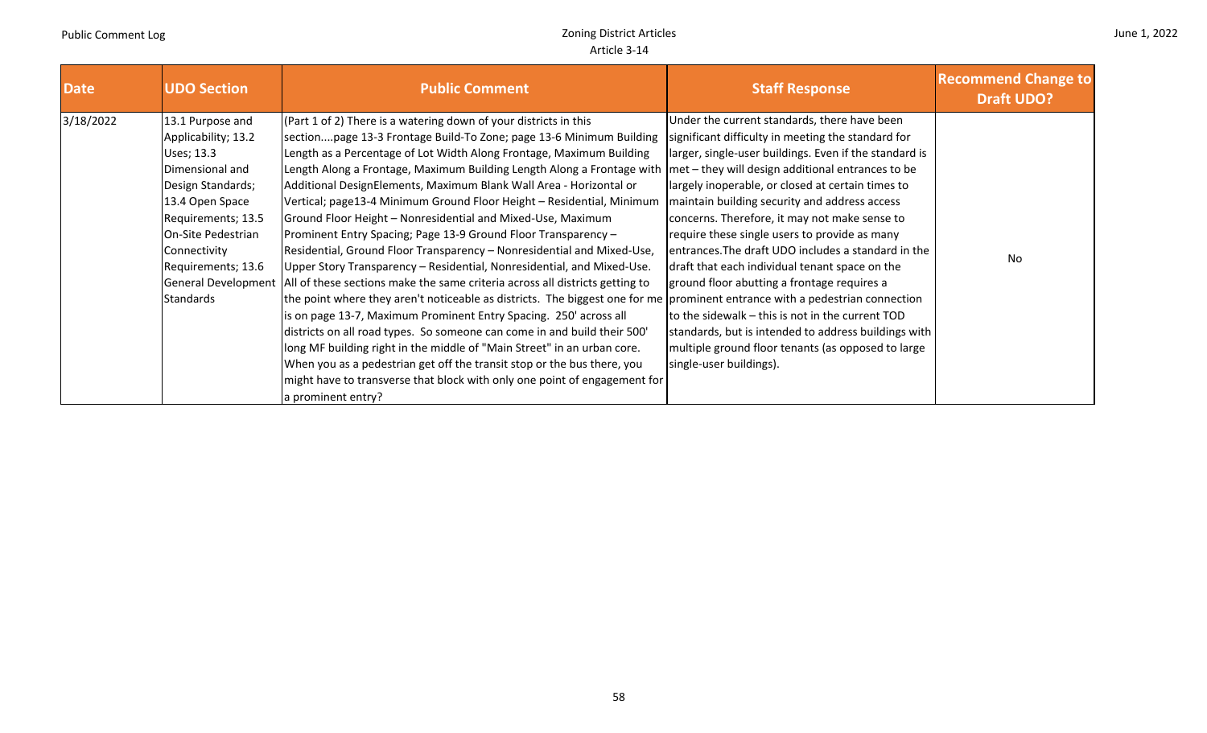| Date | UDO Section | Public Comment | Staff Response | Recommend Change to Draft UDO? |
|---|---|---|---|---|
| 3/18/2022 | 13.1 Purpose and Applicability; 13.2 Uses; 13.3 Dimensional and Design Standards; 13.4 Open Space Requirements; 13.5 On-Site Pedestrian Connectivity Requirements; 13.6 General Development Standards | (Part 1 of 2) There is a watering down of your districts in this section....page 13-3 Frontage Build-To Zone; page 13-6 Minimum Building Length as a Percentage of Lot Width Along Frontage, Maximum Building Length Along a Frontage, Maximum Building Length Along a Frontage with Additional DesignElements, Maximum Blank Wall Area - Horizontal or Vertical; page13-4 Minimum Ground Floor Height – Residential, Minimum Ground Floor Height – Nonresidential and Mixed-Use, Maximum Prominent Entry Spacing; Page 13-9 Ground Floor Transparency – Residential, Ground Floor Transparency – Nonresidential and Mixed-Use, Upper Story Transparency – Residential, Nonresidential, and Mixed-Use. All of these sections make the same criteria across all districts getting to the point where they aren't noticeable as districts. The biggest one for me is on page 13-7, Maximum Prominent Entry Spacing. 250' across all districts on all road types. So someone can come in and build their 500' long MF building right in the middle of "Main Street" in an urban core. When you as a pedestrian get off the transit stop or the bus there, you might have to transverse that block with only one point of engagement for a prominent entry? | Under the current standards, there have been significant difficulty in meeting the standard for larger, single-user buildings. Even if the standard is met – they will design additional entrances to be largely inoperable, or closed at certain times to maintain building security and address access concerns. Therefore, it may not make sense to require these single users to provide as many entrances.The draft UDO includes a standard in the draft that each individual tenant space on the ground floor abutting a frontage requires a prominent entrance with a pedestrian connection to the sidewalk – this is not in the current TOD standards, but is intended to address buildings with multiple ground floor tenants (as opposed to large single-user buildings). | No |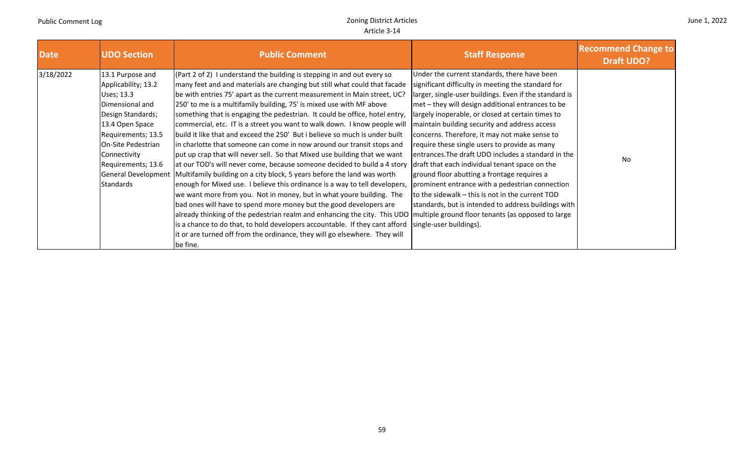| Date | UDO Section | Public Comment | Staff Response | Recommend Change to Draft UDO? |
|---|---|---|---|---|
| 3/18/2022 | 13.1 Purpose and Applicability; 13.2 Uses; 13.3 Dimensional and Design Standards; 13.4 Open Space Requirements; 13.5 On-Site Pedestrian Connectivity Requirements; 13.6 General Development Standards | (Part 2 of 2) I understand the building is stepping in and out every so many feet and and materials are changing but still what could that facade be with entries 75' apart as the current measurement in Main street, UC? 250' to me is a multifamily building, 75' is mixed use with MF above something that is engaging the pedestrian. It could be office, hotel entry, commercial, etc. IT is a street you want to walk down. I know people will build it like that and exceed the 250' But i believe so much is under built in charlotte that someone can come in now around our transit stops and put up crap that will never sell. So that Mixed use building that we want at our TOD's will never come, because someone decided to build a 4 story Multifamily building on a city block, 5 years before the land was worth enough for Mixed use. I believe this ordinance is a way to tell developers, we want more from you. Not in money, but in what youre building. The bad ones will have to spend more money but the good developers are already thinking of the pedestrian realm and enhancing the city. This UDO is a chance to do that, to hold developers accountable. If they cant afford it or are turned off from the ordinance, they will go elsewhere. They will be fine. | Under the current standards, there have been significant difficulty in meeting the standard for larger, single-user buildings. Even if the standard is met – they will design additional entrances to be largely inoperable, or closed at certain times to maintain building security and address access concerns. Therefore, it may not make sense to require these single users to provide as many entrances.The draft UDO includes a standard in the draft that each individual tenant space on the ground floor abutting a frontage requires a prominent entrance with a pedestrian connection to the sidewalk – this is not in the current TOD standards, but is intended to address buildings with multiple ground floor tenants (as opposed to large single-user buildings). | No |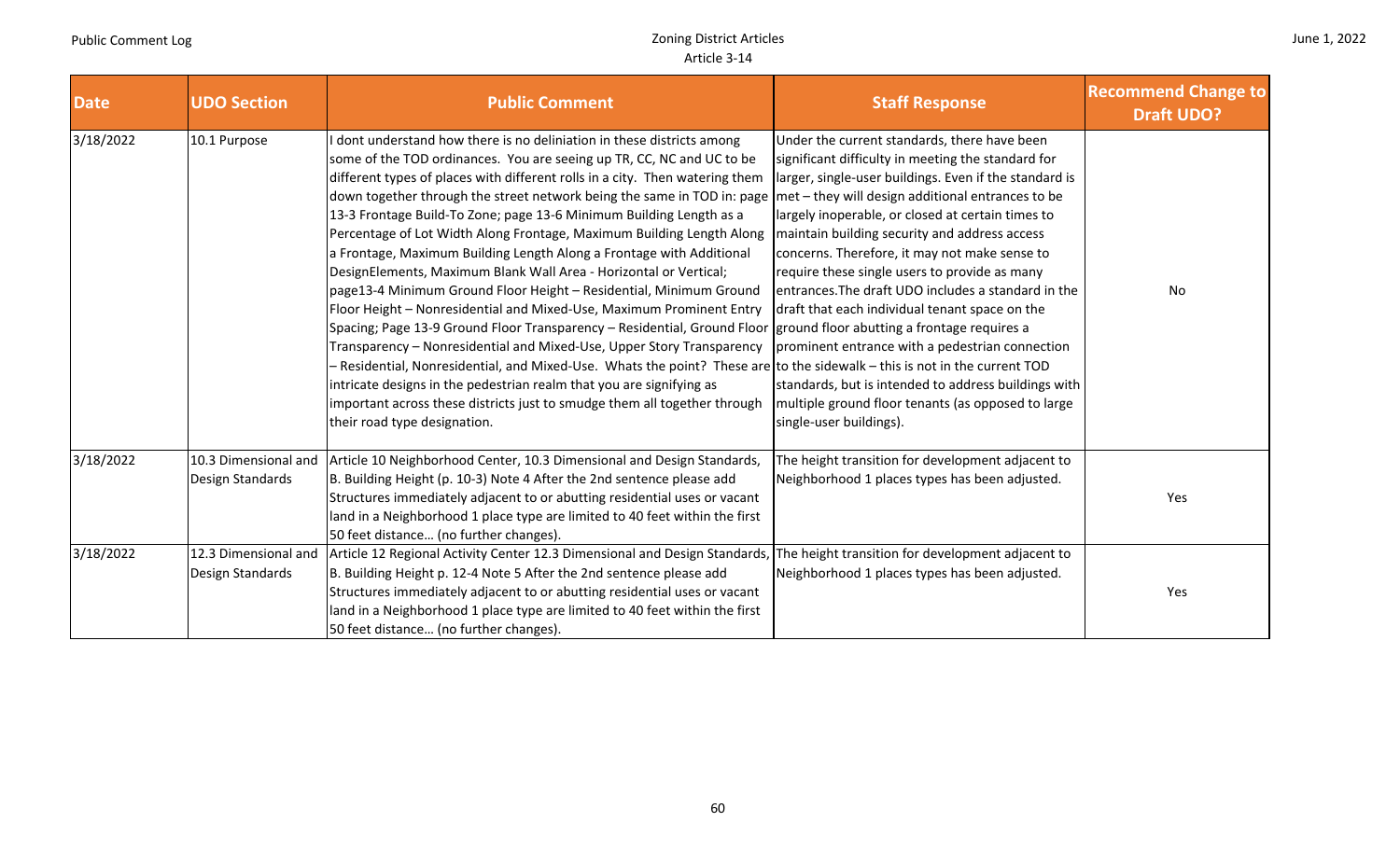| Date | UDO Section | Public Comment | Staff Response | Recommend Change to Draft UDO? |
|---|---|---|---|---|
| 3/18/2022 | 10.1 Purpose | I dont understand how there is no deliniation in these districts among some of the TOD ordinances. You are seeing up TR, CC, NC and UC to be different types of places with different rolls in a city. Then watering them down together through the street network being the same in TOD in: page 13-3 Frontage Build-To Zone; page 13-6 Minimum Building Length as a Percentage of Lot Width Along Frontage, Maximum Building Length Along a Frontage, Maximum Building Length Along a Frontage with Additional DesignElements, Maximum Blank Wall Area - Horizontal or Vertical; page13-4 Minimum Ground Floor Height – Residential, Minimum Ground Floor Height – Nonresidential and Mixed-Use, Maximum Prominent Entry Spacing; Page 13-9 Ground Floor Transparency – Residential, Ground Floor Transparency – Nonresidential and Mixed-Use, Upper Story Transparency – Residential, Nonresidential, and Mixed-Use. Whats the point? These are intricate designs in the pedestrian realm that you are signifying as important across these districts just to smudge them all together through their road type designation. | Under the current standards, there have been significant difficulty in meeting the standard for larger, single-user buildings. Even if the standard is met – they will design additional entrances to be largely inoperable, or closed at certain times to maintain building security and address access concerns. Therefore, it may not make sense to require these single users to provide as many entrances.The draft UDO includes a standard in the draft that each individual tenant space on the ground floor abutting a frontage requires a prominent entrance with a pedestrian connection to the sidewalk – this is not in the current TOD standards, but is intended to address buildings with multiple ground floor tenants (as opposed to large single-user buildings). | No |
| 3/18/2022 | 10.3 Dimensional and Design Standards | Article 10 Neighborhood Center, 10.3 Dimensional and Design Standards, B. Building Height (p. 10-3) Note 4 After the 2nd sentence please add Structures immediately adjacent to or abutting residential uses or vacant land in a Neighborhood 1 place type are limited to 40 feet within the first 50 feet distance… (no further changes). | The height transition for development adjacent to Neighborhood 1 places types has been adjusted. | Yes |
| 3/18/2022 | 12.3 Dimensional and Design Standards | Article 12 Regional Activity Center 12.3 Dimensional and Design Standards, B. Building Height p. 12-4 Note 5 After the 2nd sentence please add Structures immediately adjacent to or abutting residential uses or vacant land in a Neighborhood 1 place type are limited to 40 feet within the first 50 feet distance… (no further changes). | The height transition for development adjacent to Neighborhood 1 places types has been adjusted. | Yes |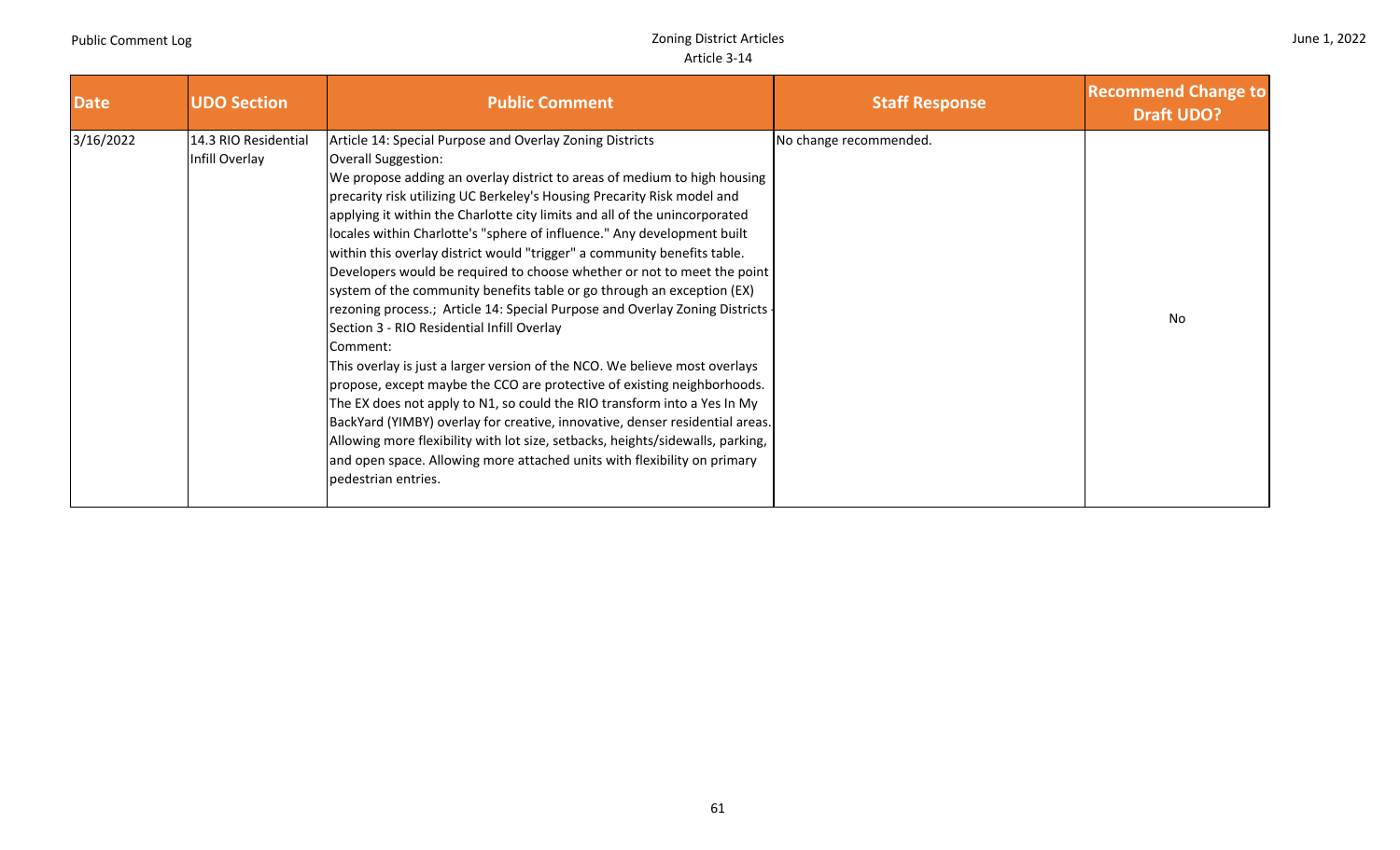| Date | UDO Section | Public Comment | Staff Response | Recommend Change to Draft UDO? |
| --- | --- | --- | --- | --- |
| 3/16/2022 | 14.3 RIO Residential Infill Overlay | Article 14: Special Purpose and Overlay Zoning Districts<br>Overall Suggestion:<br>We propose adding an overlay district to areas of medium to high housing precarity risk utilizing UC Berkeley's Housing Precarity Risk model and applying it within the Charlotte city limits and all of the unincorporated locales within Charlotte's "sphere of influence." Any development built within this overlay district would "trigger" a community benefits table. Developers would be required to choose whether or not to meet the point system of the community benefits table or go through an exception (EX) rezoning process.; Article 14: Special Purpose and Overlay Zoning Districts - Section 3 - RIO Residential Infill Overlay<br>Comment:<br>This overlay is just a larger version of the NCO. We believe most overlays propose, except maybe the CCO are protective of existing neighborhoods. The EX does not apply to N1, so could the RIO transform into a Yes In My BackYard (YIMBY) overlay for creative, innovative, denser residential areas. Allowing more flexibility with lot size, setbacks, heights/sidewalls, parking, and open space. Allowing more attached units with flexibility on primary pedestrian entries. | No change recommended. | No |